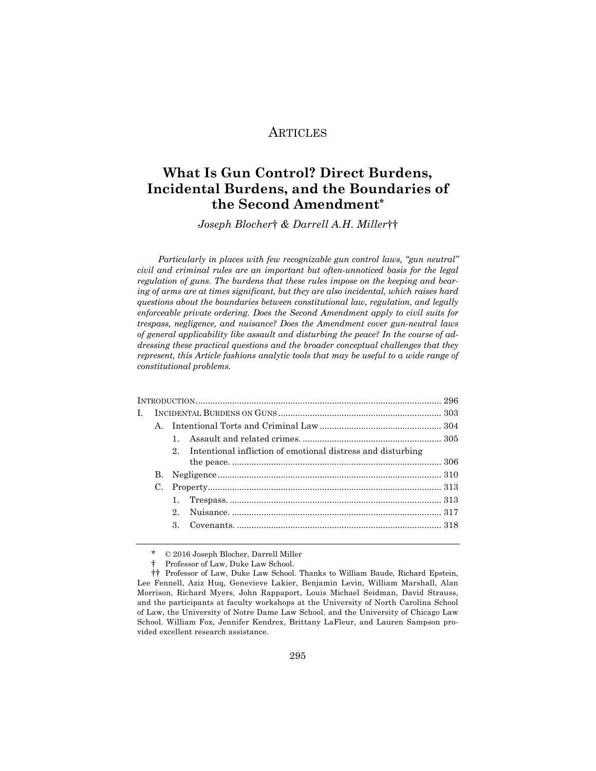# ARTICLES

## What Is Gun Control? Direct Burdens, Incidental Burdens, and the Boundaries of the Second Amendment*

*Joseph Blocher† & Darrell A.H. Miller††*

*Particularly in places with few recognizable gun control laws, "gun neutral" civil and criminal rules are an important but often-unnoticed basis for the legal regulation of guns. The burdens that these rules impose on the keeping and bearing of arms are at times significant, but they are also incidental, which raises hard questions about the boundaries between constitutional law, regulation, and legally enforceable private ordering. Does the Second Amendment apply to civil suits for trespass, negligence, and nuisance? Does the Amendment cover gun-neutral laws of general applicability like assault and disturbing the peace? In the course of addressing these practical questions and the broader conceptual challenges that they represent, this Article fashions analytic tools that may be useful to a wide range of constitutional problems.*

INTRODUCTION .................................................................................................... 296

I. INCIDENTAL BURDENS ON GUNS .................................................................. 303

- A. Intentional Torts and Criminal Law .................................................. 304
  - 1. Assault and related crimes. ......................................................... 305
  - 2. Intentional infliction of emotional distress and disturbing the peace. ..................................................................................... 306
- B. Negligence ........................................................................................... 310
- C. Property ............................................................................................... 313
  - 1. Trespass. ....................................................................................... 313
  - 2. Nuisance. ...................................................................................... 317
  - 3. Covenants. .................................................................................... 318

---

\* © 2016 Joseph Blocher, Darrell Miller

† Professor of Law, Duke Law School.

†† Professor of Law, Duke Law School. Thanks to William Baude, Richard Epstein, Lee Fennell, Aziz Huq, Genevieve Lakier, Benjamin Levin, William Marshall, Alan Morrison, Richard Myers, John Rappaport, Louis Michael Seidman, David Strauss, and the participants at faculty workshops at the University of North Carolina School of Law, the University of Notre Dame Law School, and the University of Chicago Law School. William Fox, Jennifer Kendrex, Brittany LaFleur, and Lauren Sampson provided excellent research assistance.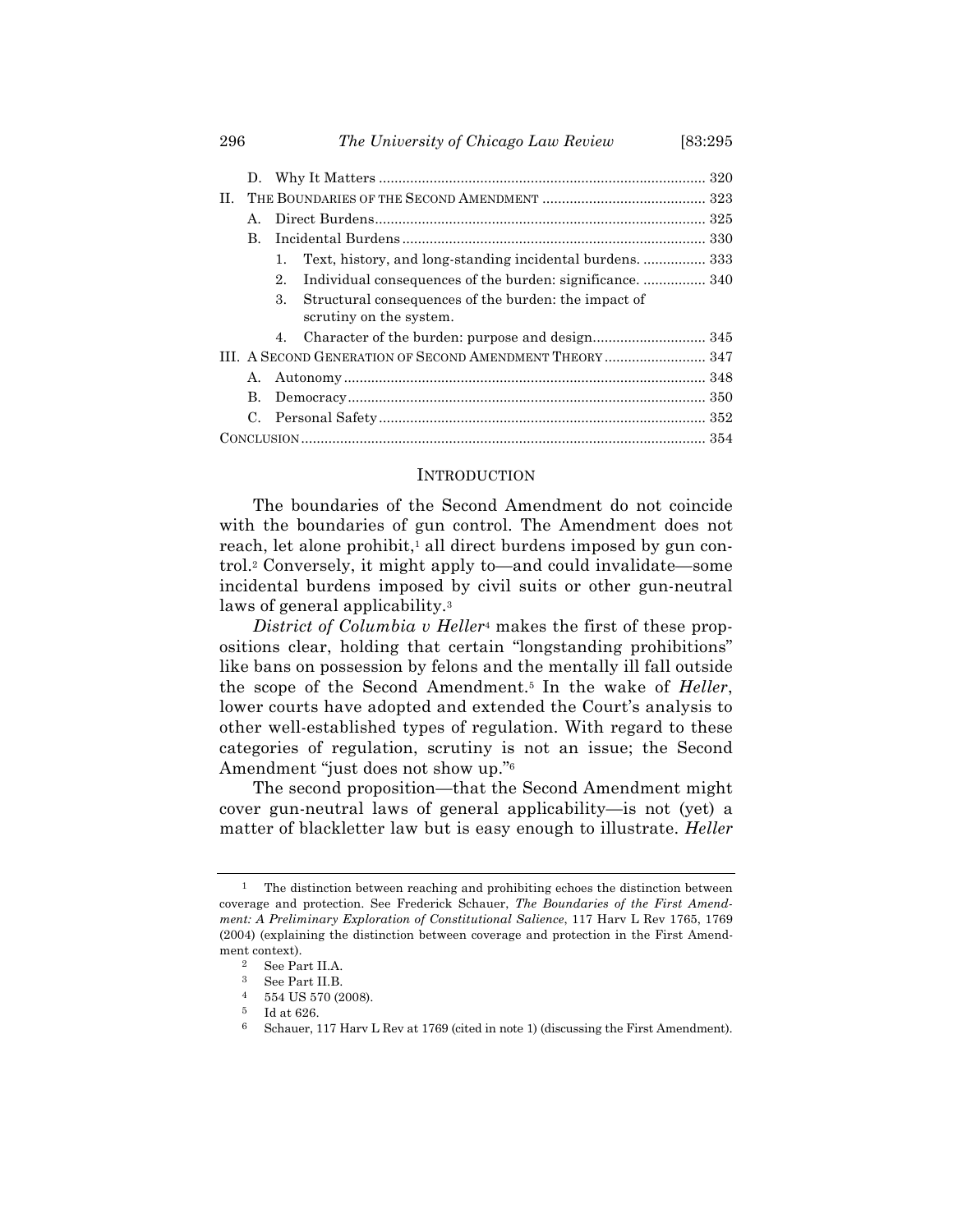D. Why It Matters .................................................................................... 320

II. THE BOUNDARIES OF THE SECOND AMENDMENT .......................................... 323

A. Direct Burdens.................................................................................... 325

B. Incidental Burdens............................................................................. 330

1. Text, history, and long-standing incidental burdens. ................ 333
2. Individual consequences of the burden: significance. ................ 340
3. Structural consequences of the burden: the impact of scrutiny on the system.
4. Character of the burden: purpose and design............................ 345

III. A SECOND GENERATION OF SECOND AMENDMENT THEORY .......................... 347

A. Autonomy ............................................................................................ 348

B. Democracy........................................................................................... 350

C. Personal Safety................................................................................... 352

CONCLUSION....................................................................................................... 354

## INTRODUCTION

The boundaries of the Second Amendment do not coincide with the boundaries of gun control. The Amendment does not reach, let alone prohibit,[1] all direct burdens imposed by gun control.[2] Conversely, it might apply to—and could invalidate—some incidental burdens imposed by civil suits or other gun-neutral laws of general applicability.[3]

*District of Columbia v Heller*[4] makes the first of these propositions clear, holding that certain "longstanding prohibitions" like bans on possession by felons and the mentally ill fall outside the scope of the Second Amendment.[5] In the wake of *Heller*, lower courts have adopted and extended the Court's analysis to other well-established types of regulation. With regard to these categories of regulation, scrutiny is not an issue; the Second Amendment "just does not show up."[6]

The second proposition—that the Second Amendment might cover gun-neutral laws of general applicability—is not (yet) a matter of blackletter law but is easy enough to illustrate. *Heller*

---

[1] The distinction between reaching and prohibiting echoes the distinction between coverage and protection. See Frederick Schauer, *The Boundaries of the First Amendment: A Preliminary Exploration of Constitutional Salience*, 117 Harv L Rev 1765, 1769 (2004) (explaining the distinction between coverage and protection in the First Amendment context).

[2] See Part II.A.

[3] See Part II.B.

[4] 554 US 570 (2008).

[5] Id at 626.

[6] Schauer, 117 Harv L Rev at 1769 (cited in note 1) (discussing the First Amendment).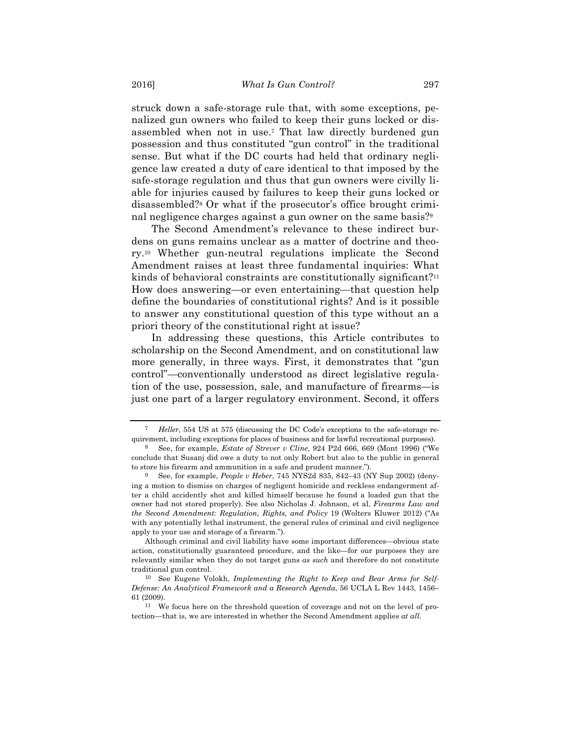struck down a safe-storage rule that, with some exceptions, penalized gun owners who failed to keep their guns locked or disassembled when not in use.[7] That law directly burdened gun possession and thus constituted "gun control" in the traditional sense. But what if the DC courts had held that ordinary negligence law created a duty of care identical to that imposed by the safe-storage regulation and thus that gun owners were civilly liable for injuries caused by failures to keep their guns locked or disassembled?[8] Or what if the prosecutor's office brought criminal negligence charges against a gun owner on the same basis?[9]

The Second Amendment's relevance to these indirect burdens on guns remains unclear as a matter of doctrine and theory.[10] Whether gun-neutral regulations implicate the Second Amendment raises at least three fundamental inquiries: What kinds of behavioral constraints are constitutionally significant?[11] How does answering—or even entertaining—that question help define the boundaries of constitutional rights? And is it possible to answer any constitutional question of this type without an a priori theory of the constitutional right at issue?

In addressing these questions, this Article contributes to scholarship on the Second Amendment, and on constitutional law more generally, in three ways. First, it demonstrates that "gun control"—conventionally understood as direct legislative regulation of the use, possession, sale, and manufacture of firearms—is just one part of a larger regulatory environment. Second, it offers

---

[7] *Heller*, 554 US at 575 (discussing the DC Code's exceptions to the safe-storage requirement, including exceptions for places of business and for lawful recreational purposes).

[8] See, for example, *Estate of Strever v Cline*, 924 P2d 666, 669 (Mont 1996) ("We conclude that Susanj did owe a duty to not only Robert but also to the public in general to store his firearm and ammunition in a safe and prudent manner.").

[9] See, for example, *People v Heber*, 745 NYS2d 835, 842–43 (NY Sup 2002) (denying a motion to dismiss on charges of negligent homicide and reckless endangerment after a child accidently shot and killed himself because he found a loaded gun that the owner had not stored properly). See also Nicholas J. Johnson, et al, *Firearms Law and the Second Amendment: Regulation, Rights, and Policy* 19 (Wolters Kluwer 2012) ("As with any potentially lethal instrument, the general rules of criminal and civil negligence apply to your use and storage of a firearm.").

Although criminal and civil liability have some important differences—obvious state action, constitutionally guaranteed procedure, and the like—for our purposes they are relevantly similar when they do not target guns *as such* and therefore do not constitute traditional gun control.

[10] See Eugene Volokh, *Implementing the Right to Keep and Bear Arms for Self-Defense: An Analytical Framework and a Research Agenda*, 56 UCLA L Rev 1443, 1456–61 (2009).

[11] We focus here on the threshold question of coverage and not on the level of protection—that is, we are interested in whether the Second Amendment applies *at all*.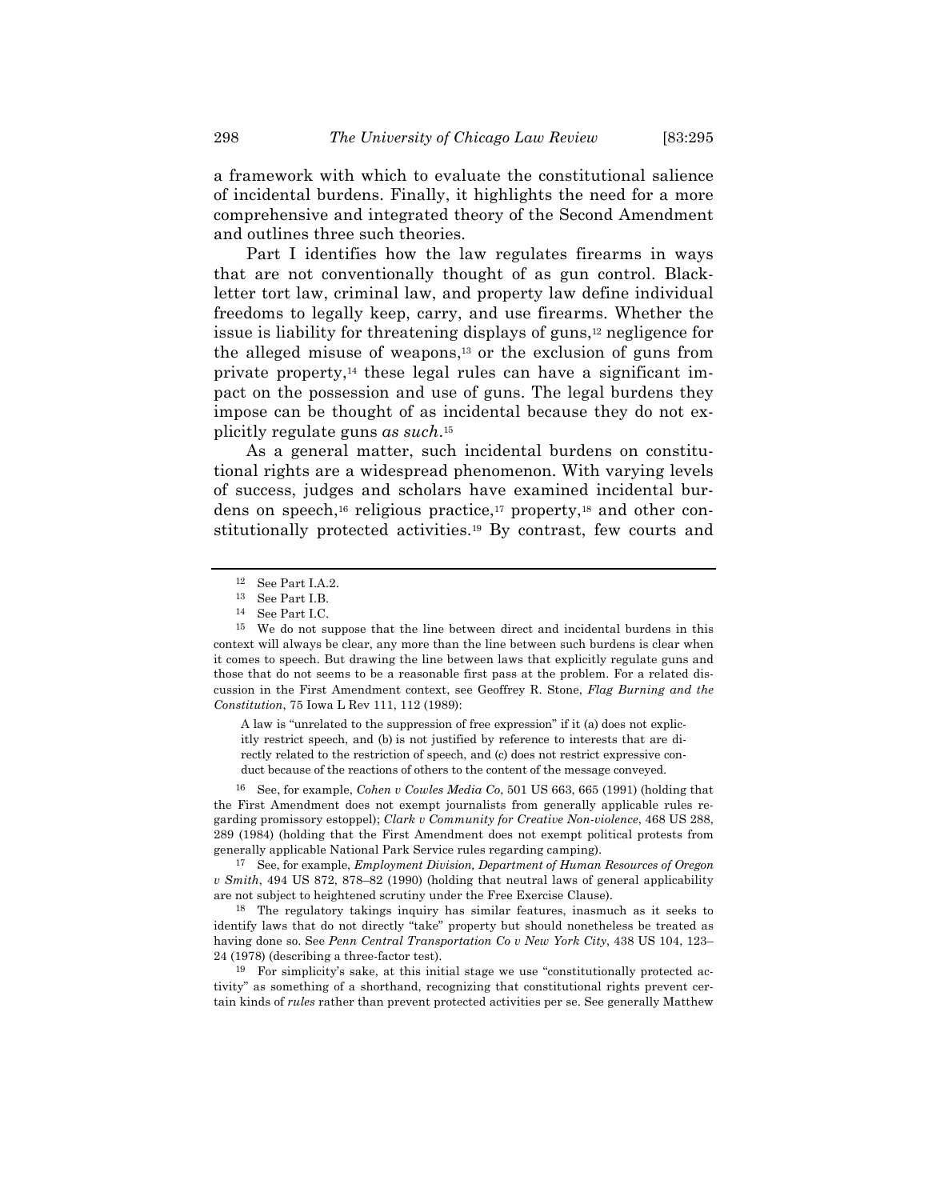a framework with which to evaluate the constitutional salience of incidental burdens. Finally, it highlights the need for a more comprehensive and integrated theory of the Second Amendment and outlines three such theories.

Part I identifies how the law regulates firearms in ways that are not conventionally thought of as gun control. Black-letter tort law, criminal law, and property law define individual freedoms to legally keep, carry, and use firearms. Whether the issue is liability for threatening displays of guns,[12] negligence for the alleged misuse of weapons,[13] or the exclusion of guns from private property,[14] these legal rules can have a significant impact on the possession and use of guns. The legal burdens they impose can be thought of as incidental because they do not explicitly regulate guns *as such*.[15]

As a general matter, such incidental burdens on constitutional rights are a widespread phenomenon. With varying levels of success, judges and scholars have examined incidental burdens on speech,[16] religious practice,[17] property,[18] and other constitutionally protected activities.[19] By contrast, few courts and

---

[12] See Part I.A.2.

[13] See Part I.B.

[14] See Part I.C.

[15] We do not suppose that the line between direct and incidental burdens in this context will always be clear, any more than the line between such burdens is clear when it comes to speech. But drawing the line between laws that explicitly regulate guns and those that do not seems to be a reasonable first pass at the problem. For a related discussion in the First Amendment context, see Geoffrey R. Stone, *Flag Burning and the Constitution*, 75 Iowa L Rev 111, 112 (1989):

> A law is "unrelated to the suppression of free expression" if it (a) does not explicitly restrict speech, and (b) is not justified by reference to interests that are directly related to the restriction of speech, and (c) does not restrict expressive conduct because of the reactions of others to the content of the message conveyed.

[16] See, for example, *Cohen v Cowles Media Co*, 501 US 663, 665 (1991) (holding that the First Amendment does not exempt journalists from generally applicable rules regarding promissory estoppel); *Clark v Community for Creative Non-violence*, 468 US 288, 289 (1984) (holding that the First Amendment does not exempt political protests from generally applicable National Park Service rules regarding camping).

[17] See, for example, *Employment Division, Department of Human Resources of Oregon v Smith*, 494 US 872, 878–82 (1990) (holding that neutral laws of general applicability are not subject to heightened scrutiny under the Free Exercise Clause).

[18] The regulatory takings inquiry has similar features, inasmuch as it seeks to identify laws that do not directly "take" property but should nonetheless be treated as having done so. See *Penn Central Transportation Co v New York City*, 438 US 104, 123–24 (1978) (describing a three-factor test).

[19] For simplicity's sake, at this initial stage we use "constitutionally protected activity" as something of a shorthand, recognizing that constitutional rights prevent certain kinds of *rules* rather than prevent protected activities per se. See generally Matthew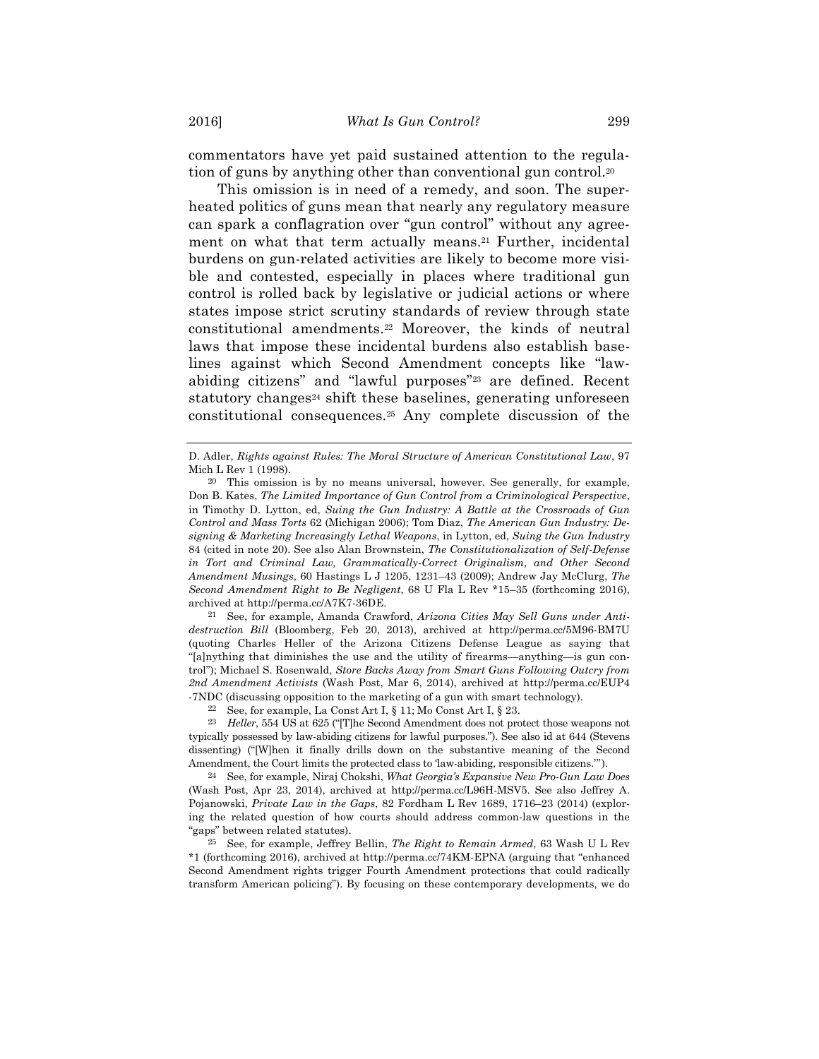commentators have yet paid sustained attention to the regulation of guns by anything other than conventional gun control.[20]

This omission is in need of a remedy, and soon. The superheated politics of guns mean that nearly any regulatory measure can spark a conflagration over "gun control" without any agreement on what that term actually means.[21] Further, incidental burdens on gun-related activities are likely to become more visible and contested, especially in places where traditional gun control is rolled back by legislative or judicial actions or where states impose strict scrutiny standards of review through state constitutional amendments.[22] Moreover, the kinds of neutral laws that impose these incidental burdens also establish baselines against which Second Amendment concepts like "law-abiding citizens" and "lawful purposes"[23] are defined. Recent statutory changes[24] shift these baselines, generating unforeseen constitutional consequences.[25] Any complete discussion of the

---

D. Adler, *Rights against Rules: The Moral Structure of American Constitutional Law*, 97 Mich L Rev 1 (1998).

[20] This omission is by no means universal, however. See generally, for example, Don B. Kates, *The Limited Importance of Gun Control from a Criminological Perspective*, in Timothy D. Lytton, ed, *Suing the Gun Industry: A Battle at the Crossroads of Gun Control and Mass Torts* 62 (Michigan 2006); Tom Diaz, *The American Gun Industry: Designing & Marketing Increasingly Lethal Weapons*, in Lytton, ed, *Suing the Gun Industry* 84 (cited in note 20). See also Alan Brownstein, *The Constitutionalization of Self-Defense in Tort and Criminal Law, Grammatically-Correct Originalism, and Other Second Amendment Musings*, 60 Hastings L J 1205, 1231–43 (2009); Andrew Jay McClurg, *The Second Amendment Right to Be Negligent*, 68 U Fla L Rev *15–35 (forthcoming 2016), archived at http://perma.cc/A7K7-36DE.

[21] See, for example, Amanda Crawford, *Arizona Cities May Sell Guns under Anti-destruction Bill* (Bloomberg, Feb 20, 2013), archived at http://perma.cc/5M96-BM7U (quoting Charles Heller of the Arizona Citizens Defense League as saying that "[a]nything that diminishes the use and the utility of firearms—anything—is gun control"); Michael S. Rosenwald, *Store Backs Away from Smart Guns Following Outcry from 2nd Amendment Activists* (Wash Post, Mar 6, 2014), archived at http://perma.cc/EUP4-7NDC (discussing opposition to the marketing of a gun with smart technology).

[22] See, for example, La Const Art I, § 11; Mo Const Art I, § 23.

[23] *Heller*, 554 US at 625 ("[T]he Second Amendment does not protect those weapons not typically possessed by law-abiding citizens for lawful purposes."). See also id at 644 (Stevens dissenting) ("[W]hen it finally drills down on the substantive meaning of the Second Amendment, the Court limits the protected class to 'law-abiding, responsible citizens.'").

[24] See, for example, Niraj Chokshi, *What Georgia's Expansive New Pro-Gun Law Does* (Wash Post, Apr 23, 2014), archived at http://perma.cc/L96H-MSV5. See also Jeffrey A. Pojanowski, *Private Law in the Gaps*, 82 Fordham L Rev 1689, 1716–23 (2014) (exploring the related question of how courts should address common-law questions in the "gaps" between related statutes).

[25] See, for example, Jeffrey Bellin, *The Right to Remain Armed*, 63 Wash U L Rev *1 (forthcoming 2016), archived at http://perma.cc/74KM-EPNA (arguing that "enhanced Second Amendment rights trigger Fourth Amendment protections that could radically transform American policing"). By focusing on these contemporary developments, we do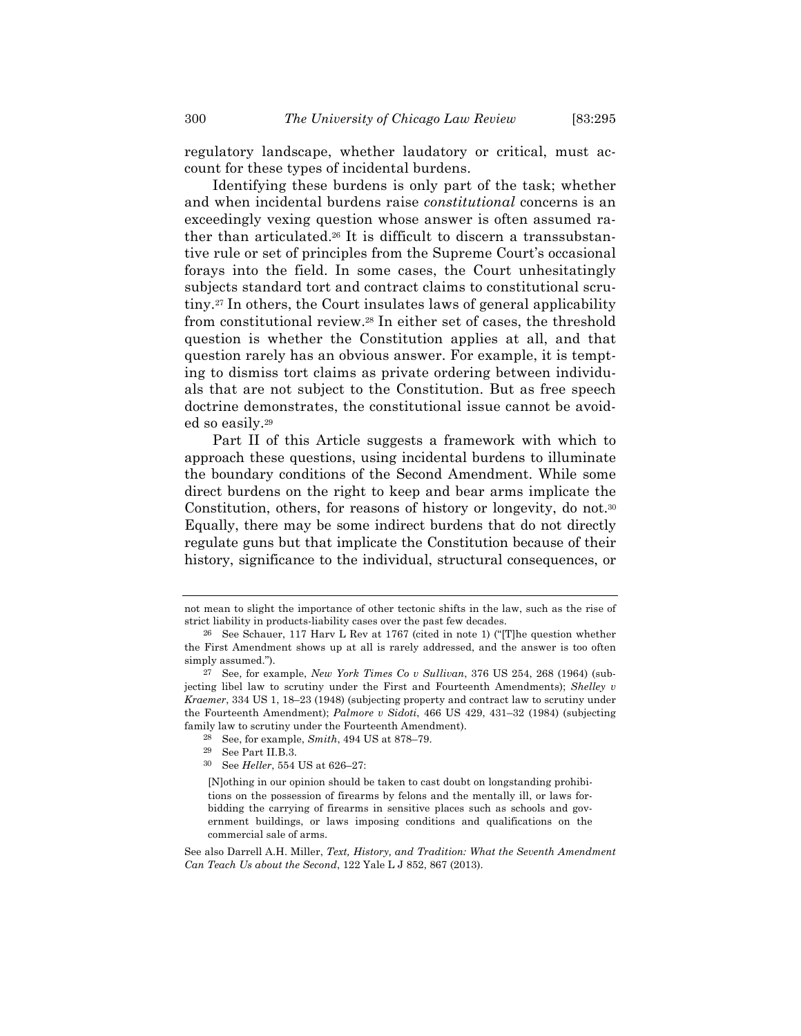regulatory landscape, whether laudatory or critical, must account for these types of incidental burdens.

Identifying these burdens is only part of the task; whether and when incidental burdens raise *constitutional* concerns is an exceedingly vexing question whose answer is often assumed rather than articulated.[26] It is difficult to discern a transsubstantive rule or set of principles from the Supreme Court's occasional forays into the field. In some cases, the Court unhesitatingly subjects standard tort and contract claims to constitutional scrutiny.[27] In others, the Court insulates laws of general applicability from constitutional review.[28] In either set of cases, the threshold question is whether the Constitution applies at all, and that question rarely has an obvious answer. For example, it is tempting to dismiss tort claims as private ordering between individuals that are not subject to the Constitution. But as free speech doctrine demonstrates, the constitutional issue cannot be avoided so easily.[29]

Part II of this Article suggests a framework with which to approach these questions, using incidental burdens to illuminate the boundary conditions of the Second Amendment. While some direct burdens on the right to keep and bear arms implicate the Constitution, others, for reasons of history or longevity, do not.[30] Equally, there may be some indirect burdens that do not directly regulate guns but that implicate the Constitution because of their history, significance to the individual, structural consequences, or

---

not mean to slight the importance of other tectonic shifts in the law, such as the rise of strict liability in products-liability cases over the past few decades.

[26] See Schauer, 117 Harv L Rev at 1767 (cited in note 1) ("[T]he question whether the First Amendment shows up at all is rarely addressed, and the answer is too often simply assumed.").

[27] See, for example, *New York Times Co v Sullivan*, 376 US 254, 268 (1964) (subjecting libel law to scrutiny under the First and Fourteenth Amendments); *Shelley v Kraemer*, 334 US 1, 18–23 (1948) (subjecting property and contract law to scrutiny under the Fourteenth Amendment); *Palmore v Sidoti*, 466 US 429, 431–32 (1984) (subjecting family law to scrutiny under the Fourteenth Amendment).

[28] See, for example, *Smith*, 494 US at 878–79.

[29] See Part II.B.3.

[30] See *Heller*, 554 US at 626–27:

> [N]othing in our opinion should be taken to cast doubt on longstanding prohibitions on the possession of firearms by felons and the mentally ill, or laws forbidding the carrying of firearms in sensitive places such as schools and government buildings, or laws imposing conditions and qualifications on the commercial sale of arms.

See also Darrell A.H. Miller, *Text, History, and Tradition: What the Seventh Amendment Can Teach Us about the Second*, 122 Yale L J 852, 867 (2013).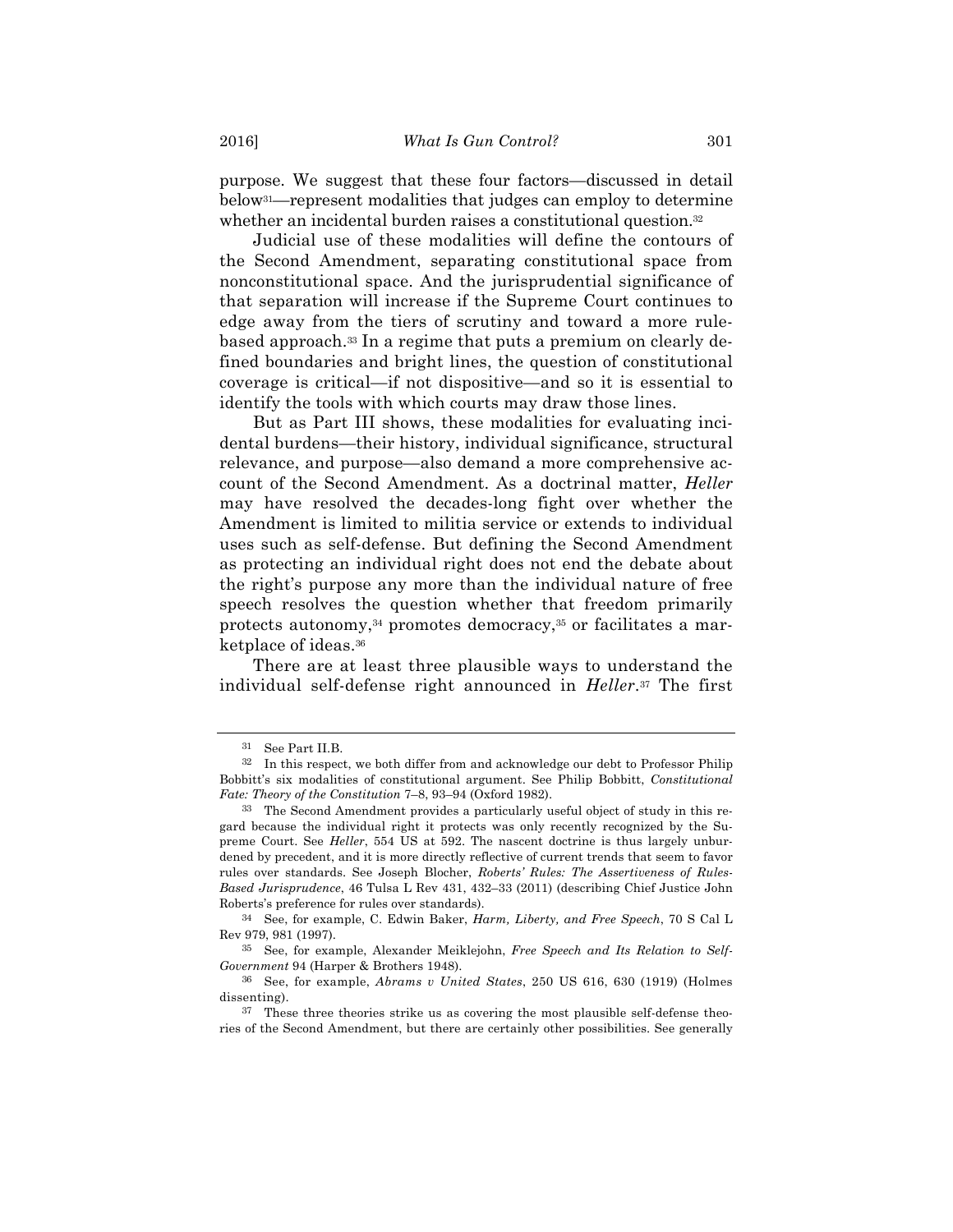purpose. We suggest that these four factors—discussed in detail below[31]—represent modalities that judges can employ to determine whether an incidental burden raises a constitutional question.[32]

Judicial use of these modalities will define the contours of the Second Amendment, separating constitutional space from nonconstitutional space. And the jurisprudential significance of that separation will increase if the Supreme Court continues to edge away from the tiers of scrutiny and toward a more rule-based approach.[33] In a regime that puts a premium on clearly defined boundaries and bright lines, the question of constitutional coverage is critical—if not dispositive—and so it is essential to identify the tools with which courts may draw those lines.

But as Part III shows, these modalities for evaluating incidental burdens—their history, individual significance, structural relevance, and purpose—also demand a more comprehensive account of the Second Amendment. As a doctrinal matter, *Heller* may have resolved the decades-long fight over whether the Amendment is limited to militia service or extends to individual uses such as self-defense. But defining the Second Amendment as protecting an individual right does not end the debate about the right's purpose any more than the individual nature of free speech resolves the question whether that freedom primarily protects autonomy,[34] promotes democracy,[35] or facilitates a marketplace of ideas.[36]

There are at least three plausible ways to understand the individual self-defense right announced in *Heller*.[37] The first

---

[31] See Part II.B.

[32] In this respect, we both differ from and acknowledge our debt to Professor Philip Bobbitt's six modalities of constitutional argument. See Philip Bobbitt, *Constitutional Fate: Theory of the Constitution* 7–8, 93–94 (Oxford 1982).

[33] The Second Amendment provides a particularly useful object of study in this regard because the individual right it protects was only recently recognized by the Supreme Court. See *Heller*, 554 US at 592. The nascent doctrine is thus largely unburdened by precedent, and it is more directly reflective of current trends that seem to favor rules over standards. See Joseph Blocher, *Roberts' Rules: The Assertiveness of Rules-Based Jurisprudence*, 46 Tulsa L Rev 431, 432–33 (2011) (describing Chief Justice John Roberts's preference for rules over standards).

[34] See, for example, C. Edwin Baker, *Harm, Liberty, and Free Speech*, 70 S Cal L Rev 979, 981 (1997).

[35] See, for example, Alexander Meiklejohn, *Free Speech and Its Relation to Self-Government* 94 (Harper & Brothers 1948).

[36] See, for example, *Abrams v United States*, 250 US 616, 630 (1919) (Holmes dissenting).

[37] These three theories strike us as covering the most plausible self-defense theories of the Second Amendment, but there are certainly other possibilities. See generally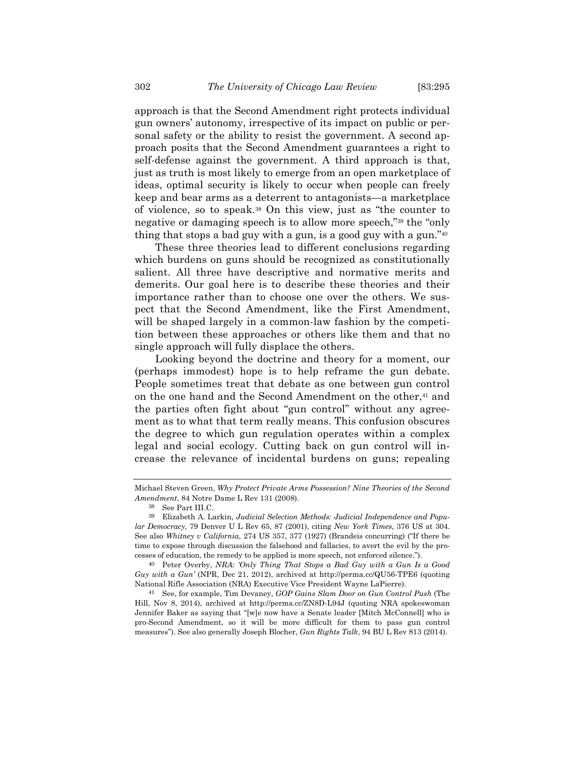approach is that the Second Amendment right protects individual gun owners' autonomy, irrespective of its impact on public or personal safety or the ability to resist the government. A second approach posits that the Second Amendment guarantees a right to self-defense against the government. A third approach is that, just as truth is most likely to emerge from an open marketplace of ideas, optimal security is likely to occur when people can freely keep and bear arms as a deterrent to antagonists—a marketplace of violence, so to speak.[38] On this view, just as "the counter to negative or damaging speech is to allow more speech,"[39] the "only thing that stops a bad guy with a gun, is a good guy with a gun."[40]

These three theories lead to different conclusions regarding which burdens on guns should be recognized as constitutionally salient. All three have descriptive and normative merits and demerits. Our goal here is to describe these theories and their importance rather than to choose one over the others. We suspect that the Second Amendment, like the First Amendment, will be shaped largely in a common-law fashion by the competition between these approaches or others like them and that no single approach will fully displace the others.

Looking beyond the doctrine and theory for a moment, our (perhaps immodest) hope is to help reframe the gun debate. People sometimes treat that debate as one between gun control on the one hand and the Second Amendment on the other,[41] and the parties often fight about "gun control" without any agreement as to what that term really means. This confusion obscures the degree to which gun regulation operates within a complex legal and social ecology. Cutting back on gun control will increase the relevance of incidental burdens on guns; repealing

---

Michael Steven Green, *Why Protect Private Arms Possession? Nine Theories of the Second Amendment*, 84 Notre Dame L Rev 131 (2008).

[38] See Part III.C.

[39] Elizabeth A. Larkin, *Judicial Selection Methods: Judicial Independence and Popular Democracy*, 79 Denver U L Rev 65, 87 (2001), citing *New York Times*, 376 US at 304. See also *Whitney v California*, 274 US 357, 377 (1927) (Brandeis concurring) ("If there be time to expose through discussion the falsehood and fallacies, to avert the evil by the processes of education, the remedy to be applied is more speech, not enforced silence.").

[40] Peter Overby, *NRA: 'Only Thing That Stops a Bad Guy with a Gun Is a Good Guy with a Gun'* (NPR, Dec 21, 2012), archived at http://perma.cc/QU56-TPE6 (quoting National Rifle Association (NRA) Executive Vice President Wayne LaPierre).

[41] See, for example, Tim Devaney, *GOP Gains Slam Door on Gun Control Push* (The Hill, Nov 8, 2014), archived at http://perma.cc/ZN8D-L94J (quoting NRA spokeswoman Jennifer Baker as saying that "[w]e now have a Senate leader [Mitch McConnell] who is pro-Second Amendment, so it will be more difficult for them to pass gun control measures"). See also generally Joseph Blocher, *Gun Rights Talk*, 94 BU L Rev 813 (2014).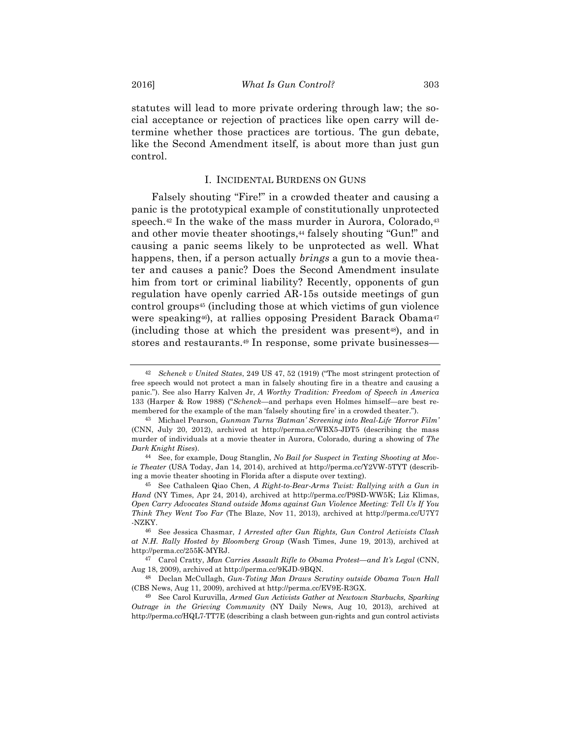statutes will lead to more private ordering through law; the social acceptance or rejection of practices like open carry will determine whether those practices are tortious. The gun debate, like the Second Amendment itself, is about more than just gun control.

## I. INCIDENTAL BURDENS ON GUNS

Falsely shouting "Fire!" in a crowded theater and causing a panic is the prototypical example of constitutionally unprotected speech.[42] In the wake of the mass murder in Aurora, Colorado,[43] and other movie theater shootings,[44] falsely shouting "Gun!" and causing a panic seems likely to be unprotected as well. What happens, then, if a person actually *brings* a gun to a movie theater and causes a panic? Does the Second Amendment insulate him from tort or criminal liability? Recently, opponents of gun regulation have openly carried AR-15s outside meetings of gun control groups[45] (including those at which victims of gun violence were speaking[46]), at rallies opposing President Barack Obama[47] (including those at which the president was present[48]), and in stores and restaurants.[49] In response, some private businesses—

---

[42] *Schenck v United States*, 249 US 47, 52 (1919) ("The most stringent protection of free speech would not protect a man in falsely shouting fire in a theatre and causing a panic."). See also Harry Kalven Jr, *A Worthy Tradition: Freedom of Speech in America* 133 (Harper & Row 1988) ("*Schenck*—and perhaps even Holmes himself—are best remembered for the example of the man 'falsely shouting fire' in a crowded theater.").

[43] Michael Pearson, *Gunman Turns 'Batman' Screening into Real-Life 'Horror Film'* (CNN, July 20, 2012), archived at http://perma.cc/WBX5-JDT5 (describing the mass murder of individuals at a movie theater in Aurora, Colorado, during a showing of *The Dark Knight Rises*).

[44] See, for example, Doug Stanglin, *No Bail for Suspect in Texting Shooting at Movie Theater* (USA Today, Jan 14, 2014), archived at http://perma.cc/Y2VW-5TYT (describing a movie theater shooting in Florida after a dispute over texting).

[45] See Cathaleen Qiao Chen, *A Right-to-Bear-Arms Twist: Rallying with a Gun in Hand* (NY Times, Apr 24, 2014), archived at http://perma.cc/P9SD-WW5K; Liz Klimas, *Open Carry Advocates Stand outside Moms against Gun Violence Meeting: Tell Us If You Think They Went Too Far* (The Blaze, Nov 11, 2013), archived at http://perma.cc/U7Y7-NZKY.

[46] See Jessica Chasmar, *1 Arrested after Gun Rights, Gun Control Activists Clash at N.H. Rally Hosted by Bloomberg Group* (Wash Times, June 19, 2013), archived at http://perma.cc/255K-MYRJ.

[47] Carol Cratty, *Man Carries Assault Rifle to Obama Protest—and It's Legal* (CNN, Aug 18, 2009), archived at http://perma.cc/9KJD-9BQN.

[48] Declan McCullagh, *Gun-Toting Man Draws Scrutiny outside Obama Town Hall* (CBS News, Aug 11, 2009), archived at http://perma.cc/EV9E-R3GX.

[49] See Carol Kuruvilla, *Armed Gun Activists Gather at Newtown Starbucks, Sparking Outrage in the Grieving Community* (NY Daily News, Aug 10, 2013), archived at http://perma.cc/HQL7-TT7E (describing a clash between gun-rights and gun control activists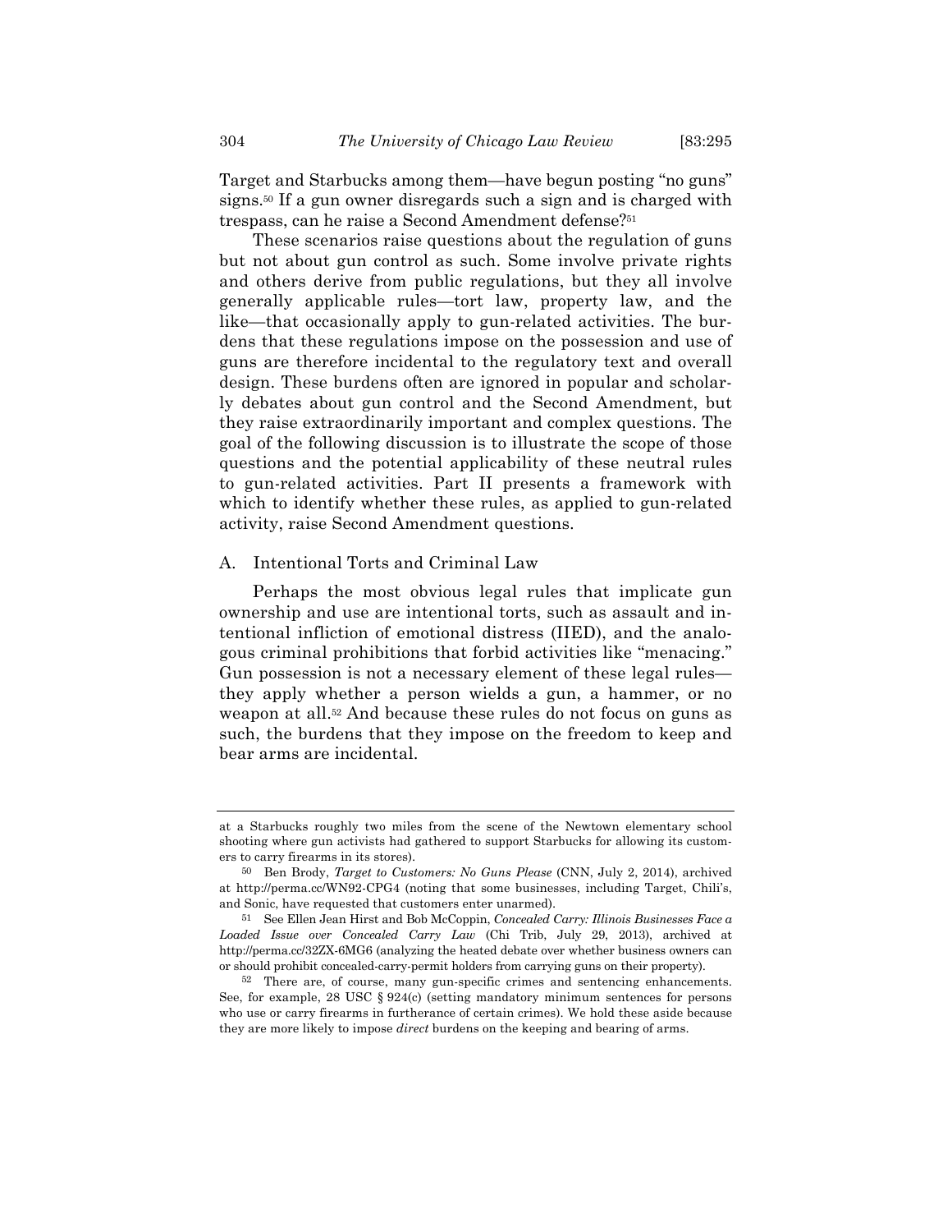Target and Starbucks among them—have begun posting "no guns" signs.[50] If a gun owner disregards such a sign and is charged with trespass, can he raise a Second Amendment defense?[51]

These scenarios raise questions about the regulation of guns but not about gun control as such. Some involve private rights and others derive from public regulations, but they all involve generally applicable rules—tort law, property law, and the like—that occasionally apply to gun-related activities. The burdens that these regulations impose on the possession and use of guns are therefore incidental to the regulatory text and overall design. These burdens often are ignored in popular and scholarly debates about gun control and the Second Amendment, but they raise extraordinarily important and complex questions. The goal of the following discussion is to illustrate the scope of those questions and the potential applicability of these neutral rules to gun-related activities. Part II presents a framework with which to identify whether these rules, as applied to gun-related activity, raise Second Amendment questions.

### A. Intentional Torts and Criminal Law

Perhaps the most obvious legal rules that implicate gun ownership and use are intentional torts, such as assault and intentional infliction of emotional distress (IIED), and the analogous criminal prohibitions that forbid activities like "menacing." Gun possession is not a necessary element of these legal rules—they apply whether a person wields a gun, a hammer, or no weapon at all.[52] And because these rules do not focus on guns as such, the burdens that they impose on the freedom to keep and bear arms are incidental.

---

at a Starbucks roughly two miles from the scene of the Newtown elementary school shooting where gun activists had gathered to support Starbucks for allowing its customers to carry firearms in its stores).

50 Ben Brody, *Target to Customers: No Guns Please* (CNN, July 2, 2014), archived at http://perma.cc/WN92-CPG4 (noting that some businesses, including Target, Chili's, and Sonic, have requested that customers enter unarmed).

51 See Ellen Jean Hirst and Bob McCoppin, *Concealed Carry: Illinois Businesses Face a Loaded Issue over Concealed Carry Law* (Chi Trib, July 29, 2013), archived at http://perma.cc/32ZX-6MG6 (analyzing the heated debate over whether business owners can or should prohibit concealed-carry-permit holders from carrying guns on their property).

52 There are, of course, many gun-specific crimes and sentencing enhancements. See, for example, 28 USC § 924(c) (setting mandatory minimum sentences for persons who use or carry firearms in furtherance of certain crimes). We hold these aside because they are more likely to impose *direct* burdens on the keeping and bearing of arms.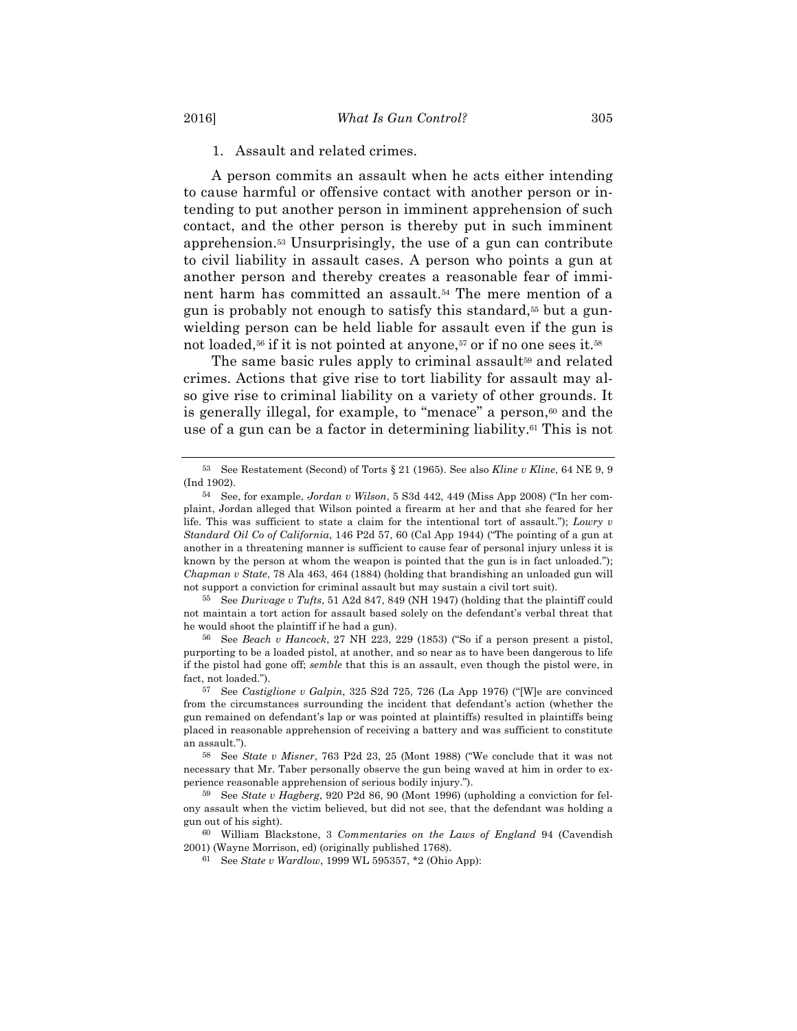1. Assault and related crimes.

A person commits an assault when he acts either intending to cause harmful or offensive contact with another person or intending to put another person in imminent apprehension of such contact, and the other person is thereby put in such imminent apprehension.[53] Unsurprisingly, the use of a gun can contribute to civil liability in assault cases. A person who points a gun at another person and thereby creates a reasonable fear of imminent harm has committed an assault.[54] The mere mention of a gun is probably not enough to satisfy this standard,[55] but a gun-wielding person can be held liable for assault even if the gun is not loaded,[56] if it is not pointed at anyone,[57] or if no one sees it.[58]

The same basic rules apply to criminal assault[59] and related crimes. Actions that give rise to tort liability for assault may also give rise to criminal liability on a variety of other grounds. It is generally illegal, for example, to "menace" a person,[60] and the use of a gun can be a factor in determining liability.[61] This is not

---

[53] See Restatement (Second) of Torts § 21 (1965). See also *Kline v Kline*, 64 NE 9, 9 (Ind 1902).

[54] See, for example, *Jordan v Wilson*, 5 S3d 442, 449 (Miss App 2008) ("In her complaint, Jordan alleged that Wilson pointed a firearm at her and that she feared for her life. This was sufficient to state a claim for the intentional tort of assault."); *Lowry v Standard Oil Co of California*, 146 P2d 57, 60 (Cal App 1944) ("The pointing of a gun at another in a threatening manner is sufficient to cause fear of personal injury unless it is known by the person at whom the weapon is pointed that the gun is in fact unloaded."); *Chapman v State*, 78 Ala 463, 464 (1884) (holding that brandishing an unloaded gun will not support a conviction for criminal assault but may sustain a civil tort suit).

[55] See *Durivage v Tufts*, 51 A2d 847, 849 (NH 1947) (holding that the plaintiff could not maintain a tort action for assault based solely on the defendant's verbal threat that he would shoot the plaintiff if he had a gun).

[56] See *Beach v Hancock*, 27 NH 223, 229 (1853) ("So if a person present a pistol, purporting to be a loaded pistol, at another, and so near as to have been dangerous to life if the pistol had gone off; *semble* that this is an assault, even though the pistol were, in fact, not loaded.").

[57] See *Castiglione v Galpin*, 325 S2d 725, 726 (La App 1976) ("[W]e are convinced from the circumstances surrounding the incident that defendant's action (whether the gun remained on defendant's lap or was pointed at plaintiffs) resulted in plaintiffs being placed in reasonable apprehension of receiving a battery and was sufficient to constitute an assault.").

[58] See *State v Misner*, 763 P2d 23, 25 (Mont 1988) ("We conclude that it was not necessary that Mr. Taber personally observe the gun being waved at him in order to experience reasonable apprehension of serious bodily injury.").

[59] See *State v Hagberg*, 920 P2d 86, 90 (Mont 1996) (upholding a conviction for felony assault when the victim believed, but did not see, that the defendant was holding a gun out of his sight).

[60] William Blackstone, 3 *Commentaries on the Laws of England* 94 (Cavendish 2001) (Wayne Morrison, ed) (originally published 1768).

[61] See *State v Wardlow*, 1999 WL 595357, *2 (Ohio App):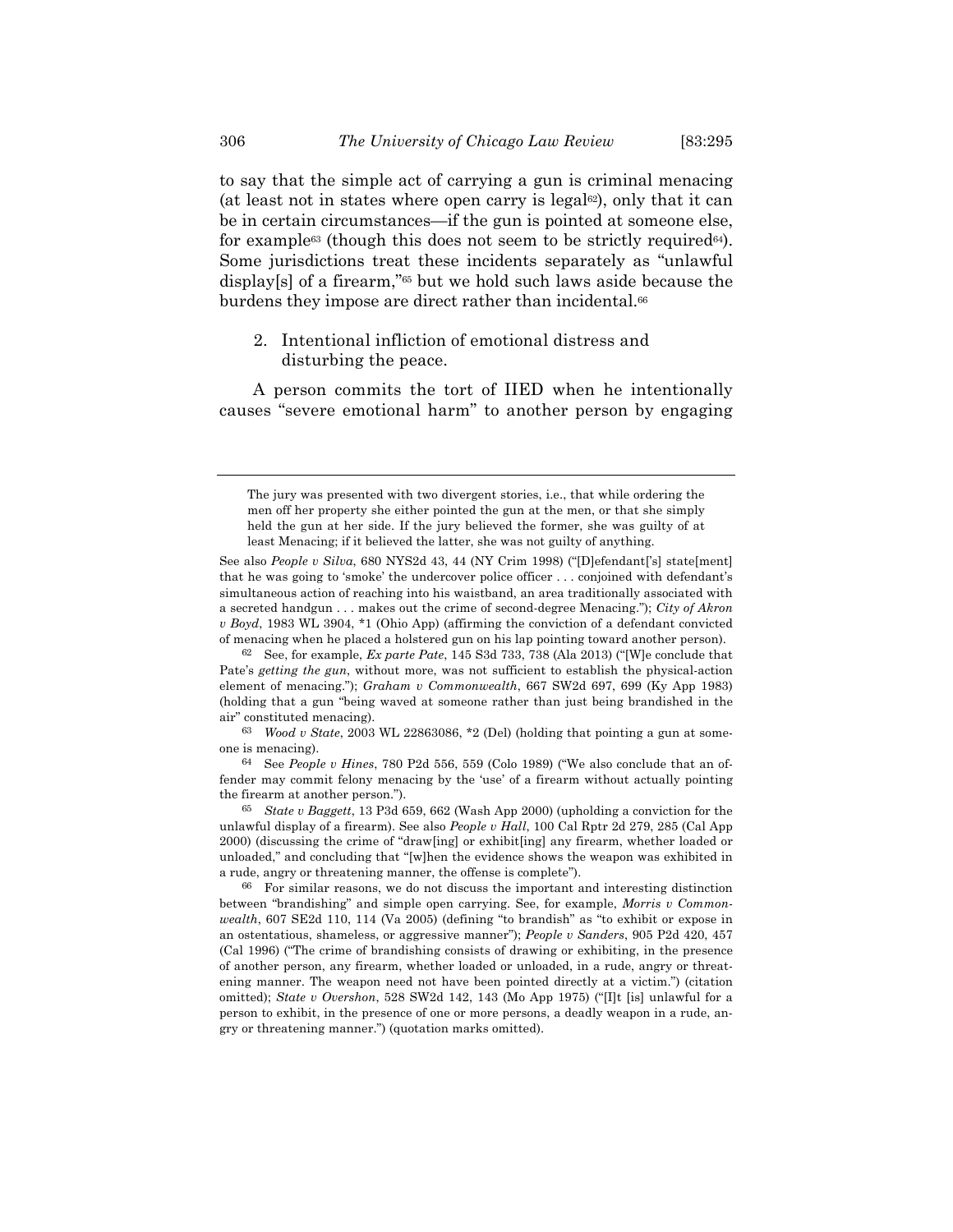to say that the simple act of carrying a gun is criminal menacing (at least not in states where open carry is legal[62]), only that it can be in certain circumstances—if the gun is pointed at someone else, for example[63] (though this does not seem to be strictly required[64]). Some jurisdictions treat these incidents separately as "unlawful display[s] of a firearm,"[65] but we hold such laws aside because the burdens they impose are direct rather than incidental.[66]

### 2. Intentional infliction of emotional distress and disturbing the peace.

A person commits the tort of IIED when he intentionally causes "severe emotional harm" to another person by engaging

---

> The jury was presented with two divergent stories, i.e., that while ordering the men off her property she either pointed the gun at the men, or that she simply held the gun at her side. If the jury believed the former, she was guilty of at least Menacing; if it believed the latter, she was not guilty of anything.

See also *People v Silva*, 680 NYS2d 43, 44 (NY Crim 1998) ("[D]efendant['s] state[ment] that he was going to 'smoke' the undercover police officer . . . conjoined with defendant's simultaneous action of reaching into his waistband, an area traditionally associated with a secreted handgun . . . makes out the crime of second-degree Menacing."); *City of Akron v Boyd*, 1983 WL 3904, *1 (Ohio App) (affirming the conviction of a defendant convicted of menacing when he placed a holstered gun on his lap pointing toward another person).

[62] See, for example, *Ex parte Pate*, 145 S3d 733, 738 (Ala 2013) ("[W]e conclude that Pate's *getting the gun*, without more, was not sufficient to establish the physical-action element of menacing."); *Graham v Commonwealth*, 667 SW2d 697, 699 (Ky App 1983) (holding that a gun "being waved at someone rather than just being brandished in the air" constituted menacing).

[63] *Wood v State*, 2003 WL 22863086, *2 (Del) (holding that pointing a gun at someone is menacing).

[64] See *People v Hines*, 780 P2d 556, 559 (Colo 1989) ("We also conclude that an offender may commit felony menacing by the 'use' of a firearm without actually pointing the firearm at another person.").

[65] *State v Baggett*, 13 P3d 659, 662 (Wash App 2000) (upholding a conviction for the unlawful display of a firearm). See also *People v Hall*, 100 Cal Rptr 2d 279, 285 (Cal App 2000) (discussing the crime of "draw[ing] or exhibit[ing] any firearm, whether loaded or unloaded," and concluding that "[w]hen the evidence shows the weapon was exhibited in a rude, angry or threatening manner, the offense is complete").

[66] For similar reasons, we do not discuss the important and interesting distinction between "brandishing" and simple open carrying. See, for example, *Morris v Commonwealth*, 607 SE2d 110, 114 (Va 2005) (defining "to brandish" as "to exhibit or expose in an ostentatious, shameless, or aggressive manner"); *People v Sanders*, 905 P2d 420, 457 (Cal 1996) ("The crime of brandishing consists of drawing or exhibiting, in the presence of another person, any firearm, whether loaded or unloaded, in a rude, angry or threatening manner. The weapon need not have been pointed directly at a victim.") (citation omitted); *State v Overshon*, 528 SW2d 142, 143 (Mo App 1975) ("[I]t [is] unlawful for a person to exhibit, in the presence of one or more persons, a deadly weapon in a rude, angry or threatening manner.") (quotation marks omitted).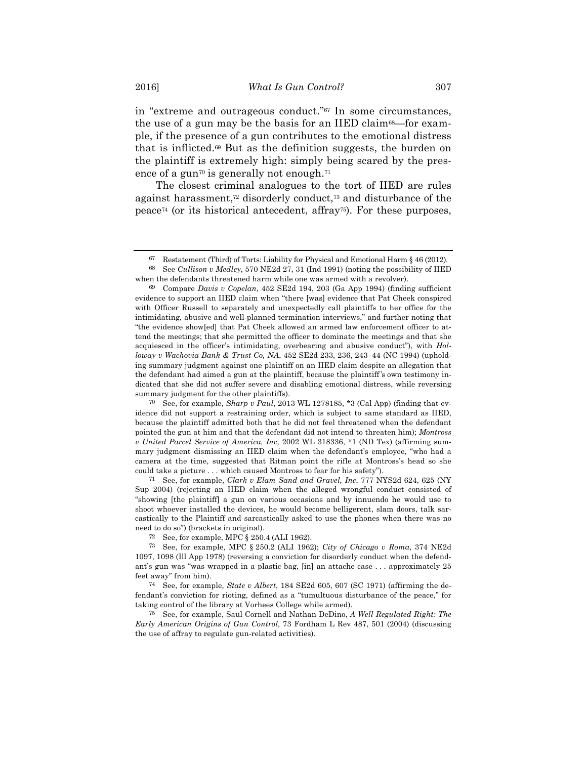in "extreme and outrageous conduct."[67] In some circumstances, the use of a gun may be the basis for an IIED claim[68]—for example, if the presence of a gun contributes to the emotional distress that is inflicted.[69] But as the definition suggests, the burden on the plaintiff is extremely high: simply being scared by the presence of a gun[70] is generally not enough.[71]

The closest criminal analogues to the tort of IIED are rules against harassment,[72] disorderly conduct,[73] and disturbance of the peace[74] (or its historical antecedent, affray[75]). For these purposes,

---

[67] Restatement (Third) of Torts: Liability for Physical and Emotional Harm § 46 (2012).

[68] See *Cullison v Medley*, 570 NE2d 27, 31 (Ind 1991) (noting the possibility of IIED when the defendants threatened harm while one was armed with a revolver).

[69] Compare *Davis v Copelan*, 452 SE2d 194, 203 (Ga App 1994) (finding sufficient evidence to support an IIED claim when "there [was] evidence that Pat Cheek conspired with Officer Russell to separately and unexpectedly call plaintiffs to her office for the intimidating, abusive and well-planned termination interviews," and further noting that "the evidence show[ed] that Pat Cheek allowed an armed law enforcement officer to attend the meetings; that she permitted the officer to dominate the meetings and that she acquiesced in the officer's intimidating, overbearing and abusive conduct"), with *Holloway v Wachovia Bank & Trust Co, NA*, 452 SE2d 233, 236, 243–44 (NC 1994) (upholding summary judgment against one plaintiff on an IIED claim despite an allegation that the defendant had aimed a gun at the plaintiff, because the plaintiff's own testimony indicated that she did not suffer severe and disabling emotional distress, while reversing summary judgment for the other plaintiffs).

[70] See, for example, *Sharp v Paul*, 2013 WL 1278185, *3 (Cal App) (finding that evidence did not support a restraining order, which is subject to same standard as IIED, because the plaintiff admitted both that he did not feel threatened when the defendant pointed the gun at him and that the defendant did not intend to threaten him); *Montross v United Parcel Service of America, Inc*, 2002 WL 318336, *1 (ND Tex) (affirming summary judgment dismissing an IIED claim when the defendant's employee, "who had a camera at the time, suggested that Ritman point the rifle at Montross's head so she could take a picture . . . which caused Montross to fear for his safety").

[71] See, for example, *Clark v Elam Sand and Gravel, Inc*, 777 NYS2d 624, 625 (NY Sup 2004) (rejecting an IIED claim when the alleged wrongful conduct consisted of "showing [the plaintiff] a gun on various occasions and by innuendo he would use to shoot whoever installed the devices, he would become belligerent, slam doors, talk sarcastically to the Plaintiff and sarcastically asked to use the phones when there was no need to do so") (brackets in original).

[72] See, for example, MPC § 250.4 (ALI 1962).

[73] See, for example, MPC § 250.2 (ALI 1962); *City of Chicago v Roma*, 374 NE2d 1097, 1098 (Ill App 1978) (reversing a conviction for disorderly conduct when the defendant's gun was "was wrapped in a plastic bag, [in] an attache case . . . approximately 25 feet away" from him).

[74] See, for example, *State v Albert*, 184 SE2d 605, 607 (SC 1971) (affirming the defendant's conviction for rioting, defined as a "tumultuous disturbance of the peace," for taking control of the library at Vorhees College while armed).

[75] See, for example, Saul Cornell and Nathan DeDino, *A Well Regulated Right: The Early American Origins of Gun Control*, 73 Fordham L Rev 487, 501 (2004) (discussing the use of affray to regulate gun-related activities).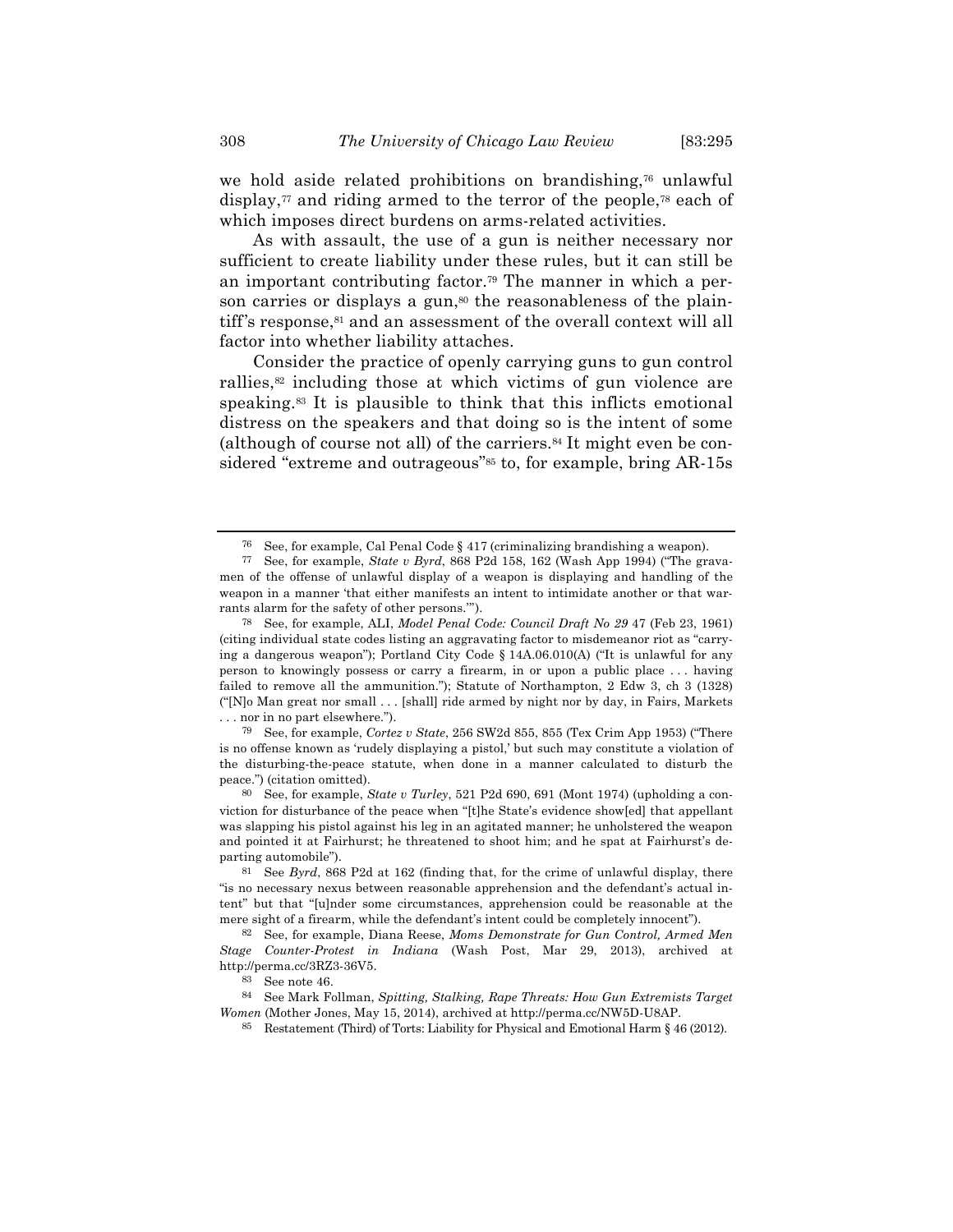we hold aside related prohibitions on brandishing,[76] unlawful display,[77] and riding armed to the terror of the people,[78] each of which imposes direct burdens on arms-related activities.

As with assault, the use of a gun is neither necessary nor sufficient to create liability under these rules, but it can still be an important contributing factor.[79] The manner in which a person carries or displays a gun,[80] the reasonableness of the plaintiff's response,[81] and an assessment of the overall context will all factor into whether liability attaches.

Consider the practice of openly carrying guns to gun control rallies,[82] including those at which victims of gun violence are speaking.[83] It is plausible to think that this inflicts emotional distress on the speakers and that doing so is the intent of some (although of course not all) of the carriers.[84] It might even be considered "extreme and outrageous"[85] to, for example, bring AR-15s

---

[76] See, for example, Cal Penal Code § 417 (criminalizing brandishing a weapon).

[77] See, for example, *State v Byrd*, 868 P2d 158, 162 (Wash App 1994) ("The gravamen of the offense of unlawful display of a weapon is displaying and handling of the weapon in a manner 'that either manifests an intent to intimidate another or that warrants alarm for the safety of other persons.'").

[78] See, for example, ALI, *Model Penal Code: Council Draft No 29* 47 (Feb 23, 1961) (citing individual state codes listing an aggravating factor to misdemeanor riot as "carrying a dangerous weapon"); Portland City Code § 14A.06.010(A) ("It is unlawful for any person to knowingly possess or carry a firearm, in or upon a public place . . . having failed to remove all the ammunition."); Statute of Northampton, 2 Edw 3, ch 3 (1328) ("[N]o Man great nor small . . . [shall] ride armed by night nor by day, in Fairs, Markets . . . nor in no part elsewhere.").

[79] See, for example, *Cortez v State*, 256 SW2d 855, 855 (Tex Crim App 1953) ("There is no offense known as 'rudely displaying a pistol,' but such may constitute a violation of the disturbing-the-peace statute, when done in a manner calculated to disturb the peace.") (citation omitted).

[80] See, for example, *State v Turley*, 521 P2d 690, 691 (Mont 1974) (upholding a conviction for disturbance of the peace when "[t]he State's evidence show[ed] that appellant was slapping his pistol against his leg in an agitated manner; he unholstered the weapon and pointed it at Fairhurst; he threatened to shoot him; and he spat at Fairhurst's departing automobile").

[81] See *Byrd*, 868 P2d at 162 (finding that, for the crime of unlawful display, there "is no necessary nexus between reasonable apprehension and the defendant's actual intent" but that "[u]nder some circumstances, apprehension could be reasonable at the mere sight of a firearm, while the defendant's intent could be completely innocent").

[82] See, for example, Diana Reese, *Moms Demonstrate for Gun Control, Armed Men Stage Counter-Protest in Indiana* (Wash Post, Mar 29, 2013), archived at http://perma.cc/3RZ3-36V5.

[83] See note 46.

[84] See Mark Follman, *Spitting, Stalking, Rape Threats: How Gun Extremists Target Women* (Mother Jones, May 15, 2014), archived at http://perma.cc/NW5D-U8AP.

[85] Restatement (Third) of Torts: Liability for Physical and Emotional Harm § 46 (2012).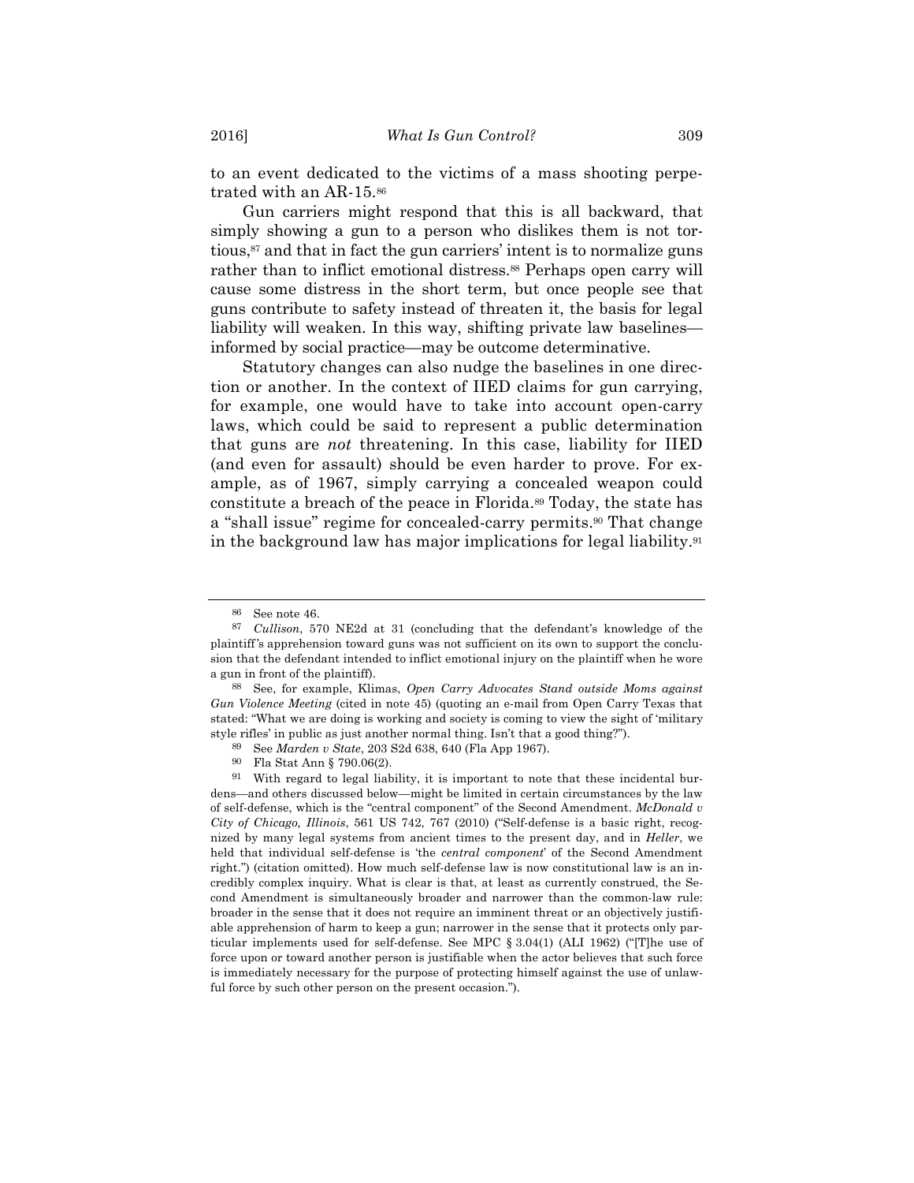to an event dedicated to the victims of a mass shooting perpetrated with an AR-15.[86]

Gun carriers might respond that this is all backward, that simply showing a gun to a person who dislikes them is not tortious,[87] and that in fact the gun carriers' intent is to normalize guns rather than to inflict emotional distress.[88] Perhaps open carry will cause some distress in the short term, but once people see that guns contribute to safety instead of threaten it, the basis for legal liability will weaken. In this way, shifting private law baselines—informed by social practice—may be outcome determinative.

Statutory changes can also nudge the baselines in one direction or another. In the context of IIED claims for gun carrying, for example, one would have to take into account open-carry laws, which could be said to represent a public determination that guns are *not* threatening. In this case, liability for IIED (and even for assault) should be even harder to prove. For example, as of 1967, simply carrying a concealed weapon could constitute a breach of the peace in Florida.[89] Today, the state has a "shall issue" regime for concealed-carry permits.[90] That change in the background law has major implications for legal liability.[91]

---

[86] See note 46.

[87] *Cullison*, 570 NE2d at 31 (concluding that the defendant's knowledge of the plaintiff's apprehension toward guns was not sufficient on its own to support the conclusion that the defendant intended to inflict emotional injury on the plaintiff when he wore a gun in front of the plaintiff).

[88] See, for example, Klimas, *Open Carry Advocates Stand outside Moms against Gun Violence Meeting* (cited in note 45) (quoting an e-mail from Open Carry Texas that stated: "What we are doing is working and society is coming to view the sight of 'military style rifles' in public as just another normal thing. Isn't that a good thing?").

[89] See *Marden v State*, 203 S2d 638, 640 (Fla App 1967).

[90] Fla Stat Ann § 790.06(2).

[91] With regard to legal liability, it is important to note that these incidental burdens—and others discussed below—might be limited in certain circumstances by the law of self-defense, which is the "central component" of the Second Amendment. *McDonald v City of Chicago, Illinois*, 561 US 742, 767 (2010) ("Self-defense is a basic right, recognized by many legal systems from ancient times to the present day, and in *Heller*, we held that individual self-defense is 'the *central component*' of the Second Amendment right.") (citation omitted). How much self-defense law is now constitutional law is an incredibly complex inquiry. What is clear is that, at least as currently construed, the Second Amendment is simultaneously broader and narrower than the common-law rule: broader in the sense that it does not require an imminent threat or an objectively justifiable apprehension of harm to keep a gun; narrower in the sense that it protects only particular implements used for self-defense. See MPC § 3.04(1) (ALI 1962) ("[T]he use of force upon or toward another person is justifiable when the actor believes that such force is immediately necessary for the purpose of protecting himself against the use of unlawful force by such other person on the present occasion.").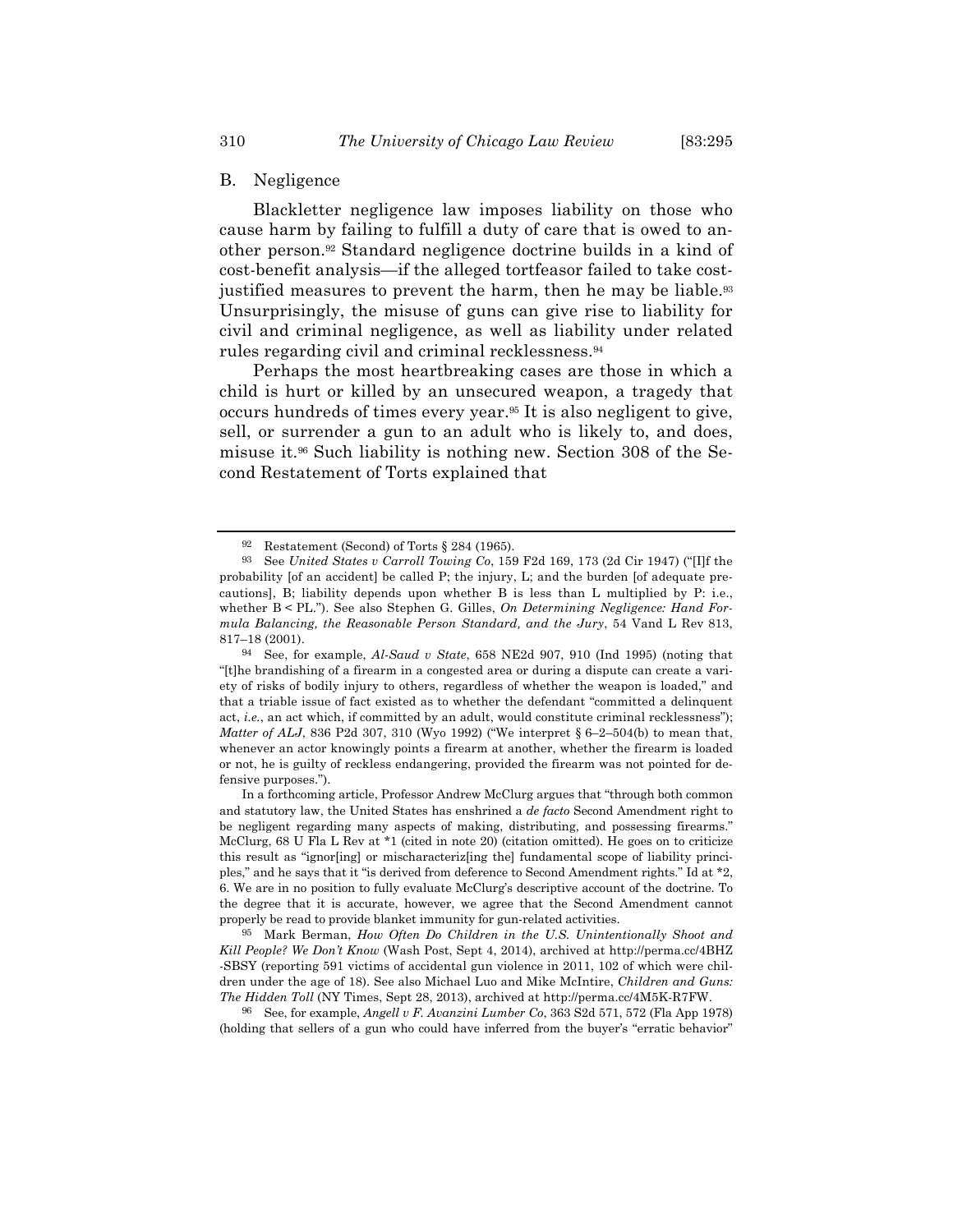## B. Negligence

Blackletter negligence law imposes liability on those who cause harm by failing to fulfill a duty of care that is owed to another person.[92] Standard negligence doctrine builds in a kind of cost-benefit analysis—if the alleged tortfeasor failed to take cost-justified measures to prevent the harm, then he may be liable.[93] Unsurprisingly, the misuse of guns can give rise to liability for civil and criminal negligence, as well as liability under related rules regarding civil and criminal recklessness.[94]

Perhaps the most heartbreaking cases are those in which a child is hurt or killed by an unsecured weapon, a tragedy that occurs hundreds of times every year.[95] It is also negligent to give, sell, or surrender a gun to an adult who is likely to, and does, misuse it.[96] Such liability is nothing new. Section 308 of the Second Restatement of Torts explained that

---

[92] Restatement (Second) of Torts § 284 (1965).

[93] See *United States v Carroll Towing Co*, 159 F2d 169, 173 (2d Cir 1947) ("[I]f the probability [of an accident] be called P; the injury, L; and the burden [of adequate precautions], B; liability depends upon whether B is less than L multiplied by P: i.e., whether B < PL."). See also Stephen G. Gilles, *On Determining Negligence: Hand Formula Balancing, the Reasonable Person Standard, and the Jury*, 54 Vand L Rev 813, 817–18 (2001).

[94] See, for example, *Al-Saud v State*, 658 NE2d 907, 910 (Ind 1995) (noting that "[t]he brandishing of a firearm in a congested area or during a dispute can create a variety of risks of bodily injury to others, regardless of whether the weapon is loaded," and that a triable issue of fact existed as to whether the defendant "committed a delinquent act, *i.e.*, an act which, if committed by an adult, would constitute criminal recklessness"); *Matter of ALJ*, 836 P2d 307, 310 (Wyo 1992) ("We interpret § 6–2–504(b) to mean that, whenever an actor knowingly points a firearm at another, whether the firearm is loaded or not, he is guilty of reckless endangering, provided the firearm was not pointed for defensive purposes.").

In a forthcoming article, Professor Andrew McClurg argues that "through both common and statutory law, the United States has enshrined a *de facto* Second Amendment right to be negligent regarding many aspects of making, distributing, and possessing firearms." McClurg, 68 U Fla L Rev at *1 (cited in note 20) (citation omitted). He goes on to criticize this result as "ignor[ing] or mischaracteriz[ing the] fundamental scope of liability principles," and he says that it "is derived from deference to Second Amendment rights." Id at *2, 6. We are in no position to fully evaluate McClurg's descriptive account of the doctrine. To the degree that it is accurate, however, we agree that the Second Amendment cannot properly be read to provide blanket immunity for gun-related activities.

[95] Mark Berman, *How Often Do Children in the U.S. Unintentionally Shoot and Kill People? We Don't Know* (Wash Post, Sept 4, 2014), archived at http://perma.cc/4BHZ-SBSY (reporting 591 victims of accidental gun violence in 2011, 102 of which were children under the age of 18). See also Michael Luo and Mike McIntire, *Children and Guns: The Hidden Toll* (NY Times, Sept 28, 2013), archived at http://perma.cc/4M5K-R7FW.

[96] See, for example, *Angell v F. Avanzini Lumber Co*, 363 S2d 571, 572 (Fla App 1978) (holding that sellers of a gun who could have inferred from the buyer's "erratic behavior"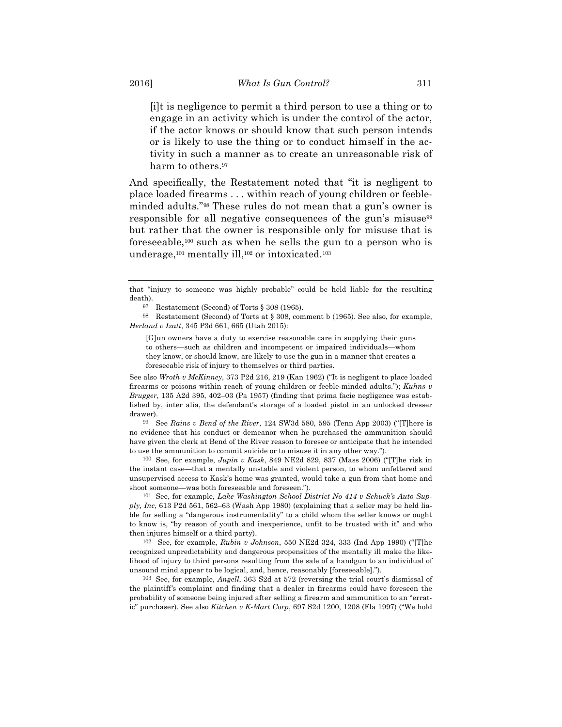> [i]t is negligence to permit a third person to use a thing or to engage in an activity which is under the control of the actor, if the actor knows or should know that such person intends or is likely to use the thing or to conduct himself in the activity in such a manner as to create an unreasonable risk of harm to others.[97]

And specifically, the Restatement noted that "it is negligent to place loaded firearms . . . within reach of young children or feeble-minded adults."[98] These rules do not mean that a gun's owner is responsible for all negative consequences of the gun's misuse[99] but rather that the owner is responsible only for misuse that is foreseeable,[100] such as when he sells the gun to a person who is underage,[101] mentally ill,[102] or intoxicated.[103]

---

that "injury to someone was highly probable" could be held liable for the resulting death).

[97] Restatement (Second) of Torts § 308 (1965).

[98] Restatement (Second) of Torts at § 308, comment b (1965). See also, for example, *Herland v Izatt*, 345 P3d 661, 665 (Utah 2015):

> [G]un owners have a duty to exercise reasonable care in supplying their guns to others—such as children and incompetent or impaired individuals—whom they know, or should know, are likely to use the gun in a manner that creates a foreseeable risk of injury to themselves or third parties.

See also *Wroth v McKinney*, 373 P2d 216, 219 (Kan 1962) ("It is negligent to place loaded firearms or poisons within reach of young children or feeble-minded adults."); *Kuhns v Brugger*, 135 A2d 395, 402–03 (Pa 1957) (finding that prima facie negligence was established by, inter alia, the defendant's storage of a loaded pistol in an unlocked dresser drawer).

[99] See *Rains v Bend of the River*, 124 SW3d 580, 595 (Tenn App 2003) ("[T]here is no evidence that his conduct or demeanor when he purchased the ammunition should have given the clerk at Bend of the River reason to foresee or anticipate that he intended to use the ammunition to commit suicide or to misuse it in any other way.").

[100] See, for example, *Jupin v Kask*, 849 NE2d 829, 837 (Mass 2006) ("[T]he risk in the instant case—that a mentally unstable and violent person, to whom unfettered and unsupervised access to Kask's home was granted, would take a gun from that home and shoot someone—was both foreseeable and foreseen.").

[101] See, for example, *Lake Washington School District No 414 v Schuck's Auto Supply, Inc*, 613 P2d 561, 562–63 (Wash App 1980) (explaining that a seller may be held liable for selling a "dangerous instrumentality" to a child whom the seller knows or ought to know is, "by reason of youth and inexperience, unfit to be trusted with it" and who then injures himself or a third party).

[102] See, for example, *Rubin v Johnson*, 550 NE2d 324, 333 (Ind App 1990) ("[T]he recognized unpredictability and dangerous propensities of the mentally ill make the likelihood of injury to third persons resulting from the sale of a handgun to an individual of unsound mind appear to be logical, and, hence, reasonably [foreseeable].").

[103] See, for example, *Angell*, 363 S2d at 572 (reversing the trial court's dismissal of the plaintiff's complaint and finding that a dealer in firearms could have foreseen the probability of someone being injured after selling a firearm and ammunition to an "erratic" purchaser). See also *Kitchen v K-Mart Corp*, 697 S2d 1200, 1208 (Fla 1997) ("We hold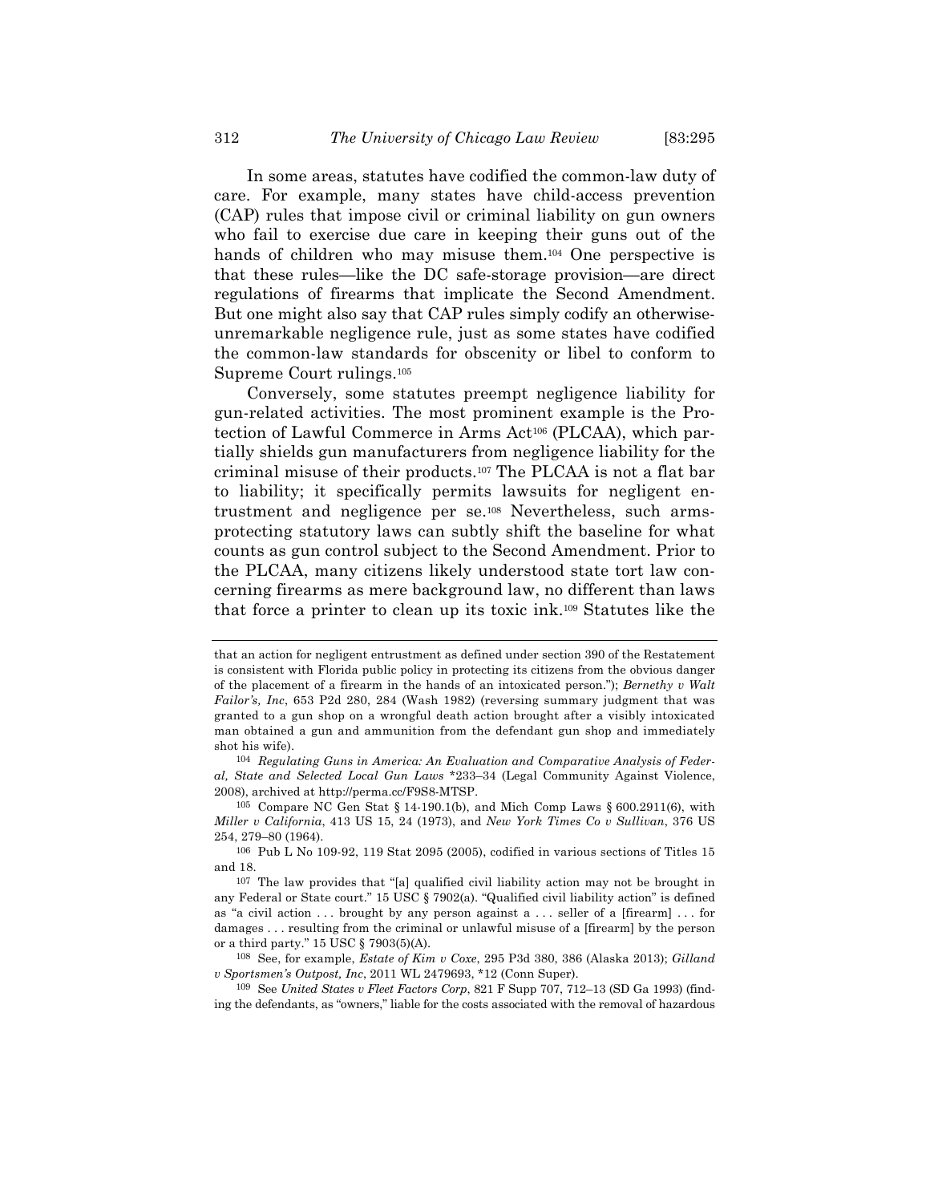In some areas, statutes have codified the common-law duty of care. For example, many states have child-access prevention (CAP) rules that impose civil or criminal liability on gun owners who fail to exercise due care in keeping their guns out of the hands of children who may misuse them.[104] One perspective is that these rules—like the DC safe-storage provision—are direct regulations of firearms that implicate the Second Amendment. But one might also say that CAP rules simply codify an otherwise-unremarkable negligence rule, just as some states have codified the common-law standards for obscenity or libel to conform to Supreme Court rulings.[105]

Conversely, some statutes preempt negligence liability for gun-related activities. The most prominent example is the Protection of Lawful Commerce in Arms Act[106] (PLCAA), which partially shields gun manufacturers from negligence liability for the criminal misuse of their products.[107] The PLCAA is not a flat bar to liability; it specifically permits lawsuits for negligent entrustment and negligence per se.[108] Nevertheless, such arms-protecting statutory laws can subtly shift the baseline for what counts as gun control subject to the Second Amendment. Prior to the PLCAA, many citizens likely understood state tort law concerning firearms as mere background law, no different than laws that force a printer to clean up its toxic ink.[109] Statutes like the

---

that an action for negligent entrustment as defined under section 390 of the Restatement is consistent with Florida public policy in protecting its citizens from the obvious danger of the placement of a firearm in the hands of an intoxicated person."); *Bernethy v Walt Failor's, Inc*, 653 P2d 280, 284 (Wash 1982) (reversing summary judgment that was granted to a gun shop on a wrongful death action brought after a visibly intoxicated man obtained a gun and ammunition from the defendant gun shop and immediately shot his wife).

[104] *Regulating Guns in America: An Evaluation and Comparative Analysis of Federal, State and Selected Local Gun Laws* *233–34 (Legal Community Against Violence, 2008), archived at http://perma.cc/F9S8-MTSP.

[105] Compare NC Gen Stat § 14-190.1(b), and Mich Comp Laws § 600.2911(6), with *Miller v California*, 413 US 15, 24 (1973), and *New York Times Co v Sullivan*, 376 US 254, 279–80 (1964).

[106] Pub L No 109-92, 119 Stat 2095 (2005), codified in various sections of Titles 15 and 18.

[107] The law provides that "[a] qualified civil liability action may not be brought in any Federal or State court." 15 USC § 7902(a). "Qualified civil liability action" is defined as "a civil action . . . brought by any person against a . . . seller of a [firearm] . . . for damages . . . resulting from the criminal or unlawful misuse of a [firearm] by the person or a third party." 15 USC § 7903(5)(A).

[108] See, for example, *Estate of Kim v Coxe*, 295 P3d 380, 386 (Alaska 2013); *Gilland v Sportsmen's Outpost, Inc*, 2011 WL 2479693, *12 (Conn Super).

[109] See *United States v Fleet Factors Corp*, 821 F Supp 707, 712–13 (SD Ga 1993) (finding the defendants, as "owners," liable for the costs associated with the removal of hazardous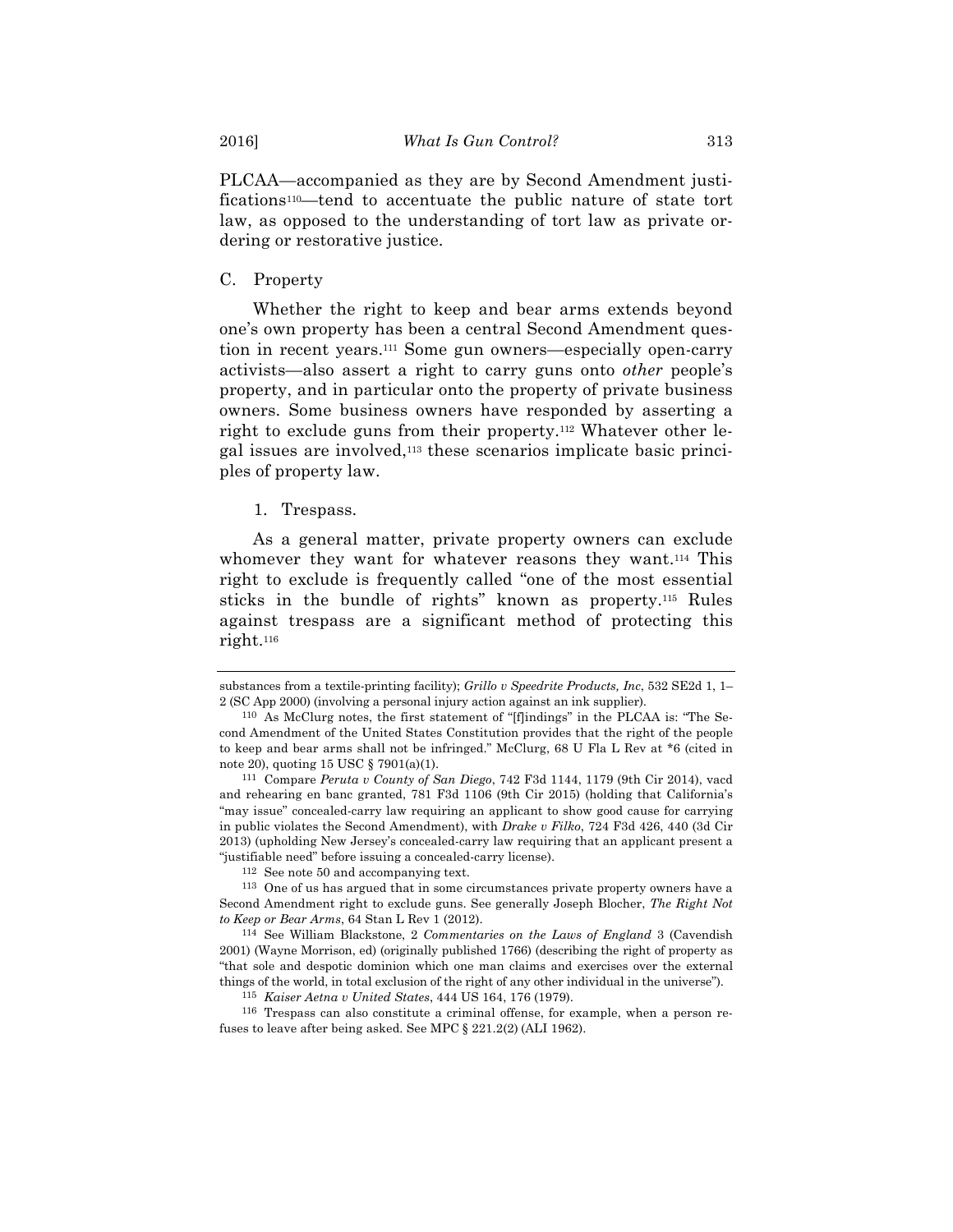PLCAA—accompanied as they are by Second Amendment justifications[110]—tend to accentuate the public nature of state tort law, as opposed to the understanding of tort law as private ordering or restorative justice.

### C. Property

Whether the right to keep and bear arms extends beyond one's own property has been a central Second Amendment question in recent years.[111] Some gun owners—especially open-carry activists—also assert a right to carry guns onto *other* people's property, and in particular onto the property of private business owners. Some business owners have responded by asserting a right to exclude guns from their property.[112] Whatever other legal issues are involved,[113] these scenarios implicate basic principles of property law.

#### 1. Trespass.

As a general matter, private property owners can exclude whomever they want for whatever reasons they want.[114] This right to exclude is frequently called "one of the most essential sticks in the bundle of rights" known as property.[115] Rules against trespass are a significant method of protecting this right.[116]

---

substances from a textile-printing facility); *Grillo v Speedrite Products, Inc*, 532 SE2d 1, 1–2 (SC App 2000) (involving a personal injury action against an ink supplier).

[110] As McClurg notes, the first statement of "[f]indings" in the PLCAA is: "The Second Amendment of the United States Constitution provides that the right of the people to keep and bear arms shall not be infringed." McClurg, 68 U Fla L Rev at *6 (cited in note 20), quoting 15 USC § 7901(a)(1).

[111] Compare *Peruta v County of San Diego*, 742 F3d 1144, 1179 (9th Cir 2014), vacd and rehearing en banc granted, 781 F3d 1106 (9th Cir 2015) (holding that California's "may issue" concealed-carry law requiring an applicant to show good cause for carrying in public violates the Second Amendment), with *Drake v Filko*, 724 F3d 426, 440 (3d Cir 2013) (upholding New Jersey's concealed-carry law requiring that an applicant present a "justifiable need" before issuing a concealed-carry license).

[112] See note 50 and accompanying text.

[113] One of us has argued that in some circumstances private property owners have a Second Amendment right to exclude guns. See generally Joseph Blocher, *The Right Not to Keep or Bear Arms*, 64 Stan L Rev 1 (2012).

[114] See William Blackstone, 2 *Commentaries on the Laws of England* 3 (Cavendish 2001) (Wayne Morrison, ed) (originally published 1766) (describing the right of property as "that sole and despotic dominion which one man claims and exercises over the external things of the world, in total exclusion of the right of any other individual in the universe").

[115] *Kaiser Aetna v United States*, 444 US 164, 176 (1979).

[116] Trespass can also constitute a criminal offense, for example, when a person refuses to leave after being asked. See MPC § 221.2(2) (ALI 1962).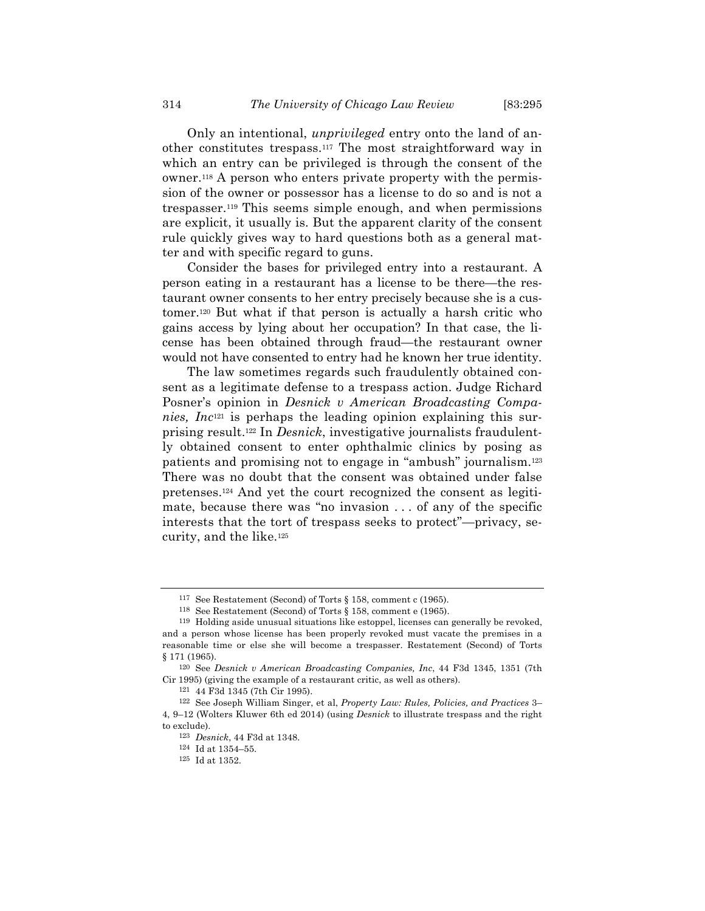Only an intentional, *unprivileged* entry onto the land of another constitutes trespass.[117] The most straightforward way in which an entry can be privileged is through the consent of the owner.[118] A person who enters private property with the permission of the owner or possessor has a license to do so and is not a trespasser.[119] This seems simple enough, and when permissions are explicit, it usually is. But the apparent clarity of the consent rule quickly gives way to hard questions both as a general matter and with specific regard to guns.

Consider the bases for privileged entry into a restaurant. A person eating in a restaurant has a license to be there—the restaurant owner consents to her entry precisely because she is a customer.[120] But what if that person is actually a harsh critic who gains access by lying about her occupation? In that case, the license has been obtained through fraud—the restaurant owner would not have consented to entry had he known her true identity.

The law sometimes regards such fraudulently obtained consent as a legitimate defense to a trespass action. Judge Richard Posner's opinion in *Desnick v American Broadcasting Companies, Inc*[121] is perhaps the leading opinion explaining this surprising result.[122] In *Desnick*, investigative journalists fraudulently obtained consent to enter ophthalmic clinics by posing as patients and promising not to engage in "ambush" journalism.[123] There was no doubt that the consent was obtained under false pretenses.[124] And yet the court recognized the consent as legitimate, because there was "no invasion . . . of any of the specific interests that the tort of trespass seeks to protect"—privacy, security, and the like.[125]

---

[117] See Restatement (Second) of Torts § 158, comment c (1965).

[118] See Restatement (Second) of Torts § 158, comment e (1965).

[119] Holding aside unusual situations like estoppel, licenses can generally be revoked, and a person whose license has been properly revoked must vacate the premises in a reasonable time or else she will become a trespasser. Restatement (Second) of Torts § 171 (1965).

[120] See *Desnick v American Broadcasting Companies, Inc*, 44 F3d 1345, 1351 (7th Cir 1995) (giving the example of a restaurant critic, as well as others).

[121] 44 F3d 1345 (7th Cir 1995).

[122] See Joseph William Singer, et al, *Property Law: Rules, Policies, and Practices* 3–4, 9–12 (Wolters Kluwer 6th ed 2014) (using *Desnick* to illustrate trespass and the right to exclude).

[123] *Desnick*, 44 F3d at 1348.

[124] Id at 1354–55.

[125] Id at 1352.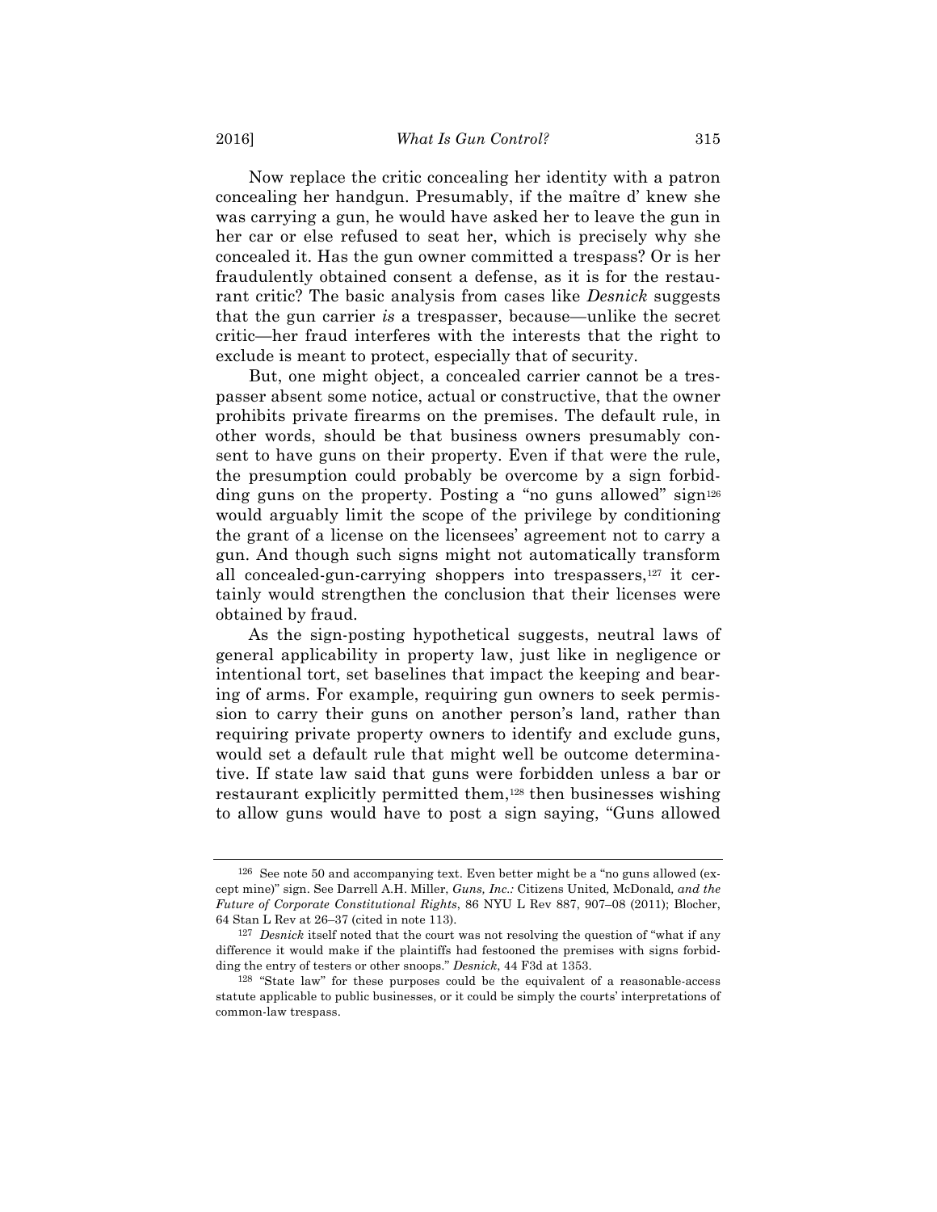Now replace the critic concealing her identity with a patron concealing her handgun. Presumably, if the maître d' knew she was carrying a gun, he would have asked her to leave the gun in her car or else refused to seat her, which is precisely why she concealed it. Has the gun owner committed a trespass? Or is her fraudulently obtained consent a defense, as it is for the restaurant critic? The basic analysis from cases like *Desnick* suggests that the gun carrier *is* a trespasser, because—unlike the secret critic—her fraud interferes with the interests that the right to exclude is meant to protect, especially that of security.

But, one might object, a concealed carrier cannot be a trespasser absent some notice, actual or constructive, that the owner prohibits private firearms on the premises. The default rule, in other words, should be that business owners presumably consent to have guns on their property. Even if that were the rule, the presumption could probably be overcome by a sign forbidding guns on the property. Posting a "no guns allowed" sign[126] would arguably limit the scope of the privilege by conditioning the grant of a license on the licensees' agreement not to carry a gun. And though such signs might not automatically transform all concealed-gun-carrying shoppers into trespassers,[127] it certainly would strengthen the conclusion that their licenses were obtained by fraud.

As the sign-posting hypothetical suggests, neutral laws of general applicability in property law, just like in negligence or intentional tort, set baselines that impact the keeping and bearing of arms. For example, requiring gun owners to seek permission to carry their guns on another person's land, rather than requiring private property owners to identify and exclude guns, would set a default rule that might well be outcome determinative. If state law said that guns were forbidden unless a bar or restaurant explicitly permitted them,[128] then businesses wishing to allow guns would have to post a sign saying, "Guns allowed

---

[126] See note 50 and accompanying text. Even better might be a "no guns allowed (except mine)" sign. See Darrell A.H. Miller, *Guns, Inc.:* Citizens United*,* McDonald*, and the Future of Corporate Constitutional Rights*, 86 NYU L Rev 887, 907–08 (2011); Blocher, 64 Stan L Rev at 26–37 (cited in note 113).

[127] *Desnick* itself noted that the court was not resolving the question of "what if any difference it would make if the plaintiffs had festooned the premises with signs forbidding the entry of testers or other snoops." *Desnick*, 44 F3d at 1353.

[128] "State law" for these purposes could be the equivalent of a reasonable-access statute applicable to public businesses, or it could be simply the courts' interpretations of common-law trespass.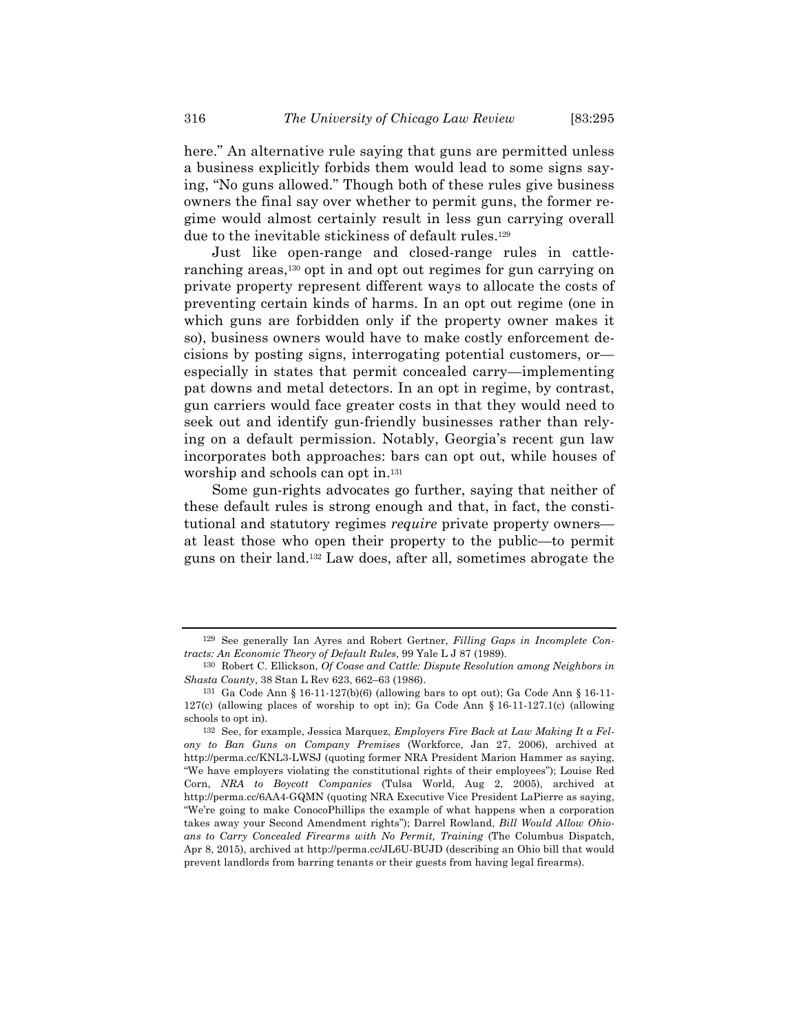here." An alternative rule saying that guns are permitted unless a business explicitly forbids them would lead to some signs saying, "No guns allowed." Though both of these rules give business owners the final say over whether to permit guns, the former regime would almost certainly result in less gun carrying overall due to the inevitable stickiness of default rules.[129]

Just like open-range and closed-range rules in cattle-ranching areas,[130] opt in and opt out regimes for gun carrying on private property represent different ways to allocate the costs of preventing certain kinds of harms. In an opt out regime (one in which guns are forbidden only if the property owner makes it so), business owners would have to make costly enforcement decisions by posting signs, interrogating potential customers, or—especially in states that permit concealed carry—implementing pat downs and metal detectors. In an opt in regime, by contrast, gun carriers would face greater costs in that they would need to seek out and identify gun-friendly businesses rather than relying on a default permission. Notably, Georgia's recent gun law incorporates both approaches: bars can opt out, while houses of worship and schools can opt in.[131]

Some gun-rights advocates go further, saying that neither of these default rules is strong enough and that, in fact, the constitutional and statutory regimes *require* private property owners—at least those who open their property to the public—to permit guns on their land.[132] Law does, after all, sometimes abrogate the

---

[129] See generally Ian Ayres and Robert Gertner, *Filling Gaps in Incomplete Contracts: An Economic Theory of Default Rules*, 99 Yale L J 87 (1989).

[130] Robert C. Ellickson, *Of Coase and Cattle: Dispute Resolution among Neighbors in Shasta County*, 38 Stan L Rev 623, 662–63 (1986).

[131] Ga Code Ann § 16-11-127(b)(6) (allowing bars to opt out); Ga Code Ann § 16-11-127(c) (allowing places of worship to opt in); Ga Code Ann § 16-11-127.1(c) (allowing schools to opt in).

[132] See, for example, Jessica Marquez, *Employers Fire Back at Law Making It a Felony to Ban Guns on Company Premises* (Workforce, Jan 27, 2006), archived at http://perma.cc/KNL3-LWSJ (quoting former NRA President Marion Hammer as saying, "We have employers violating the constitutional rights of their employees"); Louise Red Corn, *NRA to Boycott Companies* (Tulsa World, Aug 2, 2005), archived at http://perma.cc/6AA4-GQMN (quoting NRA Executive Vice President LaPierre as saying, "We're going to make ConocoPhillips the example of what happens when a corporation takes away your Second Amendment rights"); Darrel Rowland, *Bill Would Allow Ohioans to Carry Concealed Firearms with No Permit, Training* (The Columbus Dispatch, Apr 8, 2015), archived at http://perma.cc/JL6U-BUJD (describing an Ohio bill that would prevent landlords from barring tenants or their guests from having legal firearms).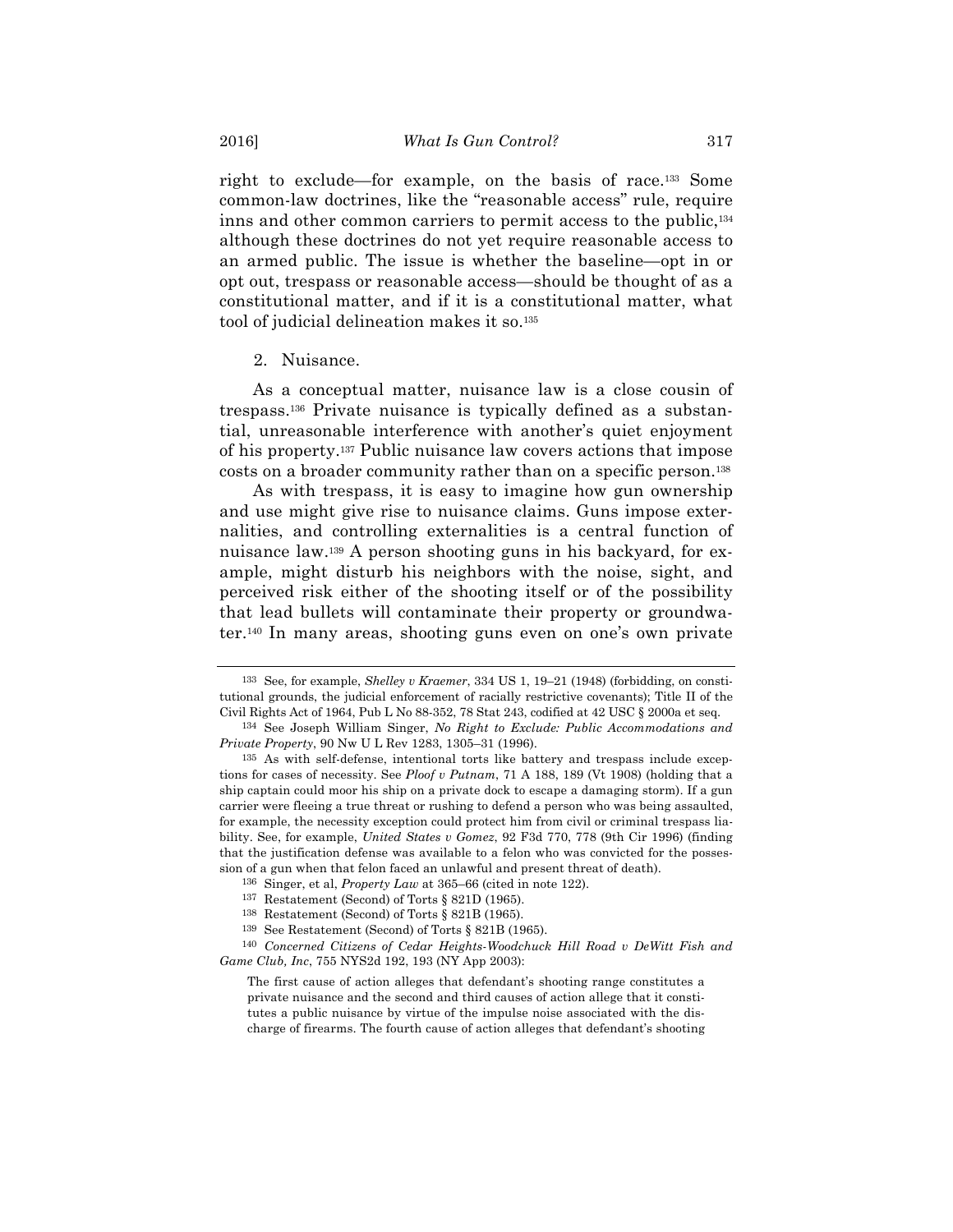right to exclude—for example, on the basis of race.[133] Some common-law doctrines, like the "reasonable access" rule, require inns and other common carriers to permit access to the public,[134] although these doctrines do not yet require reasonable access to an armed public. The issue is whether the baseline—opt in or opt out, trespass or reasonable access—should be thought of as a constitutional matter, and if it is a constitutional matter, what tool of judicial delineation makes it so.[135]

2. Nuisance.

As a conceptual matter, nuisance law is a close cousin of trespass.[136] Private nuisance is typically defined as a substantial, unreasonable interference with another's quiet enjoyment of his property.[137] Public nuisance law covers actions that impose costs on a broader community rather than on a specific person.[138]

As with trespass, it is easy to imagine how gun ownership and use might give rise to nuisance claims. Guns impose externalities, and controlling externalities is a central function of nuisance law.[139] A person shooting guns in his backyard, for example, might disturb his neighbors with the noise, sight, and perceived risk either of the shooting itself or of the possibility that lead bullets will contaminate their property or groundwater.[140] In many areas, shooting guns even on one's own private

---

[133] See, for example, *Shelley v Kraemer*, 334 US 1, 19–21 (1948) (forbidding, on constitutional grounds, the judicial enforcement of racially restrictive covenants); Title II of the Civil Rights Act of 1964, Pub L No 88-352, 78 Stat 243, codified at 42 USC § 2000a et seq.

[134] See Joseph William Singer, *No Right to Exclude: Public Accommodations and Private Property*, 90 Nw U L Rev 1283, 1305–31 (1996).

[135] As with self-defense, intentional torts like battery and trespass include exceptions for cases of necessity. See *Ploof v Putnam*, 71 A 188, 189 (Vt 1908) (holding that a ship captain could moor his ship on a private dock to escape a damaging storm). If a gun carrier were fleeing a true threat or rushing to defend a person who was being assaulted, for example, the necessity exception could protect him from civil or criminal trespass liability. See, for example, *United States v Gomez*, 92 F3d 770, 778 (9th Cir 1996) (finding that the justification defense was available to a felon who was convicted for the possession of a gun when that felon faced an unlawful and present threat of death).

[136] Singer, et al, *Property Law* at 365–66 (cited in note 122).

[137] Restatement (Second) of Torts § 821D (1965).

[138] Restatement (Second) of Torts § 821B (1965).

[139] See Restatement (Second) of Torts § 821B (1965).

[140] *Concerned Citizens of Cedar Heights-Woodchuck Hill Road v DeWitt Fish and Game Club, Inc*, 755 NYS2d 192, 193 (NY App 2003):

> The first cause of action alleges that defendant's shooting range constitutes a private nuisance and the second and third causes of action allege that it constitutes a public nuisance by virtue of the impulse noise associated with the discharge of firearms. The fourth cause of action alleges that defendant's shooting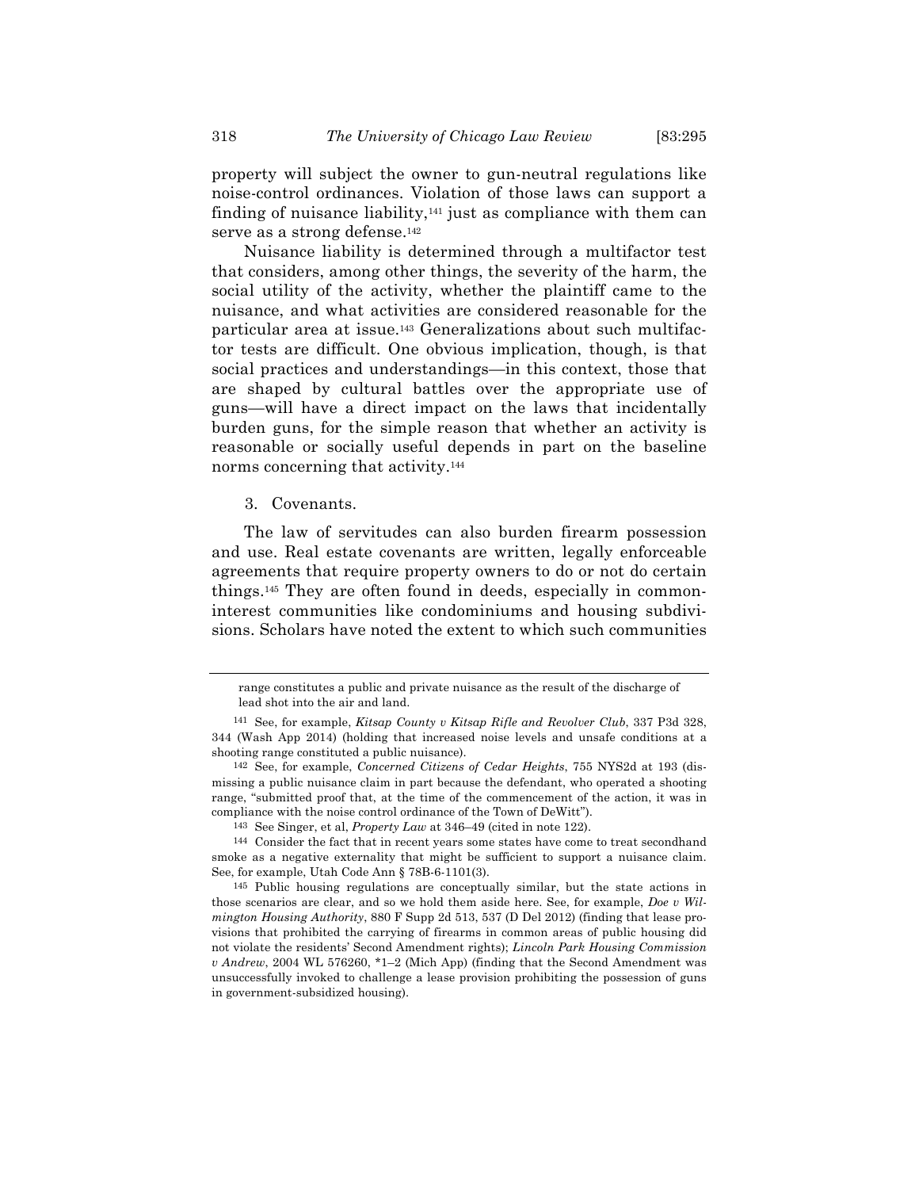property will subject the owner to gun-neutral regulations like noise-control ordinances. Violation of those laws can support a finding of nuisance liability,[141] just as compliance with them can serve as a strong defense.[142]

Nuisance liability is determined through a multifactor test that considers, among other things, the severity of the harm, the social utility of the activity, whether the plaintiff came to the nuisance, and what activities are considered reasonable for the particular area at issue.[143] Generalizations about such multifactor tests are difficult. One obvious implication, though, is that social practices and understandings—in this context, those that are shaped by cultural battles over the appropriate use of guns—will have a direct impact on the laws that incidentally burden guns, for the simple reason that whether an activity is reasonable or socially useful depends in part on the baseline norms concerning that activity.[144]

3. Covenants.

The law of servitudes can also burden firearm possession and use. Real estate covenants are written, legally enforceable agreements that require property owners to do or not do certain things.[145] They are often found in deeds, especially in common-interest communities like condominiums and housing subdivisions. Scholars have noted the extent to which such communities

---

range constitutes a public and private nuisance as the result of the discharge of lead shot into the air and land.

141 See, for example, *Kitsap County v Kitsap Rifle and Revolver Club*, 337 P3d 328, 344 (Wash App 2014) (holding that increased noise levels and unsafe conditions at a shooting range constituted a public nuisance).

142 See, for example, *Concerned Citizens of Cedar Heights*, 755 NYS2d at 193 (dismissing a public nuisance claim in part because the defendant, who operated a shooting range, "submitted proof that, at the time of the commencement of the action, it was in compliance with the noise control ordinance of the Town of DeWitt").

143 See Singer, et al, *Property Law* at 346–49 (cited in note 122).

144 Consider the fact that in recent years some states have come to treat secondhand smoke as a negative externality that might be sufficient to support a nuisance claim. See, for example, Utah Code Ann § 78B-6-1101(3).

145 Public housing regulations are conceptually similar, but the state actions in those scenarios are clear, and so we hold them aside here. See, for example, *Doe v Wilmington Housing Authority*, 880 F Supp 2d 513, 537 (D Del 2012) (finding that lease provisions that prohibited the carrying of firearms in common areas of public housing did not violate the residents' Second Amendment rights); *Lincoln Park Housing Commission v Andrew*, 2004 WL 576260, *1–2 (Mich App) (finding that the Second Amendment was unsuccessfully invoked to challenge a lease provision prohibiting the possession of guns in government-subsidized housing).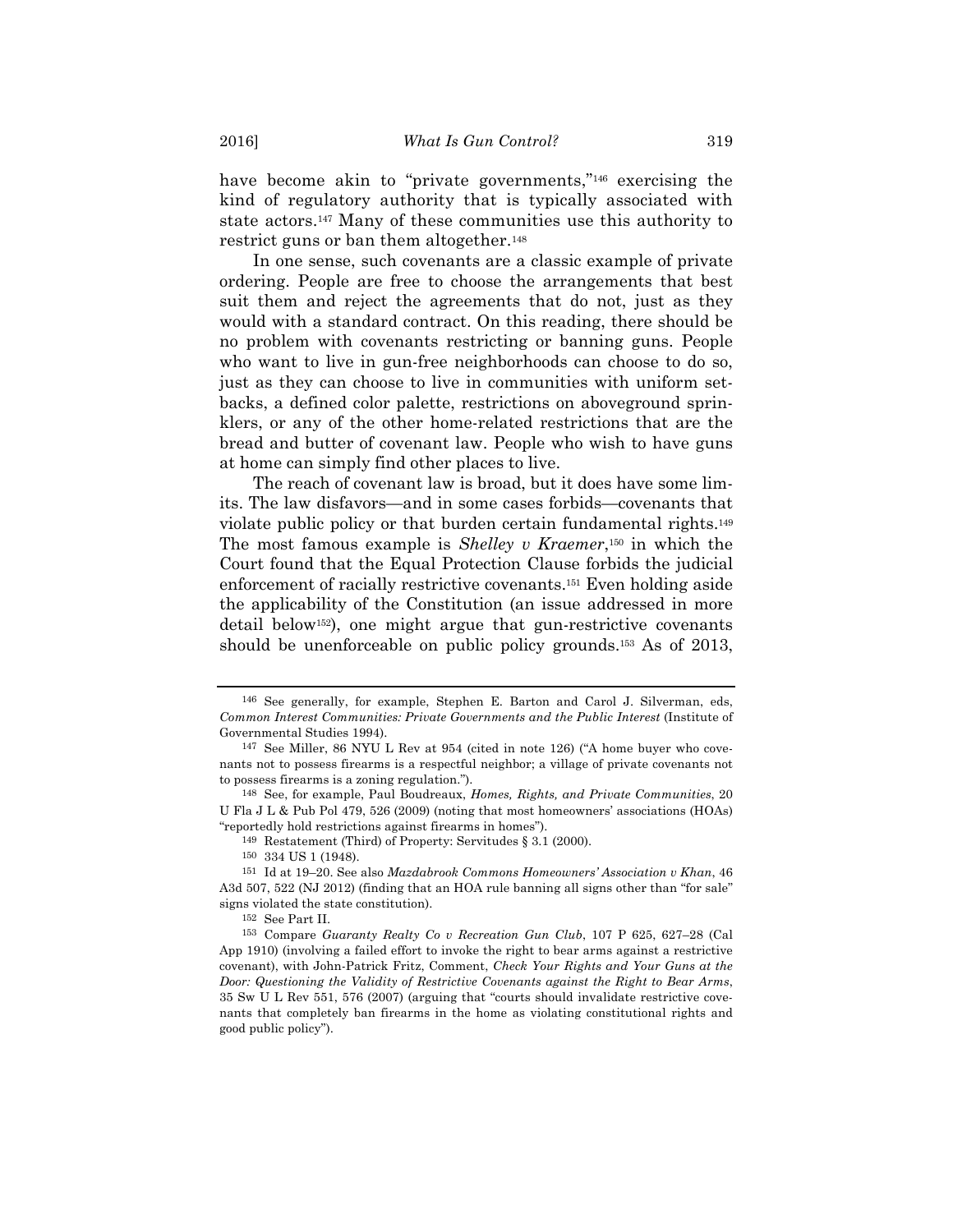have become akin to "private governments,"[146] exercising the kind of regulatory authority that is typically associated with state actors.[147] Many of these communities use this authority to restrict guns or ban them altogether.[148]

In one sense, such covenants are a classic example of private ordering. People are free to choose the arrangements that best suit them and reject the agreements that do not, just as they would with a standard contract. On this reading, there should be no problem with covenants restricting or banning guns. People who want to live in gun-free neighborhoods can choose to do so, just as they can choose to live in communities with uniform setbacks, a defined color palette, restrictions on aboveground sprinklers, or any of the other home-related restrictions that are the bread and butter of covenant law. People who wish to have guns at home can simply find other places to live.

The reach of covenant law is broad, but it does have some limits. The law disfavors—and in some cases forbids—covenants that violate public policy or that burden certain fundamental rights.[149] The most famous example is *Shelley v Kraemer*,[150] in which the Court found that the Equal Protection Clause forbids the judicial enforcement of racially restrictive covenants.[151] Even holding aside the applicability of the Constitution (an issue addressed in more detail below[152]), one might argue that gun-restrictive covenants should be unenforceable on public policy grounds.[153] As of 2013,

---

146 See generally, for example, Stephen E. Barton and Carol J. Silverman, eds, *Common Interest Communities: Private Governments and the Public Interest* (Institute of Governmental Studies 1994).

147 See Miller, 86 NYU L Rev at 954 (cited in note 126) ("A home buyer who covenants not to possess firearms is a respectful neighbor; a village of private covenants not to possess firearms is a zoning regulation.").

148 See, for example, Paul Boudreaux, *Homes, Rights, and Private Communities*, 20 U Fla J L & Pub Pol 479, 526 (2009) (noting that most homeowners' associations (HOAs) "reportedly hold restrictions against firearms in homes").

149 Restatement (Third) of Property: Servitudes § 3.1 (2000).

150 334 US 1 (1948).

151 Id at 19–20. See also *Mazdabrook Commons Homeowners' Association v Khan*, 46 A3d 507, 522 (NJ 2012) (finding that an HOA rule banning all signs other than "for sale" signs violated the state constitution).

152 See Part II.

153 Compare *Guaranty Realty Co v Recreation Gun Club*, 107 P 625, 627–28 (Cal App 1910) (involving a failed effort to invoke the right to bear arms against a restrictive covenant), with John-Patrick Fritz, Comment, *Check Your Rights and Your Guns at the Door: Questioning the Validity of Restrictive Covenants against the Right to Bear Arms*, 35 Sw U L Rev 551, 576 (2007) (arguing that "courts should invalidate restrictive covenants that completely ban firearms in the home as violating constitutional rights and good public policy").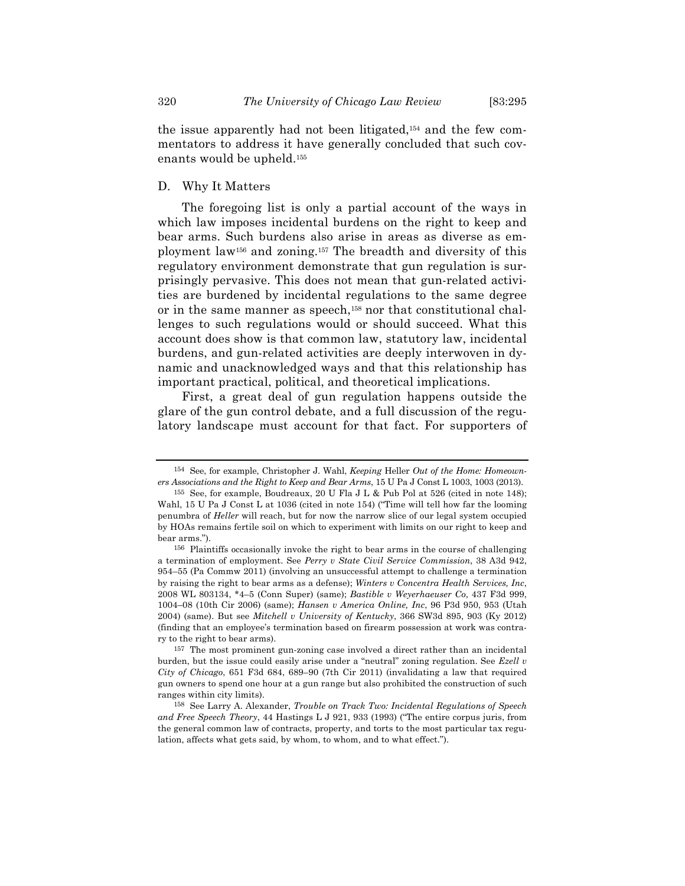the issue apparently had not been litigated,[154] and the few commentators to address it have generally concluded that such covenants would be upheld.[155]

### D. Why It Matters

The foregoing list is only a partial account of the ways in which law imposes incidental burdens on the right to keep and bear arms. Such burdens also arise in areas as diverse as employment law[156] and zoning.[157] The breadth and diversity of this regulatory environment demonstrate that gun regulation is surprisingly pervasive. This does not mean that gun-related activities are burdened by incidental regulations to the same degree or in the same manner as speech,[158] nor that constitutional challenges to such regulations would or should succeed. What this account does show is that common law, statutory law, incidental burdens, and gun-related activities are deeply interwoven in dynamic and unacknowledged ways and that this relationship has important practical, political, and theoretical implications.

First, a great deal of gun regulation happens outside the glare of the gun control debate, and a full discussion of the regulatory landscape must account for that fact. For supporters of

---

[154] See, for example, Christopher J. Wahl, *Keeping* Heller *Out of the Home: Homeowners Associations and the Right to Keep and Bear Arms*, 15 U Pa J Const L 1003, 1003 (2013).

[155] See, for example, Boudreaux, 20 U Fla J L & Pub Pol at 526 (cited in note 148); Wahl, 15 U Pa J Const L at 1036 (cited in note 154) ("Time will tell how far the looming penumbra of *Heller* will reach, but for now the narrow slice of our legal system occupied by HOAs remains fertile soil on which to experiment with limits on our right to keep and bear arms.").

[156] Plaintiffs occasionally invoke the right to bear arms in the course of challenging a termination of employment. See *Perry v State Civil Service Commission*, 38 A3d 942, 954–55 (Pa Commw 2011) (involving an unsuccessful attempt to challenge a termination by raising the right to bear arms as a defense); *Winters v Concentra Health Services, Inc*, 2008 WL 803134, *4–5 (Conn Super) (same); *Bastible v Weyerhaeuser Co*, 437 F3d 999, 1004–08 (10th Cir 2006) (same); *Hansen v America Online, Inc*, 96 P3d 950, 953 (Utah 2004) (same). But see *Mitchell v University of Kentucky*, 366 SW3d 895, 903 (Ky 2012) (finding that an employee's termination based on firearm possession at work was contrary to the right to bear arms).

[157] The most prominent gun-zoning case involved a direct rather than an incidental burden, but the issue could easily arise under a "neutral" zoning regulation. See *Ezell v City of Chicago*, 651 F3d 684, 689–90 (7th Cir 2011) (invalidating a law that required gun owners to spend one hour at a gun range but also prohibited the construction of such ranges within city limits).

[158] See Larry A. Alexander, *Trouble on Track Two: Incidental Regulations of Speech and Free Speech Theory*, 44 Hastings L J 921, 933 (1993) ("The entire corpus juris, from the general common law of contracts, property, and torts to the most particular tax regulation, affects what gets said, by whom, to whom, and to what effect.").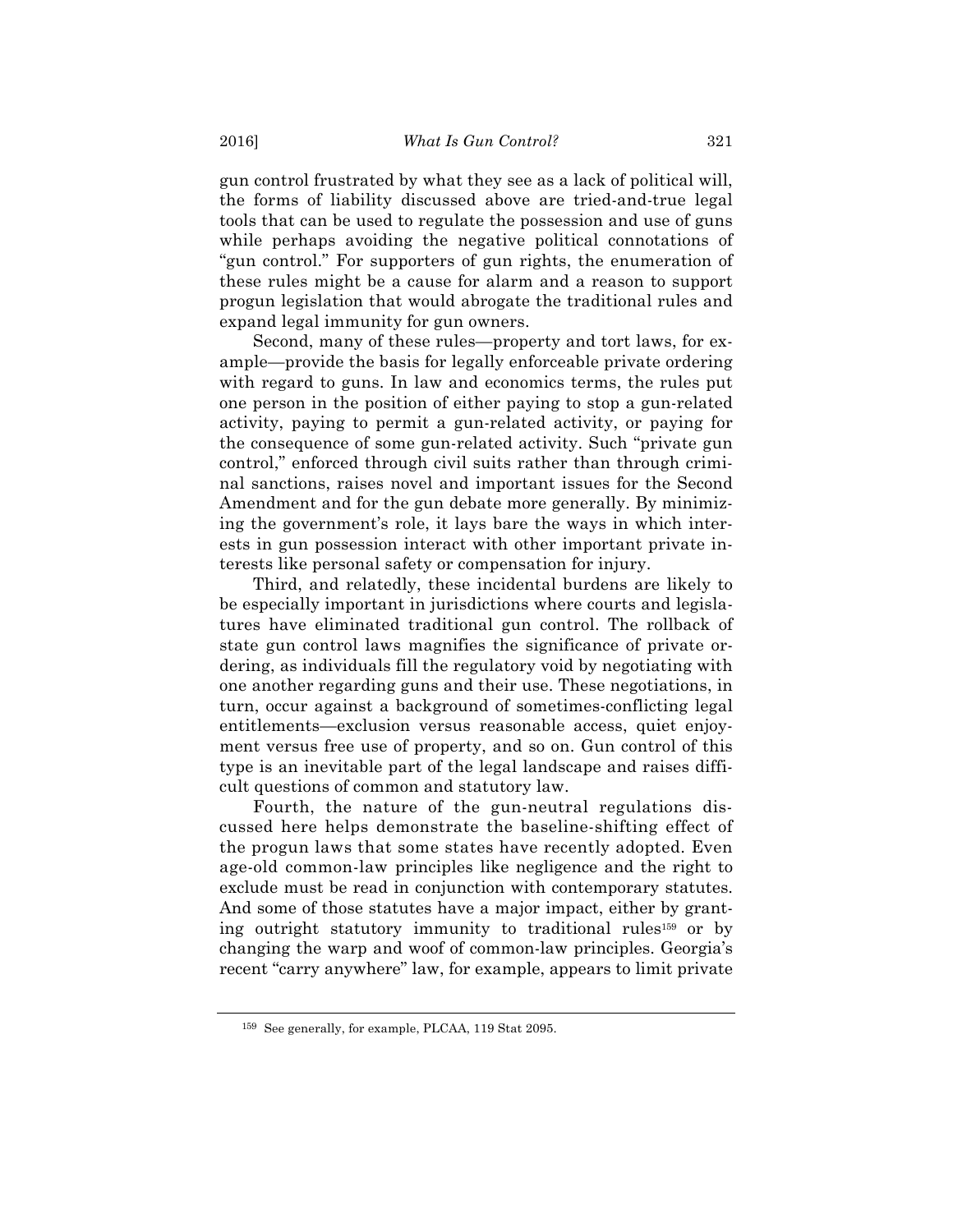gun control frustrated by what they see as a lack of political will, the forms of liability discussed above are tried-and-true legal tools that can be used to regulate the possession and use of guns while perhaps avoiding the negative political connotations of "gun control." For supporters of gun rights, the enumeration of these rules might be a cause for alarm and a reason to support progun legislation that would abrogate the traditional rules and expand legal immunity for gun owners.

Second, many of these rules—property and tort laws, for example—provide the basis for legally enforceable private ordering with regard to guns. In law and economics terms, the rules put one person in the position of either paying to stop a gun-related activity, paying to permit a gun-related activity, or paying for the consequence of some gun-related activity. Such "private gun control," enforced through civil suits rather than through criminal sanctions, raises novel and important issues for the Second Amendment and for the gun debate more generally. By minimizing the government's role, it lays bare the ways in which interests in gun possession interact with other important private interests like personal safety or compensation for injury.

Third, and relatedly, these incidental burdens are likely to be especially important in jurisdictions where courts and legislatures have eliminated traditional gun control. The rollback of state gun control laws magnifies the significance of private ordering, as individuals fill the regulatory void by negotiating with one another regarding guns and their use. These negotiations, in turn, occur against a background of sometimes-conflicting legal entitlements—exclusion versus reasonable access, quiet enjoyment versus free use of property, and so on. Gun control of this type is an inevitable part of the legal landscape and raises difficult questions of common and statutory law.

Fourth, the nature of the gun-neutral regulations discussed here helps demonstrate the baseline-shifting effect of the progun laws that some states have recently adopted. Even age-old common-law principles like negligence and the right to exclude must be read in conjunction with contemporary statutes. And some of those statutes have a major impact, either by granting outright statutory immunity to traditional rules[159] or by changing the warp and woof of common-law principles. Georgia's recent "carry anywhere" law, for example, appears to limit private

[159] See generally, for example, PLCAA, 119 Stat 2095.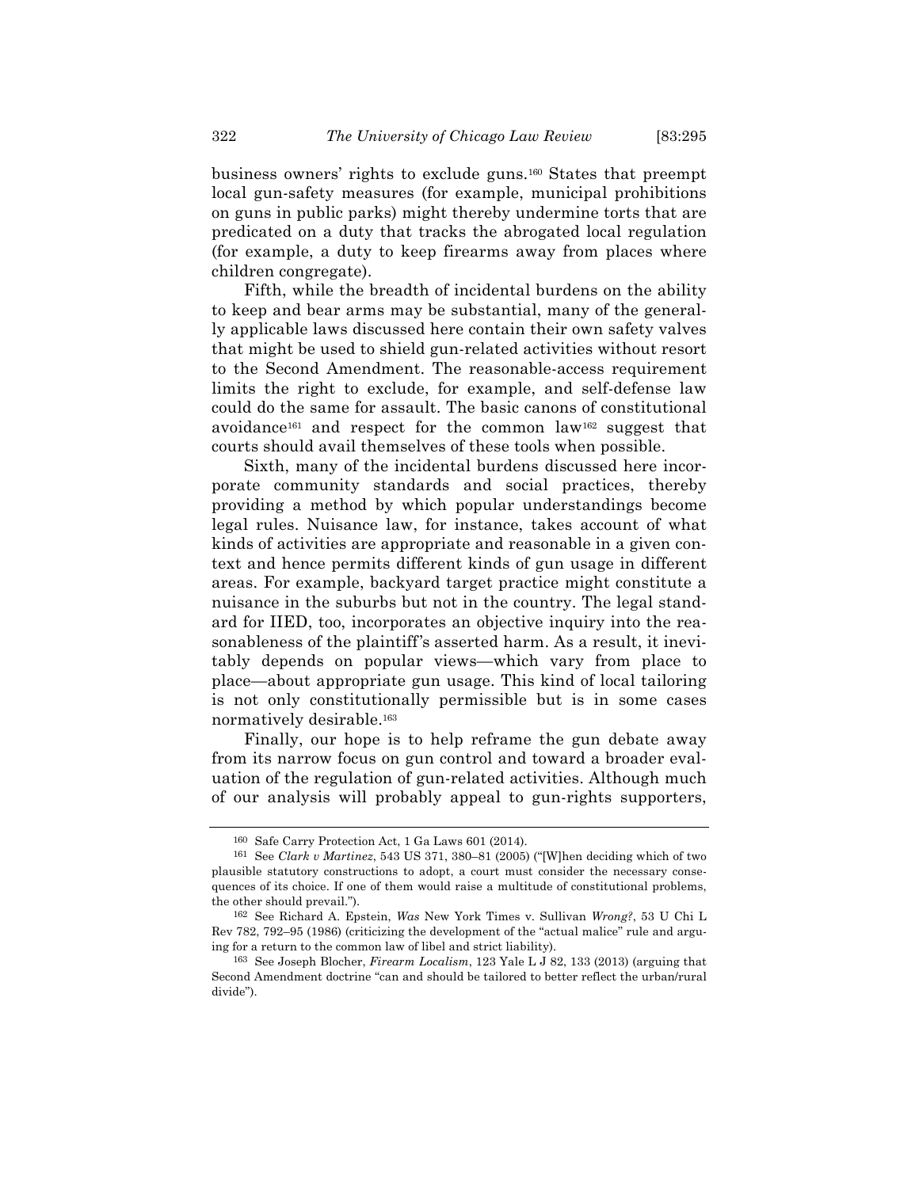business owners' rights to exclude guns.[160] States that preempt local gun-safety measures (for example, municipal prohibitions on guns in public parks) might thereby undermine torts that are predicated on a duty that tracks the abrogated local regulation (for example, a duty to keep firearms away from places where children congregate).

Fifth, while the breadth of incidental burdens on the ability to keep and bear arms may be substantial, many of the generally applicable laws discussed here contain their own safety valves that might be used to shield gun-related activities without resort to the Second Amendment. The reasonable-access requirement limits the right to exclude, for example, and self-defense law could do the same for assault. The basic canons of constitutional avoidance[161] and respect for the common law[162] suggest that courts should avail themselves of these tools when possible.

Sixth, many of the incidental burdens discussed here incorporate community standards and social practices, thereby providing a method by which popular understandings become legal rules. Nuisance law, for instance, takes account of what kinds of activities are appropriate and reasonable in a given context and hence permits different kinds of gun usage in different areas. For example, backyard target practice might constitute a nuisance in the suburbs but not in the country. The legal standard for IIED, too, incorporates an objective inquiry into the reasonableness of the plaintiff's asserted harm. As a result, it inevitably depends on popular views—which vary from place to place—about appropriate gun usage. This kind of local tailoring is not only constitutionally permissible but is in some cases normatively desirable.[163]

Finally, our hope is to help reframe the gun debate away from its narrow focus on gun control and toward a broader evaluation of the regulation of gun-related activities. Although much of our analysis will probably appeal to gun-rights supporters,

---

[160] Safe Carry Protection Act, 1 Ga Laws 601 (2014).

[161] See *Clark v Martinez*, 543 US 371, 380–81 (2005) ("[W]hen deciding which of two plausible statutory constructions to adopt, a court must consider the necessary consequences of its choice. If one of them would raise a multitude of constitutional problems, the other should prevail.").

[162] See Richard A. Epstein, *Was* New York Times v. Sullivan *Wrong?*, 53 U Chi L Rev 782, 792–95 (1986) (criticizing the development of the "actual malice" rule and arguing for a return to the common law of libel and strict liability).

[163] See Joseph Blocher, *Firearm Localism*, 123 Yale L J 82, 133 (2013) (arguing that Second Amendment doctrine "can and should be tailored to better reflect the urban/rural divide").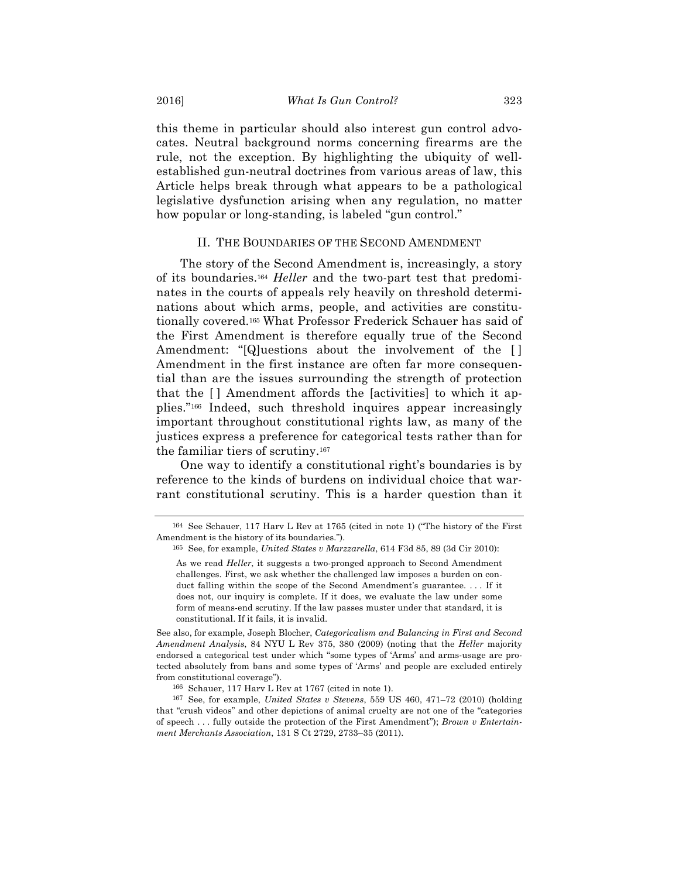this theme in particular should also interest gun control advocates. Neutral background norms concerning firearms are the rule, not the exception. By highlighting the ubiquity of well-established gun-neutral doctrines from various areas of law, this Article helps break through what appears to be a pathological legislative dysfunction arising when any regulation, no matter how popular or long-standing, is labeled "gun control."

## II. THE BOUNDARIES OF THE SECOND AMENDMENT

The story of the Second Amendment is, increasingly, a story of its boundaries.[164] *Heller* and the two-part test that predominates in the courts of appeals rely heavily on threshold determinations about which arms, people, and activities are constitutionally covered.[165] What Professor Frederick Schauer has said of the First Amendment is therefore equally true of the Second Amendment: "[Q]uestions about the involvement of the [ ] Amendment in the first instance are often far more consequential than are the issues surrounding the strength of protection that the [ ] Amendment affords the [activities] to which it applies."[166] Indeed, such threshold inquires appear increasingly important throughout constitutional rights law, as many of the justices express a preference for categorical tests rather than for the familiar tiers of scrutiny.[167]

One way to identify a constitutional right's boundaries is by reference to the kinds of burdens on individual choice that warrant constitutional scrutiny. This is a harder question than it

---

164 See Schauer, 117 Harv L Rev at 1765 (cited in note 1) ("The history of the First Amendment is the history of its boundaries.").

165 See, for example, *United States v Marzzarella*, 614 F3d 85, 89 (3d Cir 2010):

> As we read *Heller*, it suggests a two-pronged approach to Second Amendment challenges. First, we ask whether the challenged law imposes a burden on conduct falling within the scope of the Second Amendment's guarantee. . . . If it does not, our inquiry is complete. If it does, we evaluate the law under some form of means-end scrutiny. If the law passes muster under that standard, it is constitutional. If it fails, it is invalid.

See also, for example, Joseph Blocher, *Categoricalism and Balancing in First and Second Amendment Analysis*, 84 NYU L Rev 375, 380 (2009) (noting that the *Heller* majority endorsed a categorical test under which "some types of 'Arms' and arms-usage are protected absolutely from bans and some types of 'Arms' and people are excluded entirely from constitutional coverage").

166 Schauer, 117 Harv L Rev at 1767 (cited in note 1).

167 See, for example, *United States v Stevens*, 559 US 460, 471–72 (2010) (holding that "crush videos" and other depictions of animal cruelty are not one of the "categories of speech . . . fully outside the protection of the First Amendment"); *Brown v Entertainment Merchants Association*, 131 S Ct 2729, 2733–35 (2011).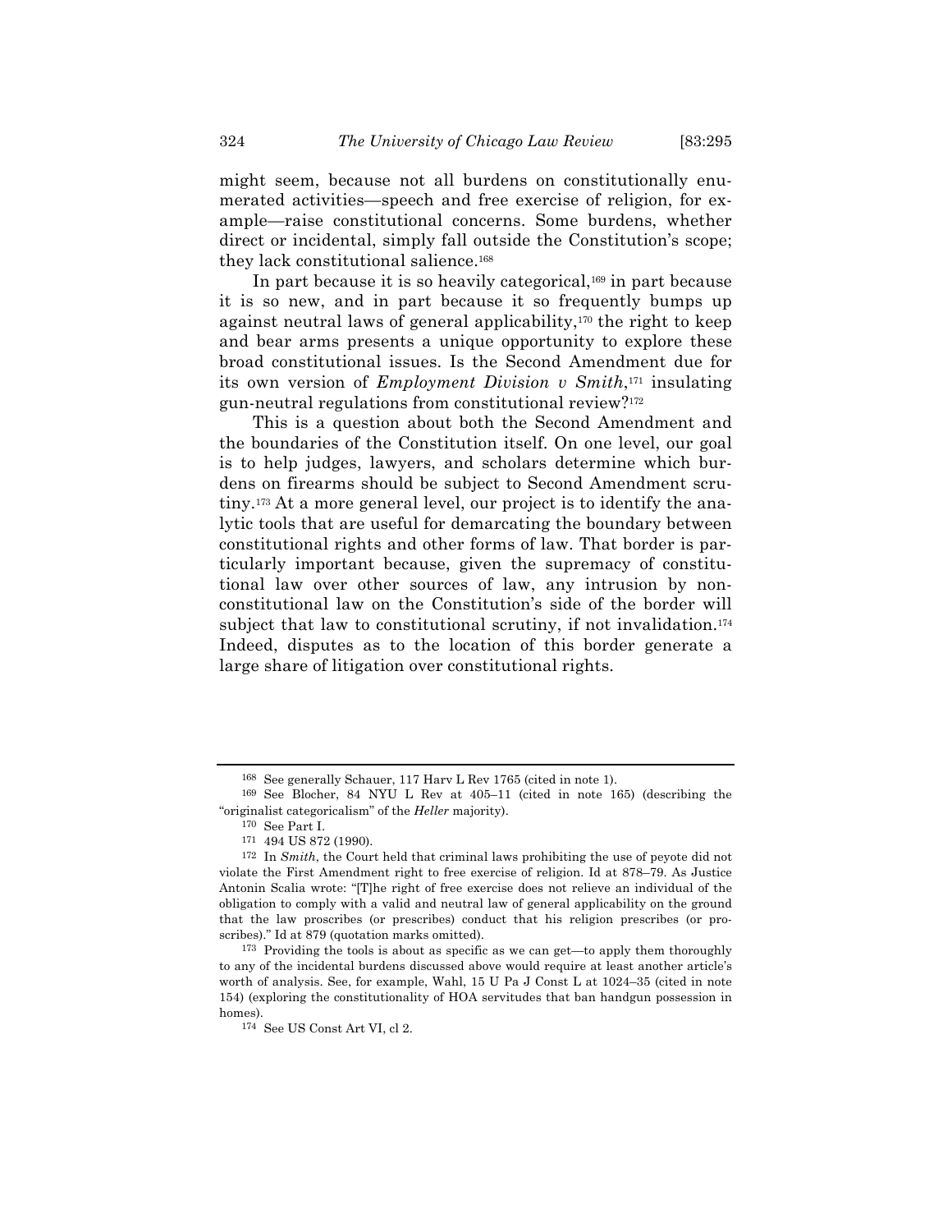might seem, because not all burdens on constitutionally enumerated activities—speech and free exercise of religion, for example—raise constitutional concerns. Some burdens, whether direct or incidental, simply fall outside the Constitution's scope; they lack constitutional salience.[168]

In part because it is so heavily categorical,[169] in part because it is so new, and in part because it so frequently bumps up against neutral laws of general applicability,[170] the right to keep and bear arms presents a unique opportunity to explore these broad constitutional issues. Is the Second Amendment due for its own version of *Employment Division v Smith*,[171] insulating gun-neutral regulations from constitutional review?[172]

This is a question about both the Second Amendment and the boundaries of the Constitution itself. On one level, our goal is to help judges, lawyers, and scholars determine which burdens on firearms should be subject to Second Amendment scrutiny.[173] At a more general level, our project is to identify the analytic tools that are useful for demarcating the boundary between constitutional rights and other forms of law. That border is particularly important because, given the supremacy of constitutional law over other sources of law, any intrusion by nonconstitutional law on the Constitution's side of the border will subject that law to constitutional scrutiny, if not invalidation.[174] Indeed, disputes as to the location of this border generate a large share of litigation over constitutional rights.

---

168 See generally Schauer, 117 Harv L Rev 1765 (cited in note 1).

169 See Blocher, 84 NYU L Rev at 405–11 (cited in note 165) (describing the "originalist categoricalism" of the *Heller* majority).

170 See Part I.

171 494 US 872 (1990).

172 In *Smith*, the Court held that criminal laws prohibiting the use of peyote did not violate the First Amendment right to free exercise of religion. Id at 878–79. As Justice Antonin Scalia wrote: "[T]he right of free exercise does not relieve an individual of the obligation to comply with a valid and neutral law of general applicability on the ground that the law proscribes (or prescribes) conduct that his religion prescribes (or proscribes)." Id at 879 (quotation marks omitted).

173 Providing the tools is about as specific as we can get—to apply them thoroughly to any of the incidental burdens discussed above would require at least another article's worth of analysis. See, for example, Wahl, 15 U Pa J Const L at 1024–35 (cited in note 154) (exploring the constitutionality of HOA servitudes that ban handgun possession in homes).

174 See US Const Art VI, cl 2.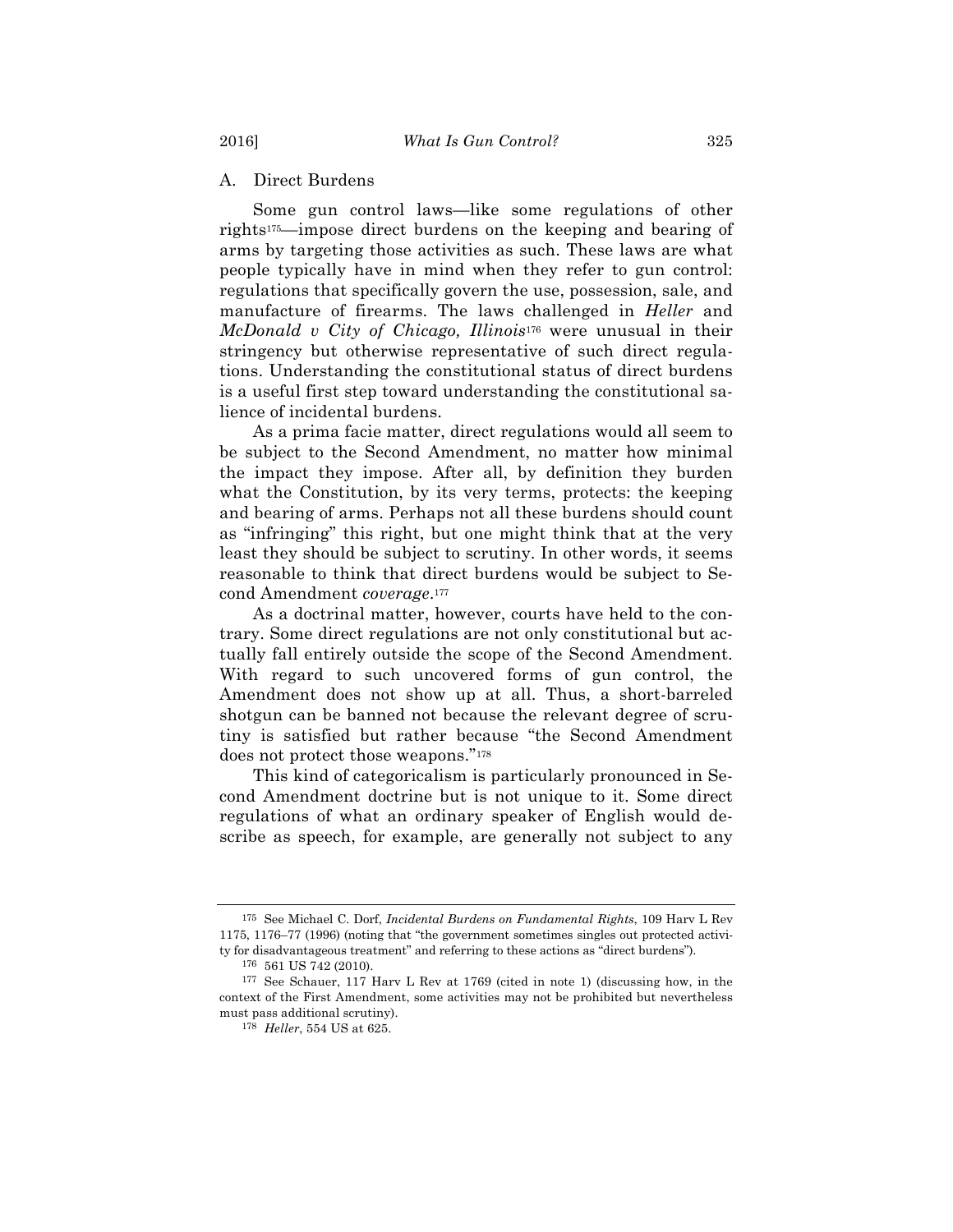## A. Direct Burdens

Some gun control laws—like some regulations of other rights[175]—impose direct burdens on the keeping and bearing of arms by targeting those activities as such. These laws are what people typically have in mind when they refer to gun control: regulations that specifically govern the use, possession, sale, and manufacture of firearms. The laws challenged in *Heller* and *McDonald v City of Chicago, Illinois*[176] were unusual in their stringency but otherwise representative of such direct regulations. Understanding the constitutional status of direct burdens is a useful first step toward understanding the constitutional salience of incidental burdens.

As a prima facie matter, direct regulations would all seem to be subject to the Second Amendment, no matter how minimal the impact they impose. After all, by definition they burden what the Constitution, by its very terms, protects: the keeping and bearing of arms. Perhaps not all these burdens should count as "infringing" this right, but one might think that at the very least they should be subject to scrutiny. In other words, it seems reasonable to think that direct burdens would be subject to Second Amendment *coverage*.[177]

As a doctrinal matter, however, courts have held to the contrary. Some direct regulations are not only constitutional but actually fall entirely outside the scope of the Second Amendment. With regard to such uncovered forms of gun control, the Amendment does not show up at all. Thus, a short-barreled shotgun can be banned not because the relevant degree of scrutiny is satisfied but rather because "the Second Amendment does not protect those weapons."[178]

This kind of categoricalism is particularly pronounced in Second Amendment doctrine but is not unique to it. Some direct regulations of what an ordinary speaker of English would describe as speech, for example, are generally not subject to any

---

[175] See Michael C. Dorf, *Incidental Burdens on Fundamental Rights*, 109 Harv L Rev 1175, 1176–77 (1996) (noting that "the government sometimes singles out protected activity for disadvantageous treatment" and referring to these actions as "direct burdens").

[176] 561 US 742 (2010).

[177] See Schauer, 117 Harv L Rev at 1769 (cited in note 1) (discussing how, in the context of the First Amendment, some activities may not be prohibited but nevertheless must pass additional scrutiny).

[178] *Heller*, 554 US at 625.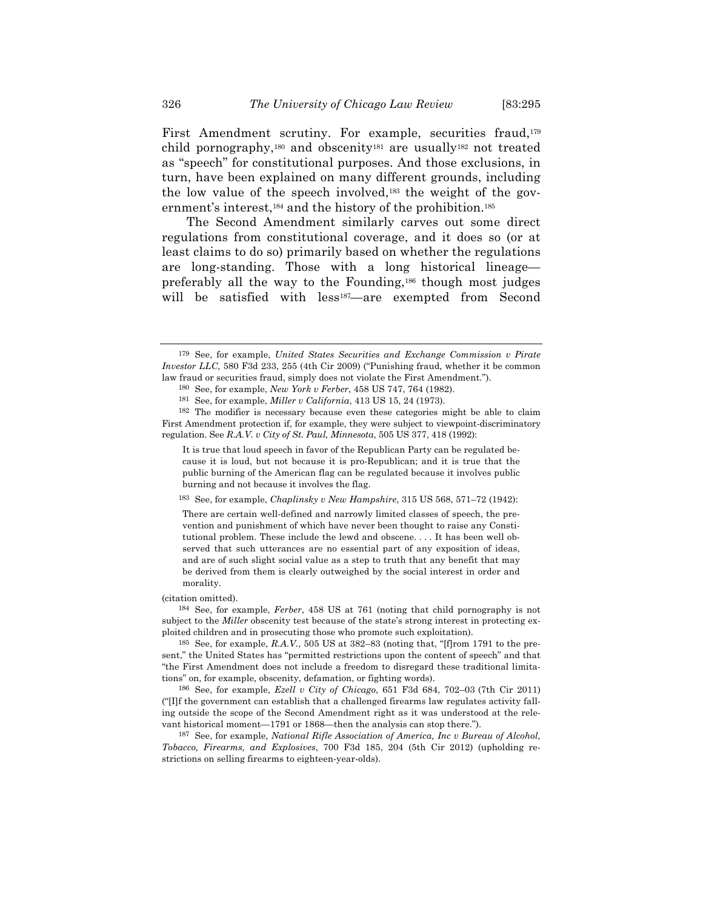First Amendment scrutiny. For example, securities fraud,[179] child pornography,[180] and obscenity[181] are usually[182] not treated as "speech" for constitutional purposes. And those exclusions, in turn, have been explained on many different grounds, including the low value of the speech involved,[183] the weight of the government's interest,[184] and the history of the prohibition.[185]

The Second Amendment similarly carves out some direct regulations from constitutional coverage, and it does so (or at least claims to do so) primarily based on whether the regulations are long-standing. Those with a long historical lineage—preferably all the way to the Founding,[186] though most judges will be satisfied with less[187]—are exempted from Second

---

[179] See, for example, *United States Securities and Exchange Commission v Pirate Investor LLC*, 580 F3d 233, 255 (4th Cir 2009) ("Punishing fraud, whether it be common law fraud or securities fraud, simply does not violate the First Amendment.").

[180] See, for example, *New York v Ferber*, 458 US 747, 764 (1982).

[181] See, for example, *Miller v California*, 413 US 15, 24 (1973).

[182] The modifier is necessary because even these categories might be able to claim First Amendment protection if, for example, they were subject to viewpoint-discriminatory regulation. See *R.A.V. v City of St. Paul, Minnesota*, 505 US 377, 418 (1992):

> It is true that loud speech in favor of the Republican Party can be regulated because it is loud, but not because it is pro-Republican; and it is true that the public burning of the American flag can be regulated because it involves public burning and not because it involves the flag.

[183] See, for example, *Chaplinsky v New Hampshire*, 315 US 568, 571–72 (1942):

> There are certain well-defined and narrowly limited classes of speech, the prevention and punishment of which have never been thought to raise any Constitutional problem. These include the lewd and obscene. . . . It has been well observed that such utterances are no essential part of any exposition of ideas, and are of such slight social value as a step to truth that any benefit that may be derived from them is clearly outweighed by the social interest in order and morality.

(citation omitted).

[184] See, for example, *Ferber*, 458 US at 761 (noting that child pornography is not subject to the *Miller* obscenity test because of the state's strong interest in protecting exploited children and in prosecuting those who promote such exploitation).

[185] See, for example, *R.A.V.*, 505 US at 382–83 (noting that, "[f]rom 1791 to the present," the United States has "permitted restrictions upon the content of speech" and that "the First Amendment does not include a freedom to disregard these traditional limitations" on, for example, obscenity, defamation, or fighting words).

[186] See, for example, *Ezell v City of Chicago*, 651 F3d 684, 702–03 (7th Cir 2011) ("[I]f the government can establish that a challenged firearms law regulates activity falling outside the scope of the Second Amendment right as it was understood at the relevant historical moment—1791 or 1868—then the analysis can stop there.").

[187] See, for example, *National Rifle Association of America, Inc v Bureau of Alcohol, Tobacco, Firearms, and Explosives*, 700 F3d 185, 204 (5th Cir 2012) (upholding restrictions on selling firearms to eighteen-year-olds).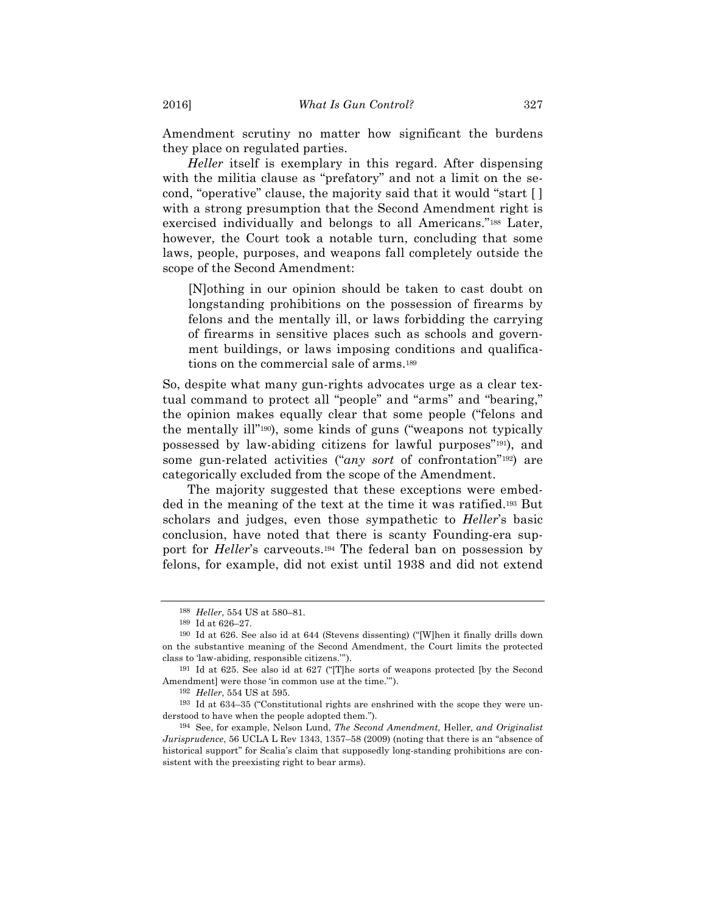Amendment scrutiny no matter how significant the burdens they place on regulated parties.

*Heller* itself is exemplary in this regard. After dispensing with the militia clause as "prefatory" and not a limit on the second, "operative" clause, the majority said that it would "start [ ] with a strong presumption that the Second Amendment right is exercised individually and belongs to all Americans."[188] Later, however, the Court took a notable turn, concluding that some laws, people, purposes, and weapons fall completely outside the scope of the Second Amendment:

> [N]othing in our opinion should be taken to cast doubt on longstanding prohibitions on the possession of firearms by felons and the mentally ill, or laws forbidding the carrying of firearms in sensitive places such as schools and government buildings, or laws imposing conditions and qualifications on the commercial sale of arms.[189]

So, despite what many gun-rights advocates urge as a clear textual command to protect all "people" and "arms" and "bearing," the opinion makes equally clear that some people ("felons and the mentally ill"[190]), some kinds of guns ("weapons not typically possessed by law-abiding citizens for lawful purposes"[191]), and some gun-related activities ("*any sort* of confrontation"[192]) are categorically excluded from the scope of the Amendment.

The majority suggested that these exceptions were embedded in the meaning of the text at the time it was ratified.[193] But scholars and judges, even those sympathetic to *Heller*'s basic conclusion, have noted that there is scanty Founding-era support for *Heller*'s carveouts.[194] The federal ban on possession by felons, for example, did not exist until 1938 and did not extend

---

188 *Heller*, 554 US at 580–81.

189 Id at 626–27.

190 Id at 626. See also id at 644 (Stevens dissenting) ("[W]hen it finally drills down on the substantive meaning of the Second Amendment, the Court limits the protected class to 'law-abiding, responsible citizens.'").

191 Id at 625. See also id at 627 ("[T]he sorts of weapons protected [by the Second Amendment] were those 'in common use at the time.'").

192 *Heller*, 554 US at 595.

193 Id at 634–35 ("Constitutional rights are enshrined with the scope they were understood to have when the people adopted them.").

194 See, for example, Nelson Lund, *The Second Amendment,* Heller*, and Originalist Jurisprudence*, 56 UCLA L Rev 1343, 1357–58 (2009) (noting that there is an "absence of historical support" for Scalia's claim that supposedly long-standing prohibitions are consistent with the preexisting right to bear arms).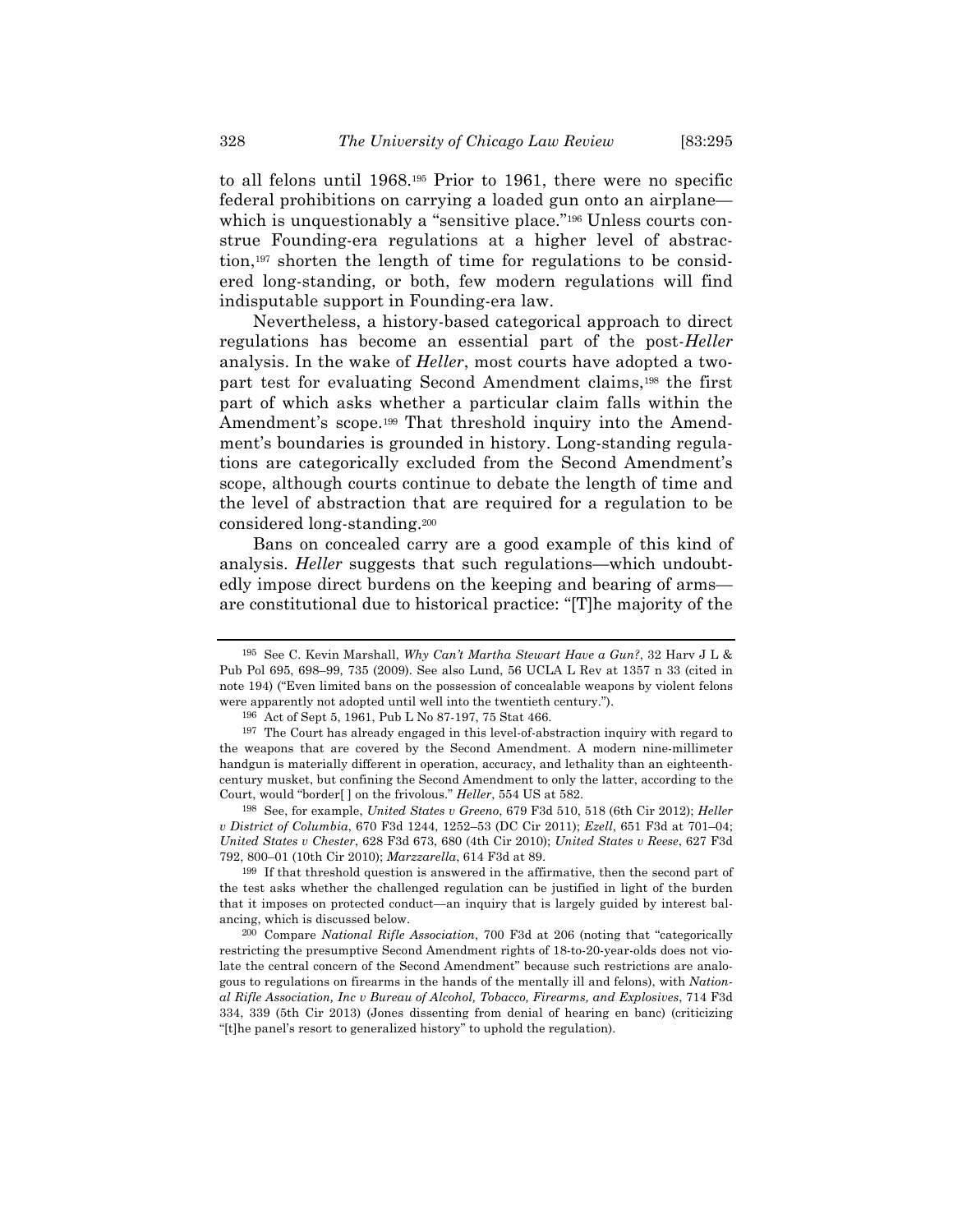to all felons until 1968.[195] Prior to 1961, there were no specific federal prohibitions on carrying a loaded gun onto an airplane—which is unquestionably a "sensitive place."[196] Unless courts construe Founding-era regulations at a higher level of abstraction,[197] shorten the length of time for regulations to be considered long-standing, or both, few modern regulations will find indisputable support in Founding-era law.

Nevertheless, a history-based categorical approach to direct regulations has become an essential part of the post-*Heller* analysis. In the wake of *Heller*, most courts have adopted a two-part test for evaluating Second Amendment claims,[198] the first part of which asks whether a particular claim falls within the Amendment's scope.[199] That threshold inquiry into the Amendment's boundaries is grounded in history. Long-standing regulations are categorically excluded from the Second Amendment's scope, although courts continue to debate the length of time and the level of abstraction that are required for a regulation to be considered long-standing.[200]

Bans on concealed carry are a good example of this kind of analysis. *Heller* suggests that such regulations—which undoubtedly impose direct burdens on the keeping and bearing of arms—are constitutional due to historical practice: "[T]he majority of the

---

[195] See C. Kevin Marshall, *Why Can't Martha Stewart Have a Gun?*, 32 Harv J L & Pub Pol 695, 698–99, 735 (2009). See also Lund, 56 UCLA L Rev at 1357 n 33 (cited in note 194) ("Even limited bans on the possession of concealable weapons by violent felons were apparently not adopted until well into the twentieth century.").

[196] Act of Sept 5, 1961, Pub L No 87-197, 75 Stat 466.

[197] The Court has already engaged in this level-of-abstraction inquiry with regard to the weapons that are covered by the Second Amendment. A modern nine-millimeter handgun is materially different in operation, accuracy, and lethality than an eighteenth-century musket, but confining the Second Amendment to only the latter, according to the Court, would "border[ ] on the frivolous." *Heller*, 554 US at 582.

[198] See, for example, *United States v Greeno*, 679 F3d 510, 518 (6th Cir 2012); *Heller v District of Columbia*, 670 F3d 1244, 1252–53 (DC Cir 2011); *Ezell*, 651 F3d at 701–04; *United States v Chester*, 628 F3d 673, 680 (4th Cir 2010); *United States v Reese*, 627 F3d 792, 800–01 (10th Cir 2010); *Marzzarella*, 614 F3d at 89.

[199] If that threshold question is answered in the affirmative, then the second part of the test asks whether the challenged regulation can be justified in light of the burden that it imposes on protected conduct—an inquiry that is largely guided by interest balancing, which is discussed below.

[200] Compare *National Rifle Association*, 700 F3d at 206 (noting that "categorically restricting the presumptive Second Amendment rights of 18-to-20-year-olds does not violate the central concern of the Second Amendment" because such restrictions are analogous to regulations on firearms in the hands of the mentally ill and felons), with *National Rifle Association, Inc v Bureau of Alcohol, Tobacco, Firearms, and Explosives*, 714 F3d 334, 339 (5th Cir 2013) (Jones dissenting from denial of hearing en banc) (criticizing "[t]he panel's resort to generalized history" to uphold the regulation).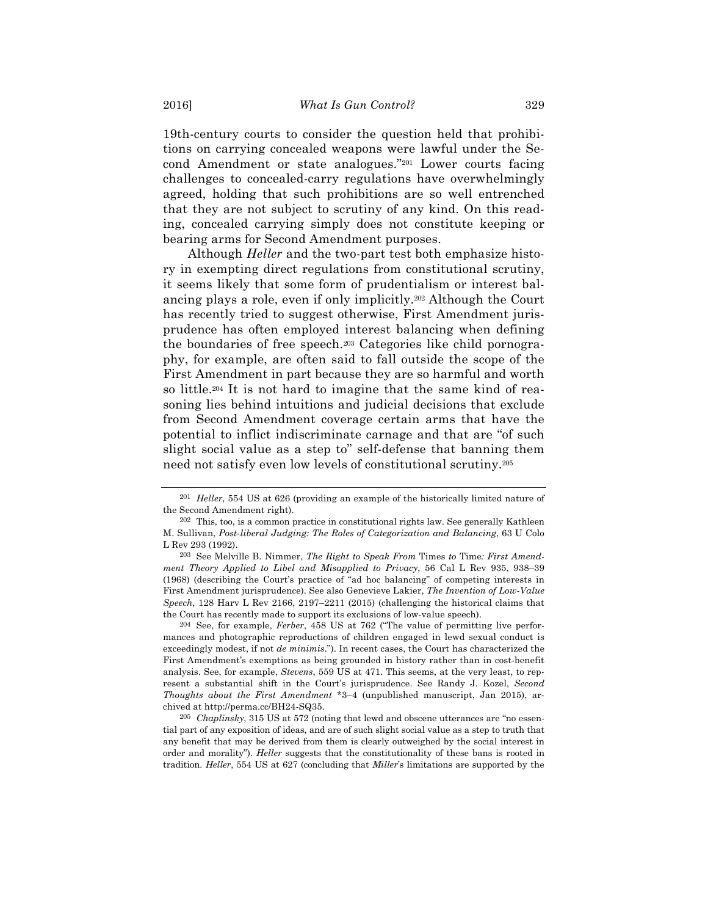19th-century courts to consider the question held that prohibitions on carrying concealed weapons were lawful under the Second Amendment or state analogues."[201] Lower courts facing challenges to concealed-carry regulations have overwhelmingly agreed, holding that such prohibitions are so well entrenched that they are not subject to scrutiny of any kind. On this reading, concealed carrying simply does not constitute keeping or bearing arms for Second Amendment purposes.

Although *Heller* and the two-part test both emphasize history in exempting direct regulations from constitutional scrutiny, it seems likely that some form of prudentialism or interest balancing plays a role, even if only implicitly.[202] Although the Court has recently tried to suggest otherwise, First Amendment jurisprudence has often employed interest balancing when defining the boundaries of free speech.[203] Categories like child pornography, for example, are often said to fall outside the scope of the First Amendment in part because they are so harmful and worth so little.[204] It is not hard to imagine that the same kind of reasoning lies behind intuitions and judicial decisions that exclude from Second Amendment coverage certain arms that have the potential to inflict indiscriminate carnage and that are "of such slight social value as a step to" self-defense that banning them need not satisfy even low levels of constitutional scrutiny.[205]

---

[201] *Heller*, 554 US at 626 (providing an example of the historically limited nature of the Second Amendment right).

[202] This, too, is a common practice in constitutional rights law. See generally Kathleen M. Sullivan, *Post-liberal Judging: The Roles of Categorization and Balancing*, 63 U Colo L Rev 293 (1992).

[203] See Melville B. Nimmer, *The Right to Speak From* Times *to* Time*: First Amendment Theory Applied to Libel and Misapplied to Privacy*, 56 Cal L Rev 935, 938–39 (1968) (describing the Court's practice of "ad hoc balancing" of competing interests in First Amendment jurisprudence). See also Genevieve Lakier, *The Invention of Low-Value Speech*, 128 Harv L Rev 2166, 2197–2211 (2015) (challenging the historical claims that the Court has recently made to support its exclusions of low-value speech).

[204] See, for example, *Ferber*, 458 US at 762 ("The value of permitting live performances and photographic reproductions of children engaged in lewd sexual conduct is exceedingly modest, if not *de minimis*."). In recent cases, the Court has characterized the First Amendment's exemptions as being grounded in history rather than in cost-benefit analysis. See, for example, *Stevens*, 559 US at 471. This seems, at the very least, to represent a substantial shift in the Court's jurisprudence. See Randy J. Kozel, *Second Thoughts about the First Amendment* *3–4 (unpublished manuscript, Jan 2015), archived at http://perma.cc/BH24-SQ35.

[205] *Chaplinsky*, 315 US at 572 (noting that lewd and obscene utterances are "no essential part of any exposition of ideas, and are of such slight social value as a step to truth that any benefit that may be derived from them is clearly outweighed by the social interest in order and morality"). *Heller* suggests that the constitutionality of these bans is rooted in tradition. *Heller*, 554 US at 627 (concluding that *Miller*'s limitations are supported by the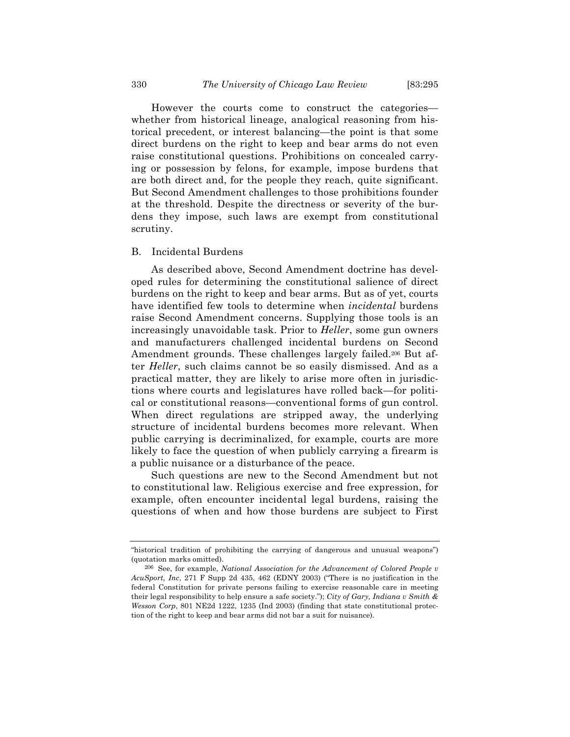However the courts come to construct the categories—whether from historical lineage, analogical reasoning from historical precedent, or interest balancing—the point is that some direct burdens on the right to keep and bear arms do not even raise constitutional questions. Prohibitions on concealed carrying or possession by felons, for example, impose burdens that are both direct and, for the people they reach, quite significant. But Second Amendment challenges to those prohibitions founder at the threshold. Despite the directness or severity of the burdens they impose, such laws are exempt from constitutional scrutiny.

## B. Incidental Burdens

As described above, Second Amendment doctrine has developed rules for determining the constitutional salience of direct burdens on the right to keep and bear arms. But as of yet, courts have identified few tools to determine when *incidental* burdens raise Second Amendment concerns. Supplying those tools is an increasingly unavoidable task. Prior to *Heller*, some gun owners and manufacturers challenged incidental burdens on Second Amendment grounds. These challenges largely failed.[206] But after *Heller*, such claims cannot be so easily dismissed. And as a practical matter, they are likely to arise more often in jurisdictions where courts and legislatures have rolled back—for political or constitutional reasons—conventional forms of gun control. When direct regulations are stripped away, the underlying structure of incidental burdens becomes more relevant. When public carrying is decriminalized, for example, courts are more likely to face the question of when publicly carrying a firearm is a public nuisance or a disturbance of the peace.

Such questions are new to the Second Amendment but not to constitutional law. Religious exercise and free expression, for example, often encounter incidental legal burdens, raising the questions of when and how those burdens are subject to First

---

"historical tradition of prohibiting the carrying of dangerous and unusual weapons") (quotation marks omitted).

[206] See, for example, *National Association for the Advancement of Colored People v AcuSport, Inc*, 271 F Supp 2d 435, 462 (EDNY 2003) ("There is no justification in the federal Constitution for private persons failing to exercise reasonable care in meeting their legal responsibility to help ensure a safe society."); *City of Gary, Indiana v Smith & Wesson Corp*, 801 NE2d 1222, 1235 (Ind 2003) (finding that state constitutional protection of the right to keep and bear arms did not bar a suit for nuisance).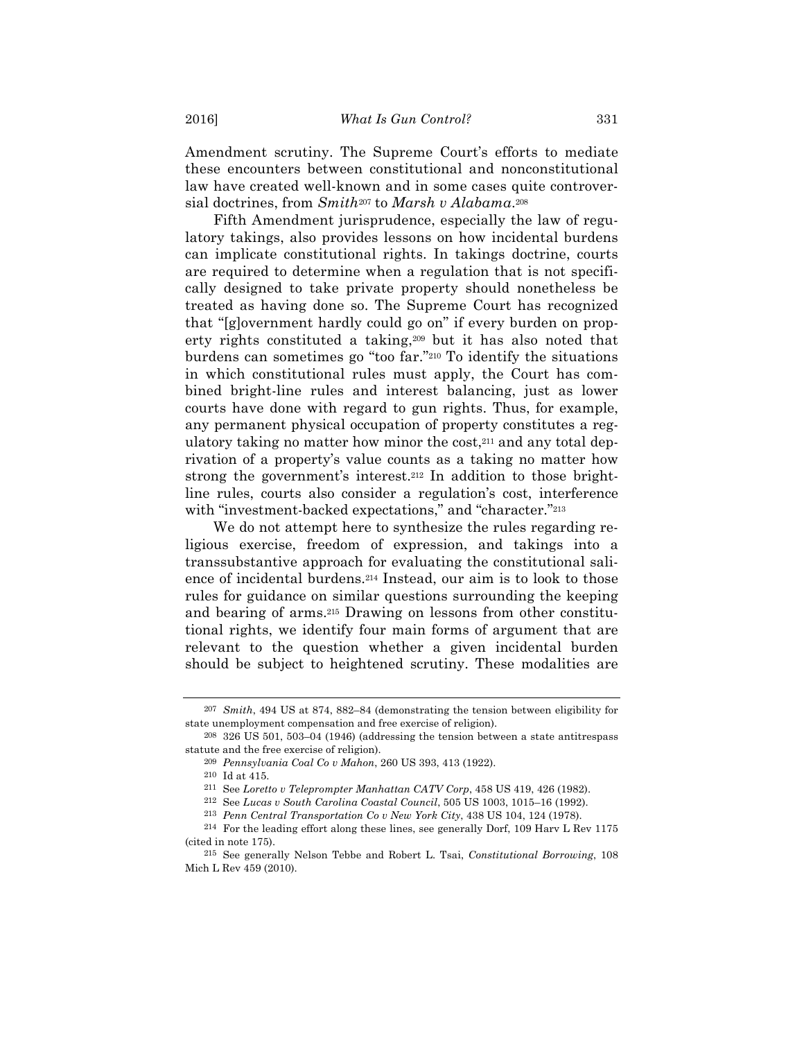Amendment scrutiny. The Supreme Court's efforts to mediate these encounters between constitutional and nonconstitutional law have created well-known and in some cases quite controversial doctrines, from *Smith*[207] to *Marsh v Alabama*.[208]

Fifth Amendment jurisprudence, especially the law of regulatory takings, also provides lessons on how incidental burdens can implicate constitutional rights. In takings doctrine, courts are required to determine when a regulation that is not specifically designed to take private property should nonetheless be treated as having done so. The Supreme Court has recognized that "[g]overnment hardly could go on" if every burden on property rights constituted a taking,[209] but it has also noted that burdens can sometimes go "too far."[210] To identify the situations in which constitutional rules must apply, the Court has combined bright-line rules and interest balancing, just as lower courts have done with regard to gun rights. Thus, for example, any permanent physical occupation of property constitutes a regulatory taking no matter how minor the cost,[211] and any total deprivation of a property's value counts as a taking no matter how strong the government's interest.[212] In addition to those bright-line rules, courts also consider a regulation's cost, interference with "investment-backed expectations," and "character."[213]

We do not attempt here to synthesize the rules regarding religious exercise, freedom of expression, and takings into a transsubstantive approach for evaluating the constitutional salience of incidental burdens.[214] Instead, our aim is to look to those rules for guidance on similar questions surrounding the keeping and bearing of arms.[215] Drawing on lessons from other constitutional rights, we identify four main forms of argument that are relevant to the question whether a given incidental burden should be subject to heightened scrutiny. These modalities are

---

[207] *Smith*, 494 US at 874, 882–84 (demonstrating the tension between eligibility for state unemployment compensation and free exercise of religion).

[208] 326 US 501, 503–04 (1946) (addressing the tension between a state antitrespass statute and the free exercise of religion).

[209] *Pennsylvania Coal Co v Mahon*, 260 US 393, 413 (1922).

[210] Id at 415.

[211] See *Loretto v Teleprompter Manhattan CATV Corp*, 458 US 419, 426 (1982).

[212] See *Lucas v South Carolina Coastal Council*, 505 US 1003, 1015–16 (1992).

[213] *Penn Central Transportation Co v New York City*, 438 US 104, 124 (1978).

[214] For the leading effort along these lines, see generally Dorf, 109 Harv L Rev 1175 (cited in note 175).

[215] See generally Nelson Tebbe and Robert L. Tsai, *Constitutional Borrowing*, 108 Mich L Rev 459 (2010).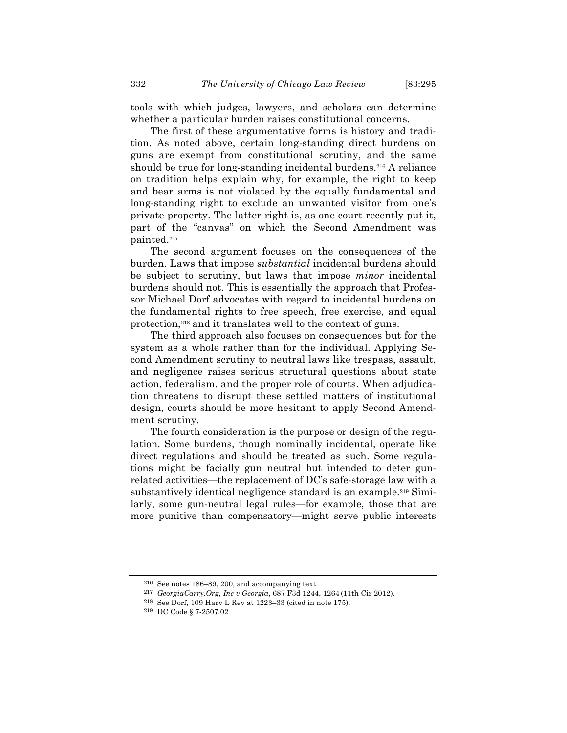tools with which judges, lawyers, and scholars can determine whether a particular burden raises constitutional concerns.

The first of these argumentative forms is history and tradition. As noted above, certain long-standing direct burdens on guns are exempt from constitutional scrutiny, and the same should be true for long-standing incidental burdens.[216] A reliance on tradition helps explain why, for example, the right to keep and bear arms is not violated by the equally fundamental and long-standing right to exclude an unwanted visitor from one's private property. The latter right is, as one court recently put it, part of the "canvas" on which the Second Amendment was painted.[217]

The second argument focuses on the consequences of the burden. Laws that impose *substantial* incidental burdens should be subject to scrutiny, but laws that impose *minor* incidental burdens should not. This is essentially the approach that Professor Michael Dorf advocates with regard to incidental burdens on the fundamental rights to free speech, free exercise, and equal protection,[218] and it translates well to the context of guns.

The third approach also focuses on consequences but for the system as a whole rather than for the individual. Applying Second Amendment scrutiny to neutral laws like trespass, assault, and negligence raises serious structural questions about state action, federalism, and the proper role of courts. When adjudication threatens to disrupt these settled matters of institutional design, courts should be more hesitant to apply Second Amendment scrutiny.

The fourth consideration is the purpose or design of the regulation. Some burdens, though nominally incidental, operate like direct regulations and should be treated as such. Some regulations might be facially gun neutral but intended to deter gun-related activities—the replacement of DC's safe-storage law with a substantively identical negligence standard is an example.[219] Similarly, some gun-neutral legal rules—for example, those that are more punitive than compensatory—might serve public interests

---

[216] See notes 186–89, 200, and accompanying text.

[217] *GeorgiaCarry.Org, Inc v Georgia*, 687 F3d 1244, 1264 (11th Cir 2012).

[218] See Dorf, 109 Harv L Rev at 1223–33 (cited in note 175).

[219] DC Code § 7-2507.02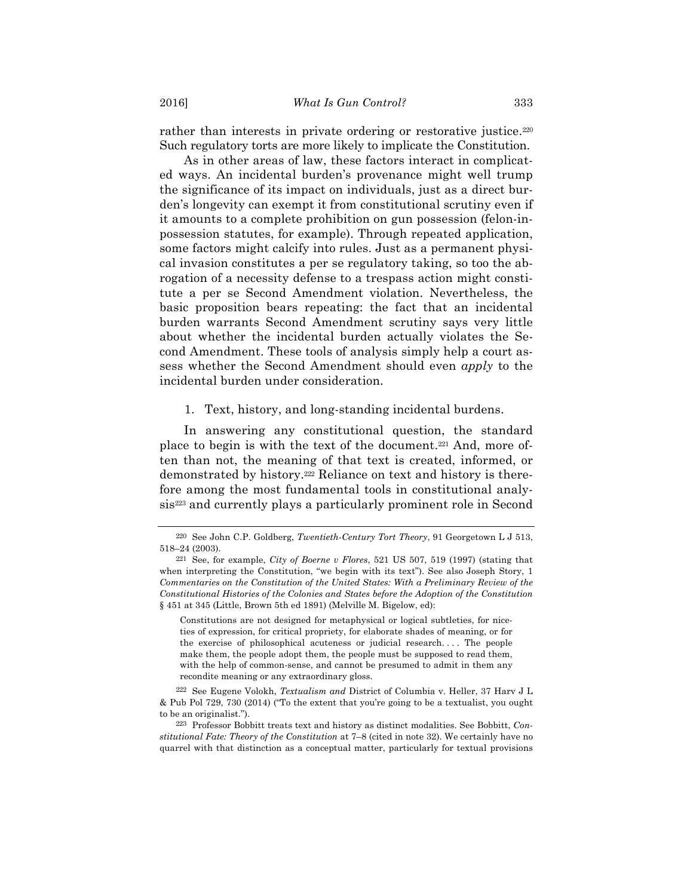rather than interests in private ordering or restorative justice.[220] Such regulatory torts are more likely to implicate the Constitution.

As in other areas of law, these factors interact in complicated ways. An incidental burden's provenance might well trump the significance of its impact on individuals, just as a direct burden's longevity can exempt it from constitutional scrutiny even if it amounts to a complete prohibition on gun possession (felon-in-possession statutes, for example). Through repeated application, some factors might calcify into rules. Just as a permanent physical invasion constitutes a per se regulatory taking, so too the abrogation of a necessity defense to a trespass action might constitute a per se Second Amendment violation. Nevertheless, the basic proposition bears repeating: the fact that an incidental burden warrants Second Amendment scrutiny says very little about whether the incidental burden actually violates the Second Amendment. These tools of analysis simply help a court assess whether the Second Amendment should even *apply* to the incidental burden under consideration.

1. Text, history, and long-standing incidental burdens.

In answering any constitutional question, the standard place to begin is with the text of the document.[221] And, more often than not, the meaning of that text is created, informed, or demonstrated by history.[222] Reliance on text and history is therefore among the most fundamental tools in constitutional analysis[223] and currently plays a particularly prominent role in Second

---

[220] See John C.P. Goldberg, *Twentieth-Century Tort Theory*, 91 Georgetown L J 513, 518–24 (2003).

[221] See, for example, *City of Boerne v Flores*, 521 US 507, 519 (1997) (stating that when interpreting the Constitution, "we begin with its text"). See also Joseph Story, 1 *Commentaries on the Constitution of the United States: With a Preliminary Review of the Constitutional Histories of the Colonies and States before the Adoption of the Constitution* § 451 at 345 (Little, Brown 5th ed 1891) (Melville M. Bigelow, ed):

> Constitutions are not designed for metaphysical or logical subtleties, for niceties of expression, for critical propriety, for elaborate shades of meaning, or for the exercise of philosophical acuteness or judicial research. . . . The people make them, the people adopt them, the people must be supposed to read them, with the help of common-sense, and cannot be presumed to admit in them any recondite meaning or any extraordinary gloss.

[222] See Eugene Volokh, *Textualism and* District of Columbia v. Heller, 37 Harv J L & Pub Pol 729, 730 (2014) ("To the extent that you're going to be a textualist, you ought to be an originalist.").

[223] Professor Bobbitt treats text and history as distinct modalities. See Bobbitt, *Constitutional Fate: Theory of the Constitution* at 7–8 (cited in note 32). We certainly have no quarrel with that distinction as a conceptual matter, particularly for textual provisions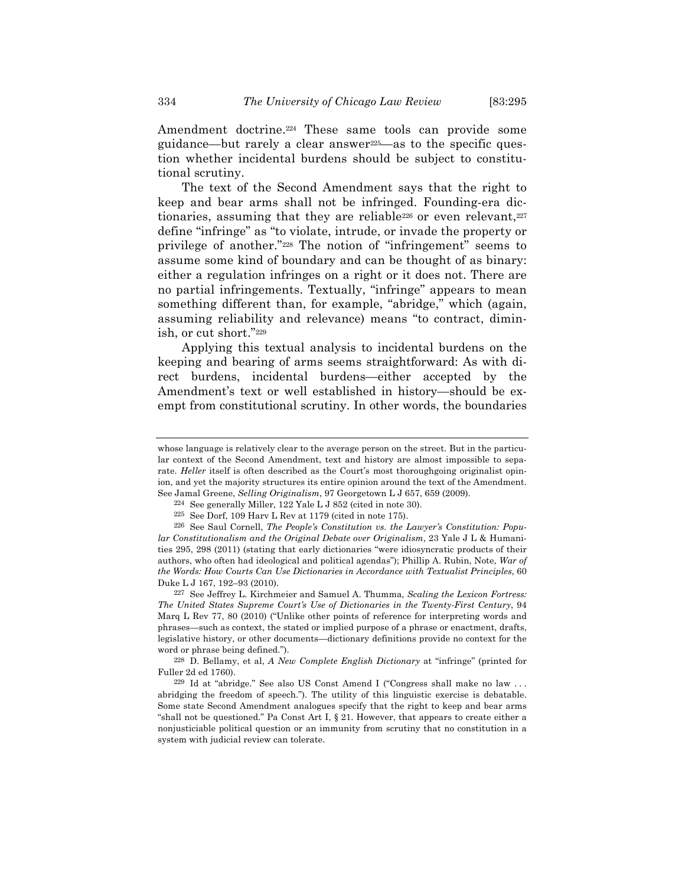Amendment doctrine.[224] These same tools can provide some guidance—but rarely a clear answer[225]—as to the specific question whether incidental burdens should be subject to constitutional scrutiny.

The text of the Second Amendment says that the right to keep and bear arms shall not be infringed. Founding-era dictionaries, assuming that they are reliable[226] or even relevant,[227] define "infringe" as "to violate, intrude, or invade the property or privilege of another."[228] The notion of "infringement" seems to assume some kind of boundary and can be thought of as binary: either a regulation infringes on a right or it does not. There are no partial infringements. Textually, "infringe" appears to mean something different than, for example, "abridge," which (again, assuming reliability and relevance) means "to contract, diminish, or cut short."[229]

Applying this textual analysis to incidental burdens on the keeping and bearing of arms seems straightforward: As with direct burdens, incidental burdens—either accepted by the Amendment's text or well established in history—should be exempt from constitutional scrutiny. In other words, the boundaries

---

whose language is relatively clear to the average person on the street. But in the particular context of the Second Amendment, text and history are almost impossible to separate. *Heller* itself is often described as the Court's most thoroughgoing originalist opinion, and yet the majority structures its entire opinion around the text of the Amendment. See Jamal Greene, *Selling Originalism*, 97 Georgetown L J 657, 659 (2009).

[224] See generally Miller, 122 Yale L J 852 (cited in note 30).

[225] See Dorf, 109 Harv L Rev at 1179 (cited in note 175).

[226] See Saul Cornell, *The People's Constitution vs. the Lawyer's Constitution: Popular Constitutionalism and the Original Debate over Originalism*, 23 Yale J L & Humanities 295, 298 (2011) (stating that early dictionaries "were idiosyncratic products of their authors, who often had ideological and political agendas"); Phillip A. Rubin, Note, *War of the Words: How Courts Can Use Dictionaries in Accordance with Textualist Principles*, 60 Duke L J 167, 192–93 (2010).

[227] See Jeffrey L. Kirchmeier and Samuel A. Thumma, *Scaling the Lexicon Fortress: The United States Supreme Court's Use of Dictionaries in the Twenty-First Century*, 94 Marq L Rev 77, 80 (2010) ("Unlike other points of reference for interpreting words and phrases—such as context, the stated or implied purpose of a phrase or enactment, drafts, legislative history, or other documents—dictionary definitions provide no context for the word or phrase being defined.").

[228] D. Bellamy, et al, *A New Complete English Dictionary* at "infringe" (printed for Fuller 2d ed 1760).

[229] Id at "abridge." See also US Const Amend I ("Congress shall make no law . . . abridging the freedom of speech."). The utility of this linguistic exercise is debatable. Some state Second Amendment analogues specify that the right to keep and bear arms "shall not be questioned." Pa Const Art I, § 21. However, that appears to create either a nonjusticiable political question or an immunity from scrutiny that no constitution in a system with judicial review can tolerate.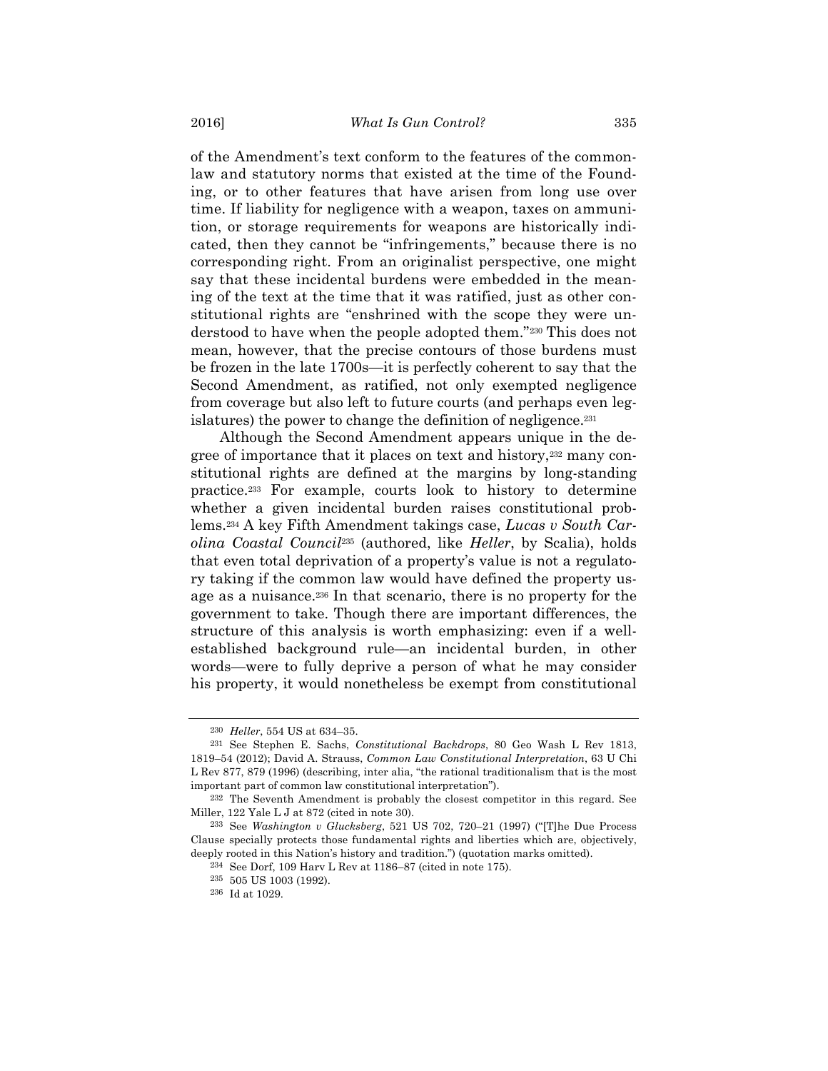of the Amendment's text conform to the features of the common-law and statutory norms that existed at the time of the Founding, or to other features that have arisen from long use over time. If liability for negligence with a weapon, taxes on ammunition, or storage requirements for weapons are historically indicated, then they cannot be "infringements," because there is no corresponding right. From an originalist perspective, one might say that these incidental burdens were embedded in the meaning of the text at the time that it was ratified, just as other constitutional rights are "enshrined with the scope they were understood to have when the people adopted them."[230] This does not mean, however, that the precise contours of those burdens must be frozen in the late 1700s—it is perfectly coherent to say that the Second Amendment, as ratified, not only exempted negligence from coverage but also left to future courts (and perhaps even legislatures) the power to change the definition of negligence.[231]

Although the Second Amendment appears unique in the degree of importance that it places on text and history,[232] many constitutional rights are defined at the margins by long-standing practice.[233] For example, courts look to history to determine whether a given incidental burden raises constitutional problems.[234] A key Fifth Amendment takings case, *Lucas v South Carolina Coastal Council*[235] (authored, like *Heller*, by Scalia), holds that even total deprivation of a property's value is not a regulatory taking if the common law would have defined the property usage as a nuisance.[236] In that scenario, there is no property for the government to take. Though there are important differences, the structure of this analysis is worth emphasizing: even if a well-established background rule—an incidental burden, in other words—were to fully deprive a person of what he may consider his property, it would nonetheless be exempt from constitutional

---

[230] *Heller*, 554 US at 634–35.

[231] See Stephen E. Sachs, *Constitutional Backdrops*, 80 Geo Wash L Rev 1813, 1819–54 (2012); David A. Strauss, *Common Law Constitutional Interpretation*, 63 U Chi L Rev 877, 879 (1996) (describing, inter alia, "the rational traditionalism that is the most important part of common law constitutional interpretation").

[232] The Seventh Amendment is probably the closest competitor in this regard. See Miller, 122 Yale L J at 872 (cited in note 30).

[233] See *Washington v Glucksberg*, 521 US 702, 720–21 (1997) ("[T]he Due Process Clause specially protects those fundamental rights and liberties which are, objectively, deeply rooted in this Nation's history and tradition.") (quotation marks omitted).

[234] See Dorf, 109 Harv L Rev at 1186–87 (cited in note 175).

[235] 505 US 1003 (1992).

[236] Id at 1029.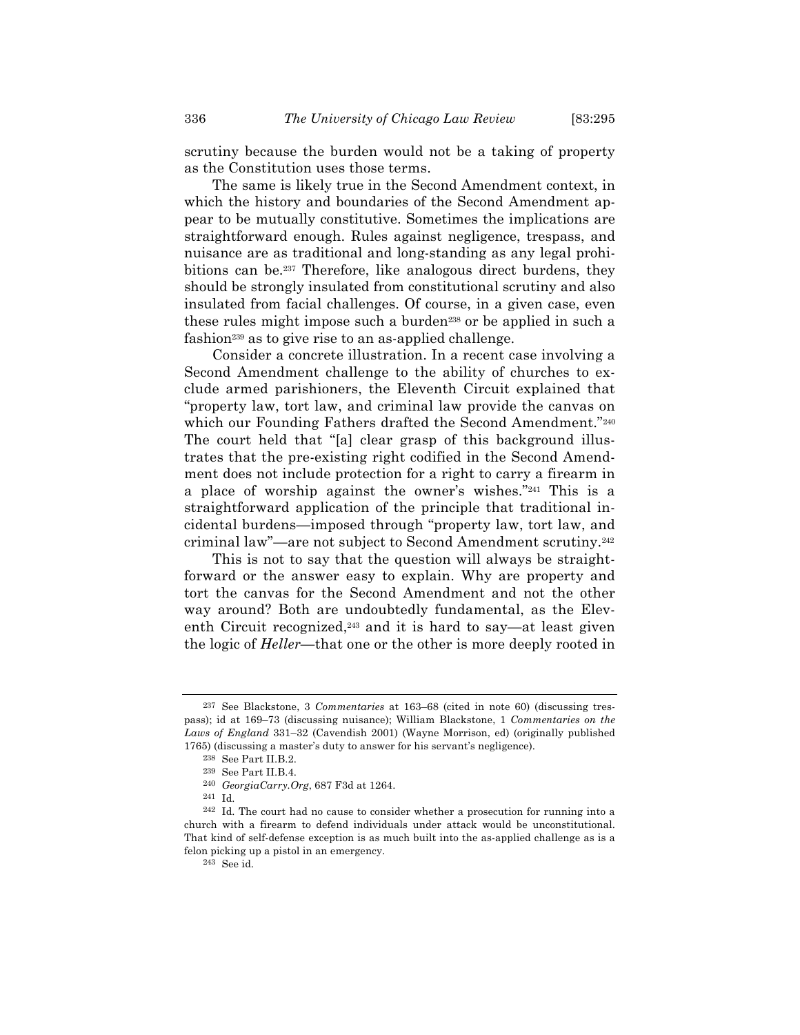scrutiny because the burden would not be a taking of property as the Constitution uses those terms.

The same is likely true in the Second Amendment context, in which the history and boundaries of the Second Amendment appear to be mutually constitutive. Sometimes the implications are straightforward enough. Rules against negligence, trespass, and nuisance are as traditional and long-standing as any legal prohibitions can be.[237] Therefore, like analogous direct burdens, they should be strongly insulated from constitutional scrutiny and also insulated from facial challenges. Of course, in a given case, even these rules might impose such a burden[238] or be applied in such a fashion[239] as to give rise to an as-applied challenge.

Consider a concrete illustration. In a recent case involving a Second Amendment challenge to the ability of churches to exclude armed parishioners, the Eleventh Circuit explained that "property law, tort law, and criminal law provide the canvas on which our Founding Fathers drafted the Second Amendment."[240] The court held that "[a] clear grasp of this background illustrates that the pre-existing right codified in the Second Amendment does not include protection for a right to carry a firearm in a place of worship against the owner's wishes."[241] This is a straightforward application of the principle that traditional incidental burdens—imposed through "property law, tort law, and criminal law"—are not subject to Second Amendment scrutiny.[242]

This is not to say that the question will always be straightforward or the answer easy to explain. Why are property and tort the canvas for the Second Amendment and not the other way around? Both are undoubtedly fundamental, as the Eleventh Circuit recognized,[243] and it is hard to say—at least given the logic of *Heller*—that one or the other is more deeply rooted in

---

[237] See Blackstone, 3 *Commentaries* at 163–68 (cited in note 60) (discussing trespass); id at 169–73 (discussing nuisance); William Blackstone, 1 *Commentaries on the Laws of England* 331–32 (Cavendish 2001) (Wayne Morrison, ed) (originally published 1765) (discussing a master's duty to answer for his servant's negligence).

[238] See Part II.B.2.

[239] See Part II.B.4.

[240] *GeorgiaCarry.Org*, 687 F3d at 1264.

[241] Id.

[242] Id. The court had no cause to consider whether a prosecution for running into a church with a firearm to defend individuals under attack would be unconstitutional. That kind of self-defense exception is as much built into the as-applied challenge as is a felon picking up a pistol in an emergency.

[243] See id.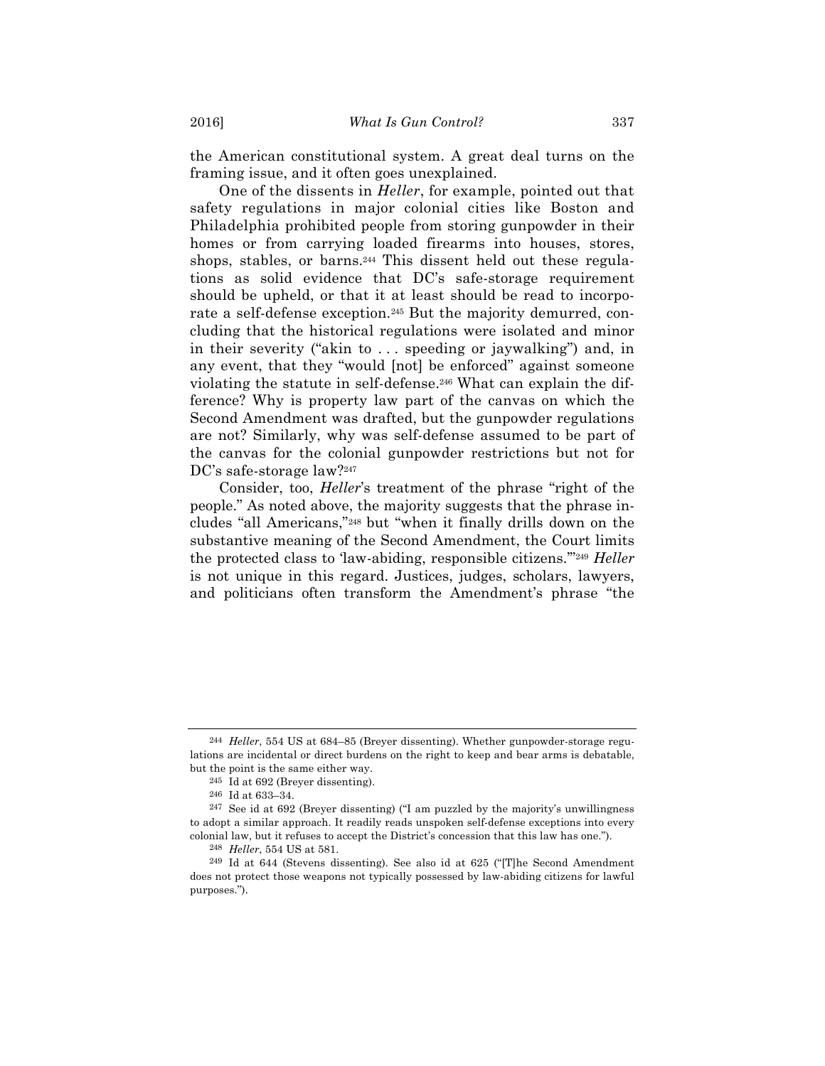the American constitutional system. A great deal turns on the framing issue, and it often goes unexplained.

One of the dissents in *Heller*, for example, pointed out that safety regulations in major colonial cities like Boston and Philadelphia prohibited people from storing gunpowder in their homes or from carrying loaded firearms into houses, stores, shops, stables, or barns.[244] This dissent held out these regulations as solid evidence that DC's safe-storage requirement should be upheld, or that it at least should be read to incorporate a self-defense exception.[245] But the majority demurred, concluding that the historical regulations were isolated and minor in their severity ("akin to . . . speeding or jaywalking") and, in any event, that they "would [not] be enforced" against someone violating the statute in self-defense.[246] What can explain the difference? Why is property law part of the canvas on which the Second Amendment was drafted, but the gunpowder regulations are not? Similarly, why was self-defense assumed to be part of the canvas for the colonial gunpowder restrictions but not for DC's safe-storage law?[247]

Consider, too, *Heller*'s treatment of the phrase "right of the people." As noted above, the majority suggests that the phrase includes "all Americans,"[248] but "when it finally drills down on the substantive meaning of the Second Amendment, the Court limits the protected class to 'law-abiding, responsible citizens.'"[249] *Heller* is not unique in this regard. Justices, judges, scholars, lawyers, and politicians often transform the Amendment's phrase "the

---

[244] *Heller*, 554 US at 684–85 (Breyer dissenting). Whether gunpowder-storage regulations are incidental or direct burdens on the right to keep and bear arms is debatable, but the point is the same either way.

[245] Id at 692 (Breyer dissenting).

[246] Id at 633–34.

[247] See id at 692 (Breyer dissenting) ("I am puzzled by the majority's unwillingness to adopt a similar approach. It readily reads unspoken self-defense exceptions into every colonial law, but it refuses to accept the District's concession that this law has one.").

[248] *Heller*, 554 US at 581.

[249] Id at 644 (Stevens dissenting). See also id at 625 ("[T]he Second Amendment does not protect those weapons not typically possessed by law-abiding citizens for lawful purposes.").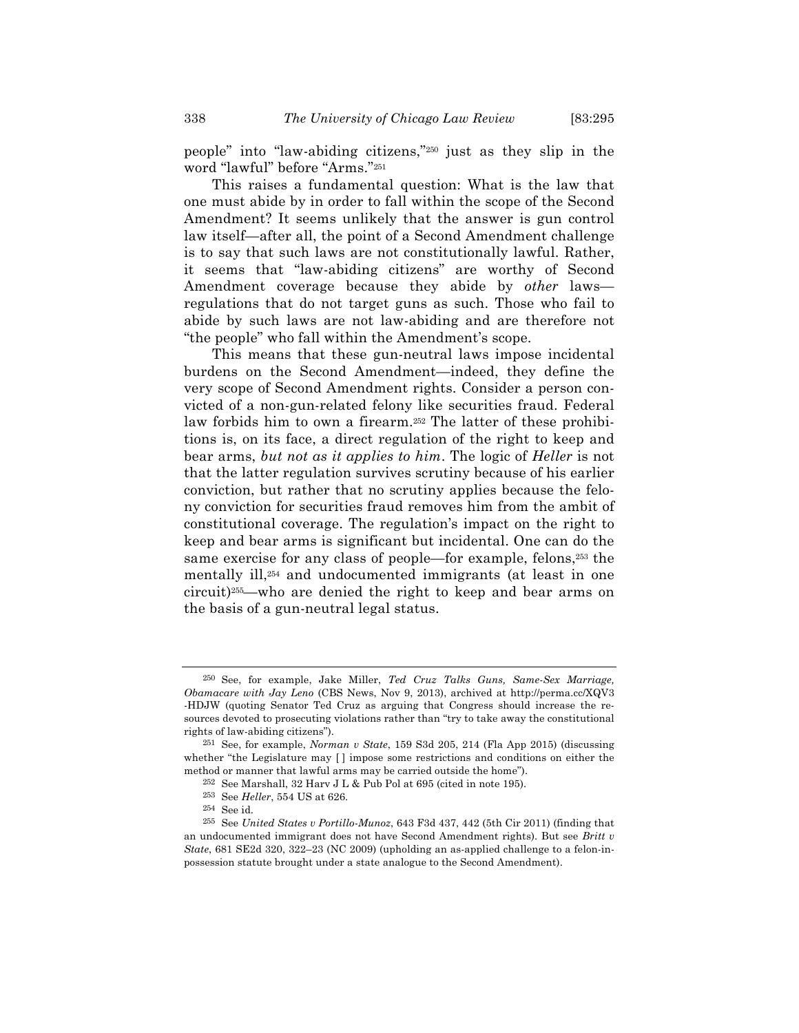people" into "law-abiding citizens,"[250] just as they slip in the word "lawful" before "Arms."[251]

This raises a fundamental question: What is the law that one must abide by in order to fall within the scope of the Second Amendment? It seems unlikely that the answer is gun control law itself—after all, the point of a Second Amendment challenge is to say that such laws are not constitutionally lawful. Rather, it seems that "law-abiding citizens" are worthy of Second Amendment coverage because they abide by *other* laws—regulations that do not target guns as such. Those who fail to abide by such laws are not law-abiding and are therefore not "the people" who fall within the Amendment's scope.

This means that these gun-neutral laws impose incidental burdens on the Second Amendment—indeed, they define the very scope of Second Amendment rights. Consider a person convicted of a non-gun-related felony like securities fraud. Federal law forbids him to own a firearm.[252] The latter of these prohibitions is, on its face, a direct regulation of the right to keep and bear arms, *but not as it applies to him*. The logic of *Heller* is not that the latter regulation survives scrutiny because of his earlier conviction, but rather that no scrutiny applies because the felony conviction for securities fraud removes him from the ambit of constitutional coverage. The regulation's impact on the right to keep and bear arms is significant but incidental. One can do the same exercise for any class of people—for example, felons,[253] the mentally ill,[254] and undocumented immigrants (at least in one circuit)[255]—who are denied the right to keep and bear arms on the basis of a gun-neutral legal status.

---

[250] See, for example, Jake Miller, *Ted Cruz Talks Guns, Same-Sex Marriage, Obamacare with Jay Leno* (CBS News, Nov 9, 2013), archived at http://perma.cc/XQV3-HDJW (quoting Senator Ted Cruz as arguing that Congress should increase the resources devoted to prosecuting violations rather than "try to take away the constitutional rights of law-abiding citizens").

[251] See, for example, *Norman v State*, 159 S3d 205, 214 (Fla App 2015) (discussing whether "the Legislature may [ ] impose some restrictions and conditions on either the method or manner that lawful arms may be carried outside the home").

[252] See Marshall, 32 Harv J L & Pub Pol at 695 (cited in note 195).

[253] See *Heller*, 554 US at 626.

[254] See id.

[255] See *United States v Portillo-Munoz*, 643 F3d 437, 442 (5th Cir 2011) (finding that an undocumented immigrant does not have Second Amendment rights). But see *Britt v State*, 681 SE2d 320, 322–23 (NC 2009) (upholding an as-applied challenge to a felon-in-possession statute brought under a state analogue to the Second Amendment).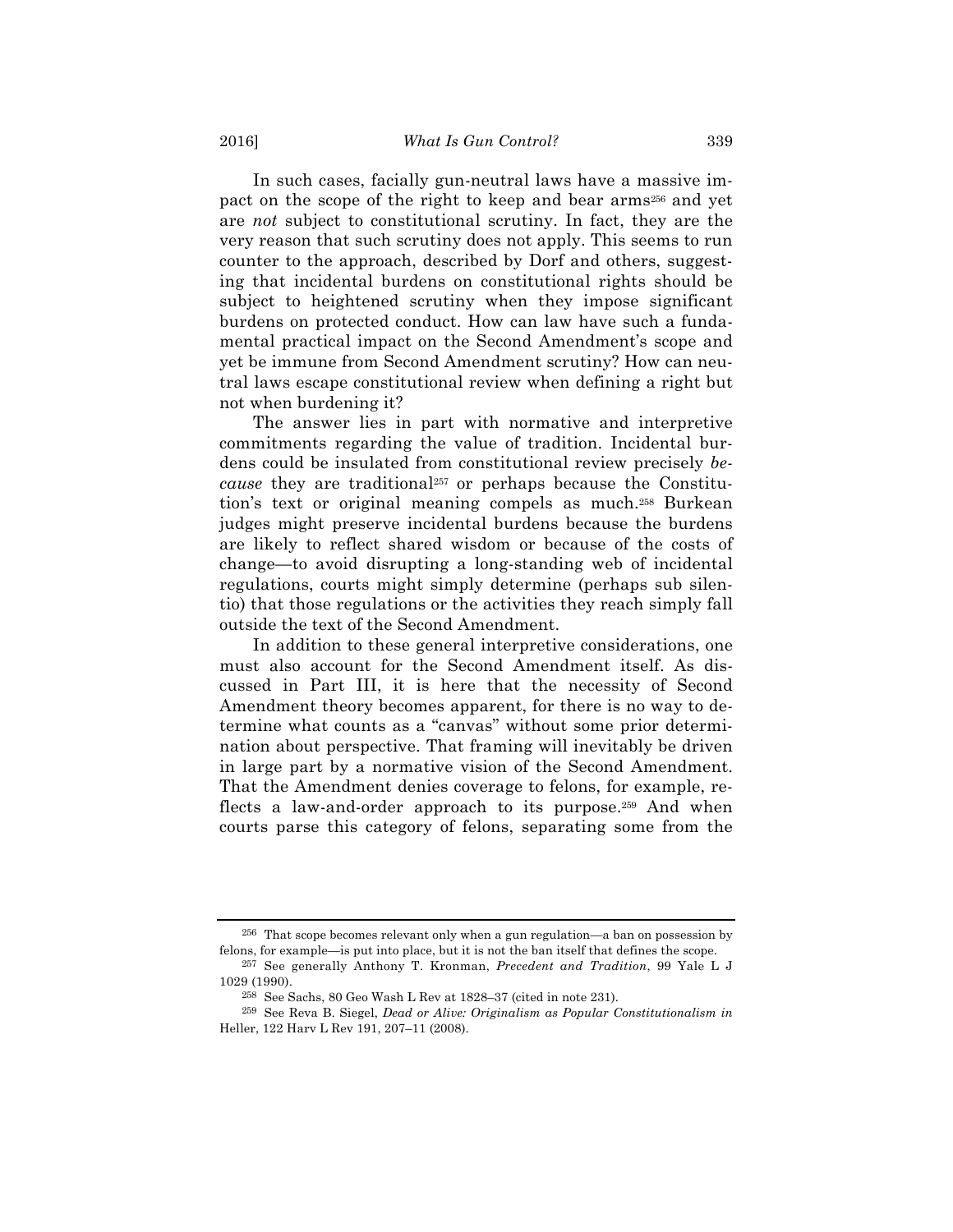In such cases, facially gun-neutral laws have a massive impact on the scope of the right to keep and bear arms[256] and yet are *not* subject to constitutional scrutiny. In fact, they are the very reason that such scrutiny does not apply. This seems to run counter to the approach, described by Dorf and others, suggesting that incidental burdens on constitutional rights should be subject to heightened scrutiny when they impose significant burdens on protected conduct. How can law have such a fundamental practical impact on the Second Amendment's scope and yet be immune from Second Amendment scrutiny? How can neutral laws escape constitutional review when defining a right but not when burdening it?

The answer lies in part with normative and interpretive commitments regarding the value of tradition. Incidental burdens could be insulated from constitutional review precisely *because* they are traditional[257] or perhaps because the Constitution's text or original meaning compels as much.[258] Burkean judges might preserve incidental burdens because the burdens are likely to reflect shared wisdom or because of the costs of change—to avoid disrupting a long-standing web of incidental regulations, courts might simply determine (perhaps sub silentio) that those regulations or the activities they reach simply fall outside the text of the Second Amendment.

In addition to these general interpretive considerations, one must also account for the Second Amendment itself. As discussed in Part III, it is here that the necessity of Second Amendment theory becomes apparent, for there is no way to determine what counts as a "canvas" without some prior determination about perspective. That framing will inevitably be driven in large part by a normative vision of the Second Amendment. That the Amendment denies coverage to felons, for example, reflects a law-and-order approach to its purpose.[259] And when courts parse this category of felons, separating some from the

---

[256] That scope becomes relevant only when a gun regulation—a ban on possession by felons, for example—is put into place, but it is not the ban itself that defines the scope.

[257] See generally Anthony T. Kronman, *Precedent and Tradition*, 99 Yale L J 1029 (1990).

[258] See Sachs, 80 Geo Wash L Rev at 1828–37 (cited in note 231).

[259] See Reva B. Siegel, *Dead or Alive: Originalism as Popular Constitutionalism in* Heller, 122 Harv L Rev 191, 207–11 (2008).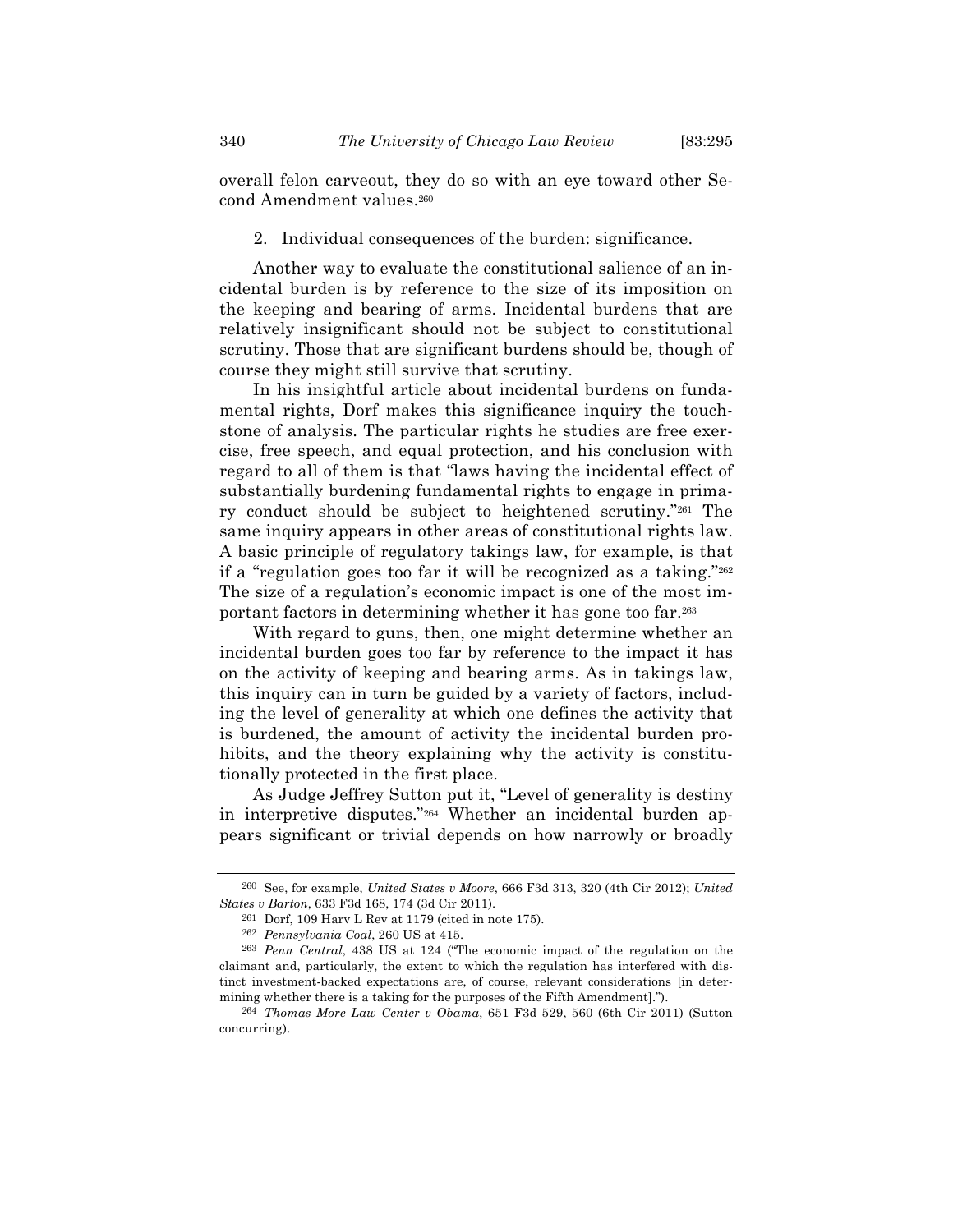overall felon carveout, they do so with an eye toward other Second Amendment values.[260]

### 2. Individual consequences of the burden: significance.

Another way to evaluate the constitutional salience of an incidental burden is by reference to the size of its imposition on the keeping and bearing of arms. Incidental burdens that are relatively insignificant should not be subject to constitutional scrutiny. Those that are significant burdens should be, though of course they might still survive that scrutiny.

In his insightful article about incidental burdens on fundamental rights, Dorf makes this significance inquiry the touchstone of analysis. The particular rights he studies are free exercise, free speech, and equal protection, and his conclusion with regard to all of them is that "laws having the incidental effect of substantially burdening fundamental rights to engage in primary conduct should be subject to heightened scrutiny."[261] The same inquiry appears in other areas of constitutional rights law. A basic principle of regulatory takings law, for example, is that if a "regulation goes too far it will be recognized as a taking."[262] The size of a regulation's economic impact is one of the most important factors in determining whether it has gone too far.[263]

With regard to guns, then, one might determine whether an incidental burden goes too far by reference to the impact it has on the activity of keeping and bearing arms. As in takings law, this inquiry can in turn be guided by a variety of factors, including the level of generality at which one defines the activity that is burdened, the amount of activity the incidental burden prohibits, and the theory explaining why the activity is constitutionally protected in the first place.

As Judge Jeffrey Sutton put it, "Level of generality is destiny in interpretive disputes."[264] Whether an incidental burden appears significant or trivial depends on how narrowly or broadly

---

[260] See, for example, *United States v Moore*, 666 F3d 313, 320 (4th Cir 2012); *United States v Barton*, 633 F3d 168, 174 (3d Cir 2011).

[261] Dorf, 109 Harv L Rev at 1179 (cited in note 175).

[262] *Pennsylvania Coal*, 260 US at 415.

[263] *Penn Central*, 438 US at 124 ("The economic impact of the regulation on the claimant and, particularly, the extent to which the regulation has interfered with distinct investment-backed expectations are, of course, relevant considerations [in determining whether there is a taking for the purposes of the Fifth Amendment].").

[264] *Thomas More Law Center v Obama*, 651 F3d 529, 560 (6th Cir 2011) (Sutton concurring).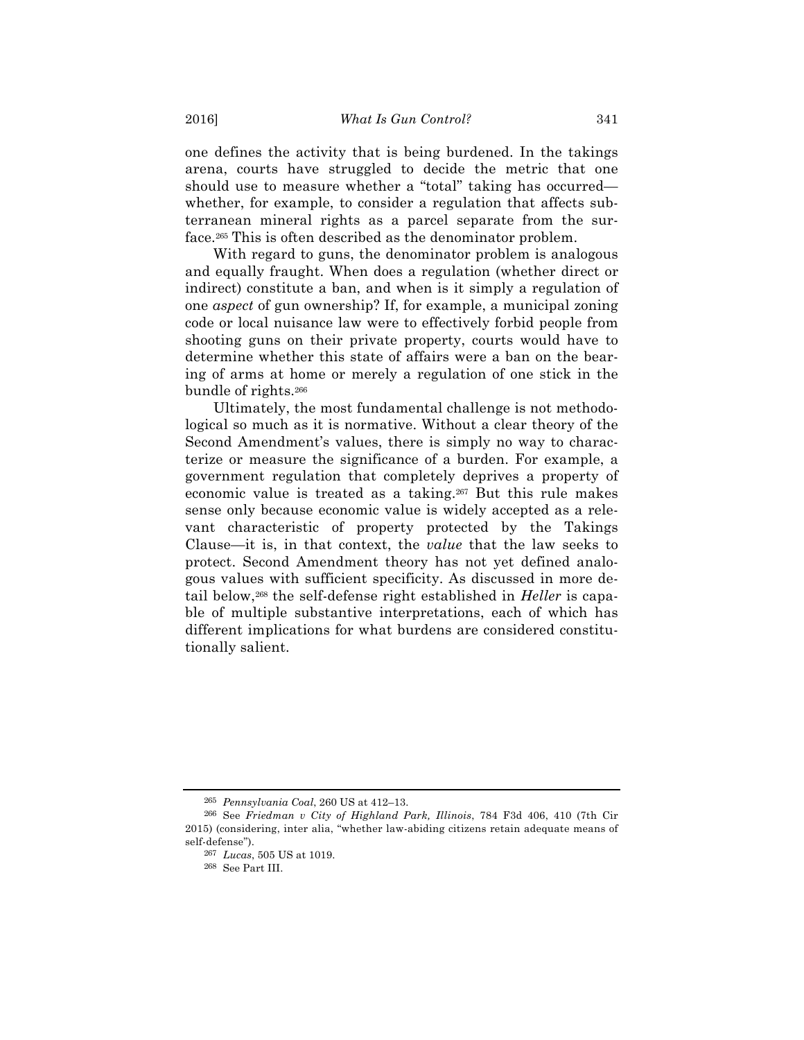one defines the activity that is being burdened. In the takings arena, courts have struggled to decide the metric that one should use to measure whether a "total" taking has occurred—whether, for example, to consider a regulation that affects subterranean mineral rights as a parcel separate from the surface.[265] This is often described as the denominator problem.

With regard to guns, the denominator problem is analogous and equally fraught. When does a regulation (whether direct or indirect) constitute a ban, and when is it simply a regulation of one *aspect* of gun ownership? If, for example, a municipal zoning code or local nuisance law were to effectively forbid people from shooting guns on their private property, courts would have to determine whether this state of affairs were a ban on the bearing of arms at home or merely a regulation of one stick in the bundle of rights.[266]

Ultimately, the most fundamental challenge is not methodological so much as it is normative. Without a clear theory of the Second Amendment's values, there is simply no way to characterize or measure the significance of a burden. For example, a government regulation that completely deprives a property of economic value is treated as a taking.[267] But this rule makes sense only because economic value is widely accepted as a relevant characteristic of property protected by the Takings Clause—it is, in that context, the *value* that the law seeks to protect. Second Amendment theory has not yet defined analogous values with sufficient specificity. As discussed in more detail below,[268] the self-defense right established in *Heller* is capable of multiple substantive interpretations, each of which has different implications for what burdens are considered constitutionally salient.

---

[265] *Pennsylvania Coal*, 260 US at 412–13.

[266] See *Friedman v City of Highland Park, Illinois*, 784 F3d 406, 410 (7th Cir 2015) (considering, inter alia, "whether law-abiding citizens retain adequate means of self-defense").

[267] *Lucas*, 505 US at 1019.

[268] See Part III.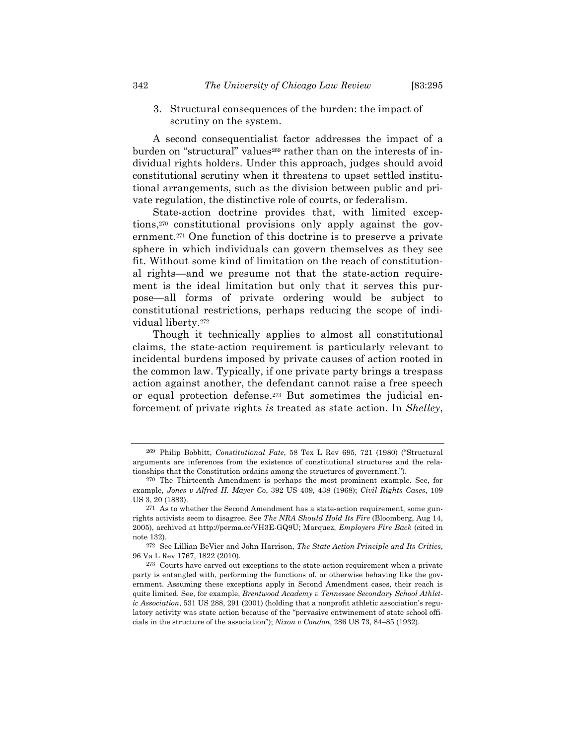3. Structural consequences of the burden: the impact of scrutiny on the system.

A second consequentialist factor addresses the impact of a burden on "structural" values[269] rather than on the interests of individual rights holders. Under this approach, judges should avoid constitutional scrutiny when it threatens to upset settled institutional arrangements, such as the division between public and private regulation, the distinctive role of courts, or federalism.

State-action doctrine provides that, with limited exceptions,[270] constitutional provisions only apply against the government.[271] One function of this doctrine is to preserve a private sphere in which individuals can govern themselves as they see fit. Without some kind of limitation on the reach of constitutional rights—and we presume not that the state-action requirement is the ideal limitation but only that it serves this purpose—all forms of private ordering would be subject to constitutional restrictions, perhaps reducing the scope of individual liberty.[272]

Though it technically applies to almost all constitutional claims, the state-action requirement is particularly relevant to incidental burdens imposed by private causes of action rooted in the common law. Typically, if one private party brings a trespass action against another, the defendant cannot raise a free speech or equal protection defense.[273] But sometimes the judicial enforcement of private rights *is* treated as state action. In *Shelley*,

---

[269] Philip Bobbitt, *Constitutional Fate*, 58 Tex L Rev 695, 721 (1980) ("Structural arguments are inferences from the existence of constitutional structures and the relationships that the Constitution ordains among the structures of government.").

[270] The Thirteenth Amendment is perhaps the most prominent example. See, for example, *Jones v Alfred H. Mayer Co*, 392 US 409, 438 (1968); *Civil Rights Cases*, 109 US 3, 20 (1883).

[271] As to whether the Second Amendment has a state-action requirement, some gun-rights activists seem to disagree. See *The NRA Should Hold Its Fire* (Bloomberg, Aug 14, 2005), archived at http://perma.cc/VH3E-GQ9U; Marquez, *Employers Fire Back* (cited in note 132).

[272] See Lillian BeVier and John Harrison, *The State Action Principle and Its Critics*, 96 Va L Rev 1767, 1822 (2010).

[273] Courts have carved out exceptions to the state-action requirement when a private party is entangled with, performing the functions of, or otherwise behaving like the government. Assuming these exceptions apply in Second Amendment cases, their reach is quite limited. See, for example, *Brentwood Academy v Tennessee Secondary School Athletic Association*, 531 US 288, 291 (2001) (holding that a nonprofit athletic association's regulatory activity was state action because of the "pervasive entwinement of state school officials in the structure of the association"); *Nixon v Condon*, 286 US 73, 84–85 (1932).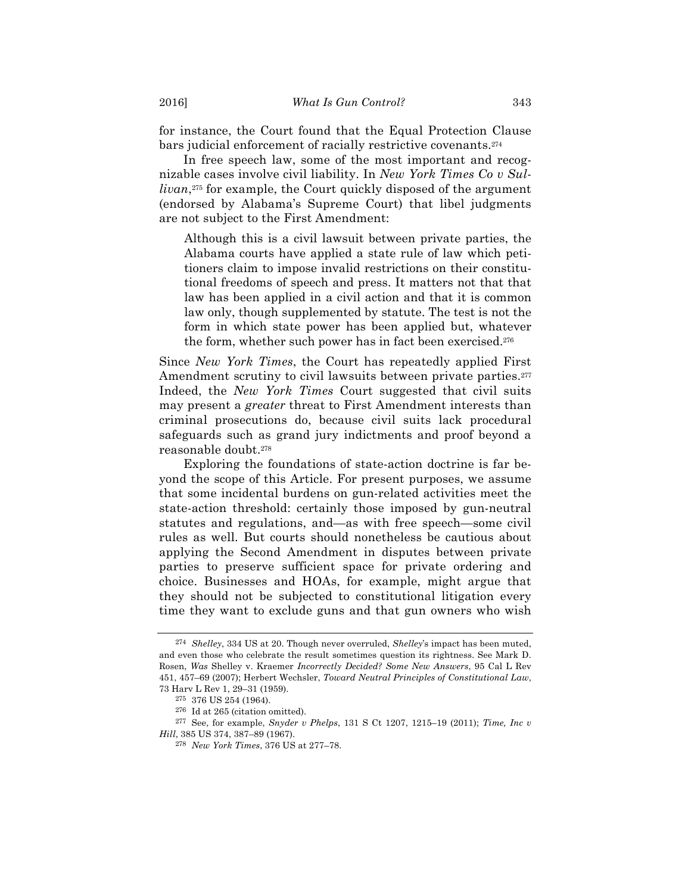for instance, the Court found that the Equal Protection Clause bars judicial enforcement of racially restrictive covenants.[274]

In free speech law, some of the most important and recognizable cases involve civil liability. In *New York Times Co v Sullivan*,[275] for example, the Court quickly disposed of the argument (endorsed by Alabama's Supreme Court) that libel judgments are not subject to the First Amendment:

> Although this is a civil lawsuit between private parties, the Alabama courts have applied a state rule of law which petitioners claim to impose invalid restrictions on their constitutional freedoms of speech and press. It matters not that that law has been applied in a civil action and that it is common law only, though supplemented by statute. The test is not the form in which state power has been applied but, whatever the form, whether such power has in fact been exercised.[276]

Since *New York Times*, the Court has repeatedly applied First Amendment scrutiny to civil lawsuits between private parties.[277] Indeed, the *New York Times* Court suggested that civil suits may present a *greater* threat to First Amendment interests than criminal prosecutions do, because civil suits lack procedural safeguards such as grand jury indictments and proof beyond a reasonable doubt.[278]

Exploring the foundations of state-action doctrine is far beyond the scope of this Article. For present purposes, we assume that some incidental burdens on gun-related activities meet the state-action threshold: certainly those imposed by gun-neutral statutes and regulations, and—as with free speech—some civil rules as well. But courts should nonetheless be cautious about applying the Second Amendment in disputes between private parties to preserve sufficient space for private ordering and choice. Businesses and HOAs, for example, might argue that they should not be subjected to constitutional litigation every time they want to exclude guns and that gun owners who wish

---

[274] *Shelley*, 334 US at 20. Though never overruled, *Shelley*'s impact has been muted, and even those who celebrate the result sometimes question its rightness. See Mark D. Rosen, *Was* Shelley v. Kraemer *Incorrectly Decided? Some New Answers*, 95 Cal L Rev 451, 457–69 (2007); Herbert Wechsler, *Toward Neutral Principles of Constitutional Law*, 73 Harv L Rev 1, 29–31 (1959).

[275] 376 US 254 (1964).

[276] Id at 265 (citation omitted).

[277] See, for example, *Snyder v Phelps*, 131 S Ct 1207, 1215–19 (2011); *Time, Inc v Hill*, 385 US 374, 387–89 (1967).

[278] *New York Times*, 376 US at 277–78.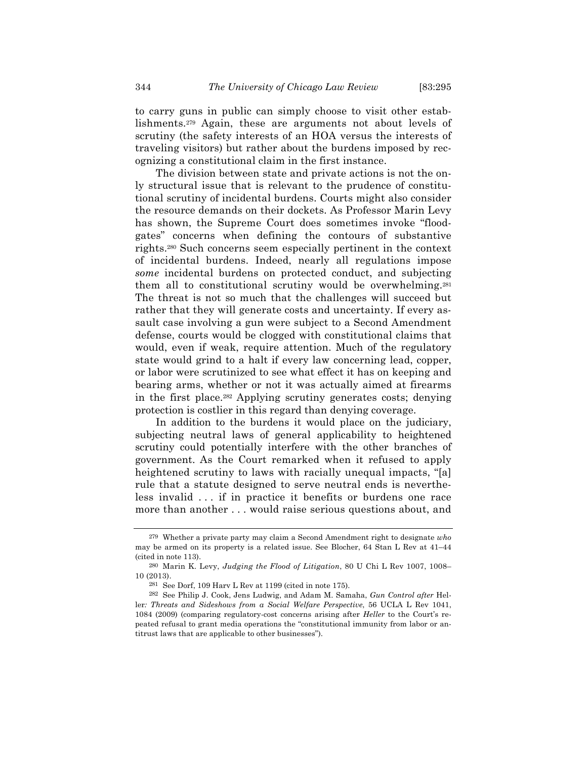to carry guns in public can simply choose to visit other establishments.[279] Again, these are arguments not about levels of scrutiny (the safety interests of an HOA versus the interests of traveling visitors) but rather about the burdens imposed by recognizing a constitutional claim in the first instance.

The division between state and private actions is not the only structural issue that is relevant to the prudence of constitutional scrutiny of incidental burdens. Courts might also consider the resource demands on their dockets. As Professor Marin Levy has shown, the Supreme Court does sometimes invoke "floodgates" concerns when defining the contours of substantive rights.[280] Such concerns seem especially pertinent in the context of incidental burdens. Indeed, nearly all regulations impose *some* incidental burdens on protected conduct, and subjecting them all to constitutional scrutiny would be overwhelming.[281] The threat is not so much that the challenges will succeed but rather that they will generate costs and uncertainty. If every assault case involving a gun were subject to a Second Amendment defense, courts would be clogged with constitutional claims that would, even if weak, require attention. Much of the regulatory state would grind to a halt if every law concerning lead, copper, or labor were scrutinized to see what effect it has on keeping and bearing arms, whether or not it was actually aimed at firearms in the first place.[282] Applying scrutiny generates costs; denying protection is costlier in this regard than denying coverage.

In addition to the burdens it would place on the judiciary, subjecting neutral laws of general applicability to heightened scrutiny could potentially interfere with the other branches of government. As the Court remarked when it refused to apply heightened scrutiny to laws with racially unequal impacts, "[a] rule that a statute designed to serve neutral ends is nevertheless invalid . . . if in practice it benefits or burdens one race more than another . . . would raise serious questions about, and

---

279 Whether a private party may claim a Second Amendment right to designate *who* may be armed on its property is a related issue. See Blocher, 64 Stan L Rev at 41–44 (cited in note 113).

280 Marin K. Levy, *Judging the Flood of Litigation*, 80 U Chi L Rev 1007, 1008–10 (2013).

281 See Dorf, 109 Harv L Rev at 1199 (cited in note 175).

282 See Philip J. Cook, Jens Ludwig, and Adam M. Samaha, *Gun Control after* Heller*: Threats and Sideshows from a Social Welfare Perspective*, 56 UCLA L Rev 1041, 1084 (2009) (comparing regulatory-cost concerns arising after *Heller* to the Court's repeated refusal to grant media operations the "constitutional immunity from labor or antitrust laws that are applicable to other businesses").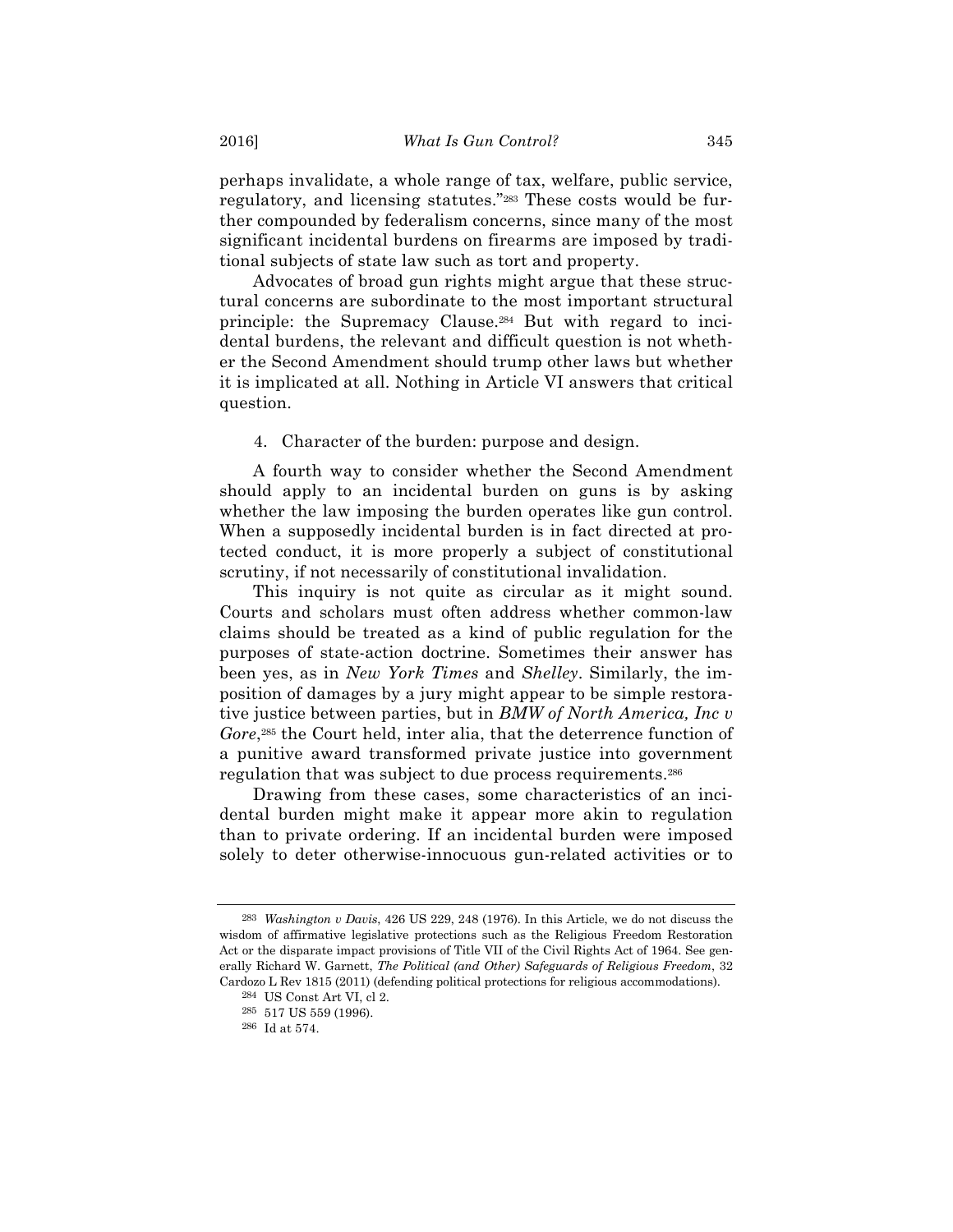perhaps invalidate, a whole range of tax, welfare, public service, regulatory, and licensing statutes."[283] These costs would be further compounded by federalism concerns, since many of the most significant incidental burdens on firearms are imposed by traditional subjects of state law such as tort and property.

Advocates of broad gun rights might argue that these structural concerns are subordinate to the most important structural principle: the Supremacy Clause.[284] But with regard to incidental burdens, the relevant and difficult question is not whether the Second Amendment should trump other laws but whether it is implicated at all. Nothing in Article VI answers that critical question.

4. Character of the burden: purpose and design.

A fourth way to consider whether the Second Amendment should apply to an incidental burden on guns is by asking whether the law imposing the burden operates like gun control. When a supposedly incidental burden is in fact directed at protected conduct, it is more properly a subject of constitutional scrutiny, if not necessarily of constitutional invalidation.

This inquiry is not quite as circular as it might sound. Courts and scholars must often address whether common-law claims should be treated as a kind of public regulation for the purposes of state-action doctrine. Sometimes their answer has been yes, as in *New York Times* and *Shelley*. Similarly, the imposition of damages by a jury might appear to be simple restorative justice between parties, but in *BMW of North America, Inc v Gore*,[285] the Court held, inter alia, that the deterrence function of a punitive award transformed private justice into government regulation that was subject to due process requirements.[286]

Drawing from these cases, some characteristics of an incidental burden might make it appear more akin to regulation than to private ordering. If an incidental burden were imposed solely to deter otherwise-innocuous gun-related activities or to

---

[283] *Washington v Davis*, 426 US 229, 248 (1976). In this Article, we do not discuss the wisdom of affirmative legislative protections such as the Religious Freedom Restoration Act or the disparate impact provisions of Title VII of the Civil Rights Act of 1964. See generally Richard W. Garnett, *The Political (and Other) Safeguards of Religious Freedom*, 32 Cardozo L Rev 1815 (2011) (defending political protections for religious accommodations).

[284] US Const Art VI, cl 2.

[285] 517 US 559 (1996).

[286] Id at 574.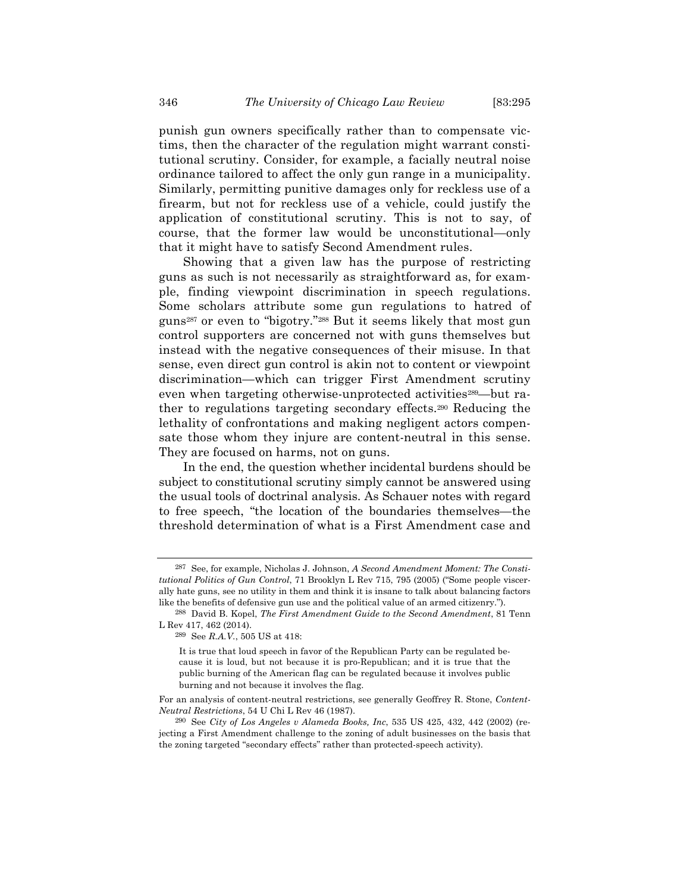punish gun owners specifically rather than to compensate victims, then the character of the regulation might warrant constitutional scrutiny. Consider, for example, a facially neutral noise ordinance tailored to affect the only gun range in a municipality. Similarly, permitting punitive damages only for reckless use of a firearm, but not for reckless use of a vehicle, could justify the application of constitutional scrutiny. This is not to say, of course, that the former law would be unconstitutional—only that it might have to satisfy Second Amendment rules.

Showing that a given law has the purpose of restricting guns as such is not necessarily as straightforward as, for example, finding viewpoint discrimination in speech regulations. Some scholars attribute some gun regulations to hatred of guns[287] or even to "bigotry."[288] But it seems likely that most gun control supporters are concerned not with guns themselves but instead with the negative consequences of their misuse. In that sense, even direct gun control is akin not to content or viewpoint discrimination—which can trigger First Amendment scrutiny even when targeting otherwise-unprotected activities[289]—but rather to regulations targeting secondary effects.[290] Reducing the lethality of confrontations and making negligent actors compensate those whom they injure are content-neutral in this sense. They are focused on harms, not on guns.

In the end, the question whether incidental burdens should be subject to constitutional scrutiny simply cannot be answered using the usual tools of doctrinal analysis. As Schauer notes with regard to free speech, "the location of the boundaries themselves—the threshold determination of what is a First Amendment case and

---

[287] See, for example, Nicholas J. Johnson, *A Second Amendment Moment: The Constitutional Politics of Gun Control*, 71 Brooklyn L Rev 715, 795 (2005) ("Some people viscerally hate guns, see no utility in them and think it is insane to talk about balancing factors like the benefits of defensive gun use and the political value of an armed citizenry.").

[288] David B. Kopel, *The First Amendment Guide to the Second Amendment*, 81 Tenn L Rev 417, 462 (2014).

[289] See *R.A.V.*, 505 US at 418:

> It is true that loud speech in favor of the Republican Party can be regulated because it is loud, but not because it is pro-Republican; and it is true that the public burning of the American flag can be regulated because it involves public burning and not because it involves the flag.

For an analysis of content-neutral restrictions, see generally Geoffrey R. Stone, *Content-Neutral Restrictions*, 54 U Chi L Rev 46 (1987).

[290] See *City of Los Angeles v Alameda Books, Inc*, 535 US 425, 432, 442 (2002) (rejecting a First Amendment challenge to the zoning of adult businesses on the basis that the zoning targeted "secondary effects" rather than protected-speech activity).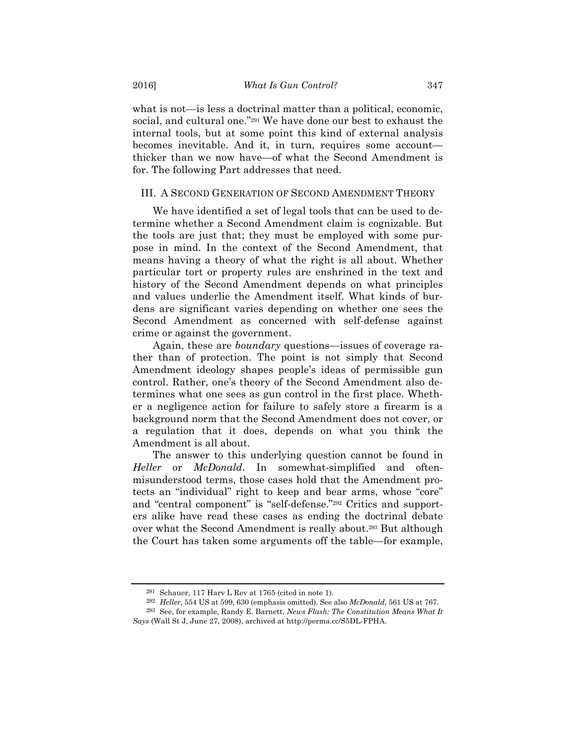what is not—is less a doctrinal matter than a political, economic, social, and cultural one."[291] We have done our best to exhaust the internal tools, but at some point this kind of external analysis becomes inevitable. And it, in turn, requires some account—thicker than we now have—of what the Second Amendment is for. The following Part addresses that need.

## III. A SECOND GENERATION OF SECOND AMENDMENT THEORY

We have identified a set of legal tools that can be used to determine whether a Second Amendment claim is cognizable. But the tools are just that; they must be employed with some purpose in mind. In the context of the Second Amendment, that means having a theory of what the right is all about. Whether particular tort or property rules are enshrined in the text and history of the Second Amendment depends on what principles and values underlie the Amendment itself. What kinds of burdens are significant varies depending on whether one sees the Second Amendment as concerned with self-defense against crime or against the government.

Again, these are *boundary* questions—issues of coverage rather than of protection. The point is not simply that Second Amendment ideology shapes people's ideas of permissible gun control. Rather, one's theory of the Second Amendment also determines what one sees as gun control in the first place. Whether a negligence action for failure to safely store a firearm is a background norm that the Second Amendment does not cover, or a regulation that it does, depends on what you think the Amendment is all about.

The answer to this underlying question cannot be found in *Heller* or *McDonald*. In somewhat-simplified and often-misunderstood terms, those cases hold that the Amendment protects an "individual" right to keep and bear arms, whose "core" and "central component" is "self-defense."[292] Critics and supporters alike have read these cases as ending the doctrinal debate over what the Second Amendment is really about.[293] But although the Court has taken some arguments off the table—for example,

---

[291] Schauer, 117 Harv L Rev at 1765 (cited in note 1).

[292] *Heller*, 554 US at 599, 630 (emphasis omitted). See also *McDonald*, 561 US at 767.

[293] See, for example, Randy E. Barnett, *News Flash: The Constitution Means What It Says* (Wall St J, June 27, 2008), archived at http://perma.cc/S5DL-FPHA.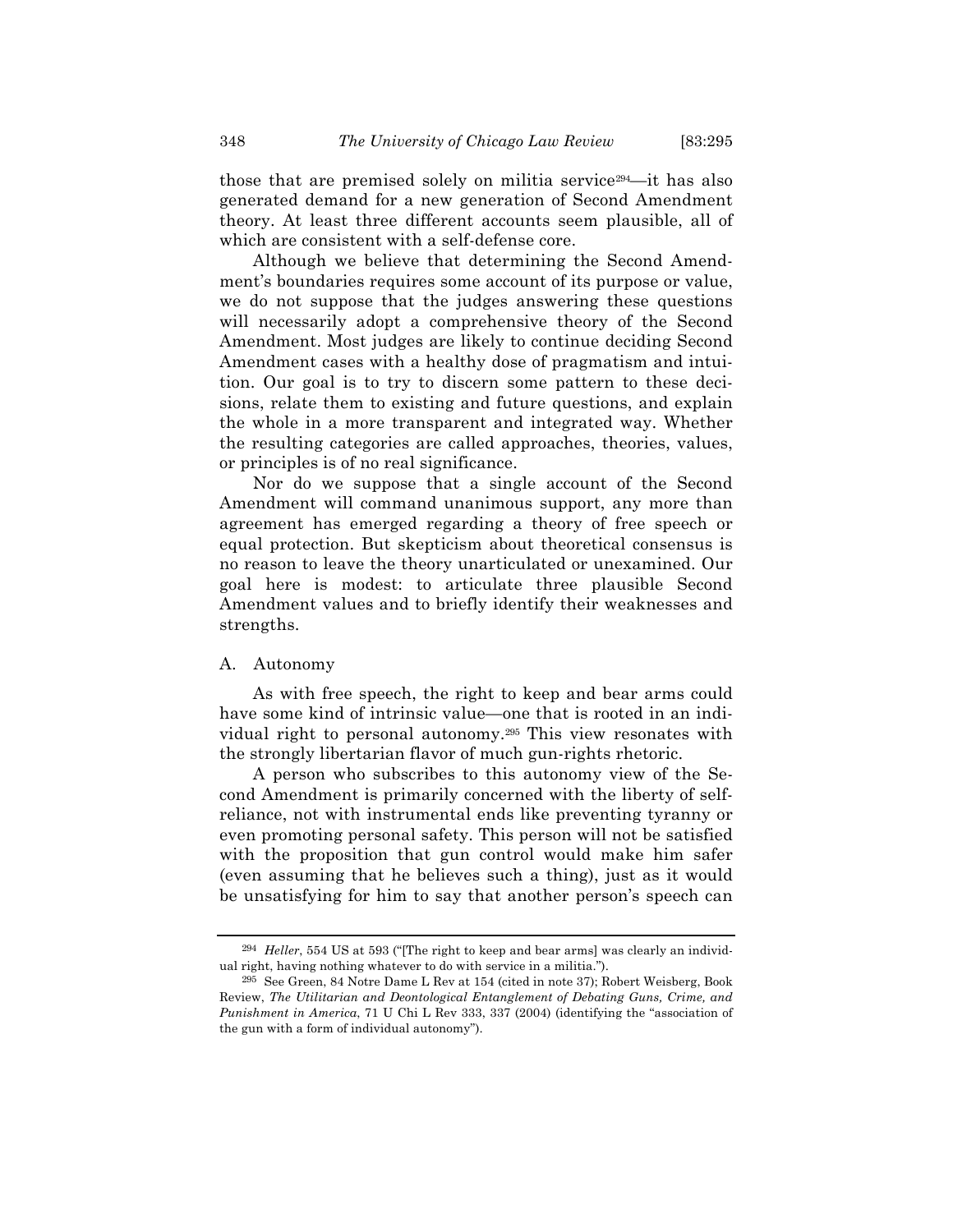those that are premised solely on militia service[294]—it has also generated demand for a new generation of Second Amendment theory. At least three different accounts seem plausible, all of which are consistent with a self-defense core.

Although we believe that determining the Second Amendment's boundaries requires some account of its purpose or value, we do not suppose that the judges answering these questions will necessarily adopt a comprehensive theory of the Second Amendment. Most judges are likely to continue deciding Second Amendment cases with a healthy dose of pragmatism and intuition. Our goal is to try to discern some pattern to these decisions, relate them to existing and future questions, and explain the whole in a more transparent and integrated way. Whether the resulting categories are called approaches, theories, values, or principles is of no real significance.

Nor do we suppose that a single account of the Second Amendment will command unanimous support, any more than agreement has emerged regarding a theory of free speech or equal protection. But skepticism about theoretical consensus is no reason to leave the theory unarticulated or unexamined. Our goal here is modest: to articulate three plausible Second Amendment values and to briefly identify their weaknesses and strengths.

### A. Autonomy

As with free speech, the right to keep and bear arms could have some kind of intrinsic value—one that is rooted in an individual right to personal autonomy.[295] This view resonates with the strongly libertarian flavor of much gun-rights rhetoric.

A person who subscribes to this autonomy view of the Second Amendment is primarily concerned with the liberty of self-reliance, not with instrumental ends like preventing tyranny or even promoting personal safety. This person will not be satisfied with the proposition that gun control would make him safer (even assuming that he believes such a thing), just as it would be unsatisfying for him to say that another person's speech can

---

[294] *Heller*, 554 US at 593 ("[The right to keep and bear arms] was clearly an individual right, having nothing whatever to do with service in a militia.").

[295] See Green, 84 Notre Dame L Rev at 154 (cited in note 37); Robert Weisberg, Book Review, *The Utilitarian and Deontological Entanglement of Debating Guns, Crime, and Punishment in America*, 71 U Chi L Rev 333, 337 (2004) (identifying the "association of the gun with a form of individual autonomy").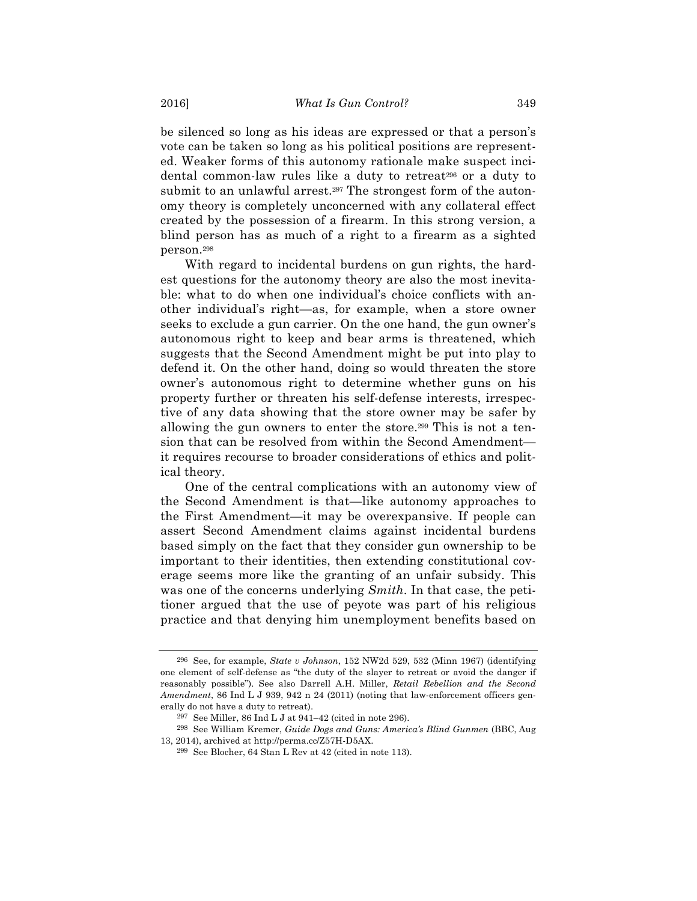be silenced so long as his ideas are expressed or that a person's vote can be taken so long as his political positions are represented. Weaker forms of this autonomy rationale make suspect incidental common-law rules like a duty to retreat[296] or a duty to submit to an unlawful arrest.[297] The strongest form of the autonomy theory is completely unconcerned with any collateral effect created by the possession of a firearm. In this strong version, a blind person has as much of a right to a firearm as a sighted person.[298]

With regard to incidental burdens on gun rights, the hardest questions for the autonomy theory are also the most inevitable: what to do when one individual's choice conflicts with another individual's right—as, for example, when a store owner seeks to exclude a gun carrier. On the one hand, the gun owner's autonomous right to keep and bear arms is threatened, which suggests that the Second Amendment might be put into play to defend it. On the other hand, doing so would threaten the store owner's autonomous right to determine whether guns on his property further or threaten his self-defense interests, irrespective of any data showing that the store owner may be safer by allowing the gun owners to enter the store.[299] This is not a tension that can be resolved from within the Second Amendment—it requires recourse to broader considerations of ethics and political theory.

One of the central complications with an autonomy view of the Second Amendment is that—like autonomy approaches to the First Amendment—it may be overexpansive. If people can assert Second Amendment claims against incidental burdens based simply on the fact that they consider gun ownership to be important to their identities, then extending constitutional coverage seems more like the granting of an unfair subsidy. This was one of the concerns underlying *Smith*. In that case, the petitioner argued that the use of peyote was part of his religious practice and that denying him unemployment benefits based on

---

[296] See, for example, *State v Johnson*, 152 NW2d 529, 532 (Minn 1967) (identifying one element of self-defense as "the duty of the slayer to retreat or avoid the danger if reasonably possible"). See also Darrell A.H. Miller, *Retail Rebellion and the Second Amendment*, 86 Ind L J 939, 942 n 24 (2011) (noting that law-enforcement officers generally do not have a duty to retreat).

[297] See Miller, 86 Ind L J at 941–42 (cited in note 296).

[298] See William Kremer, *Guide Dogs and Guns: America's Blind Gunmen* (BBC, Aug 13, 2014), archived at http://perma.cc/Z57H-D5AX.

[299] See Blocher, 64 Stan L Rev at 42 (cited in note 113).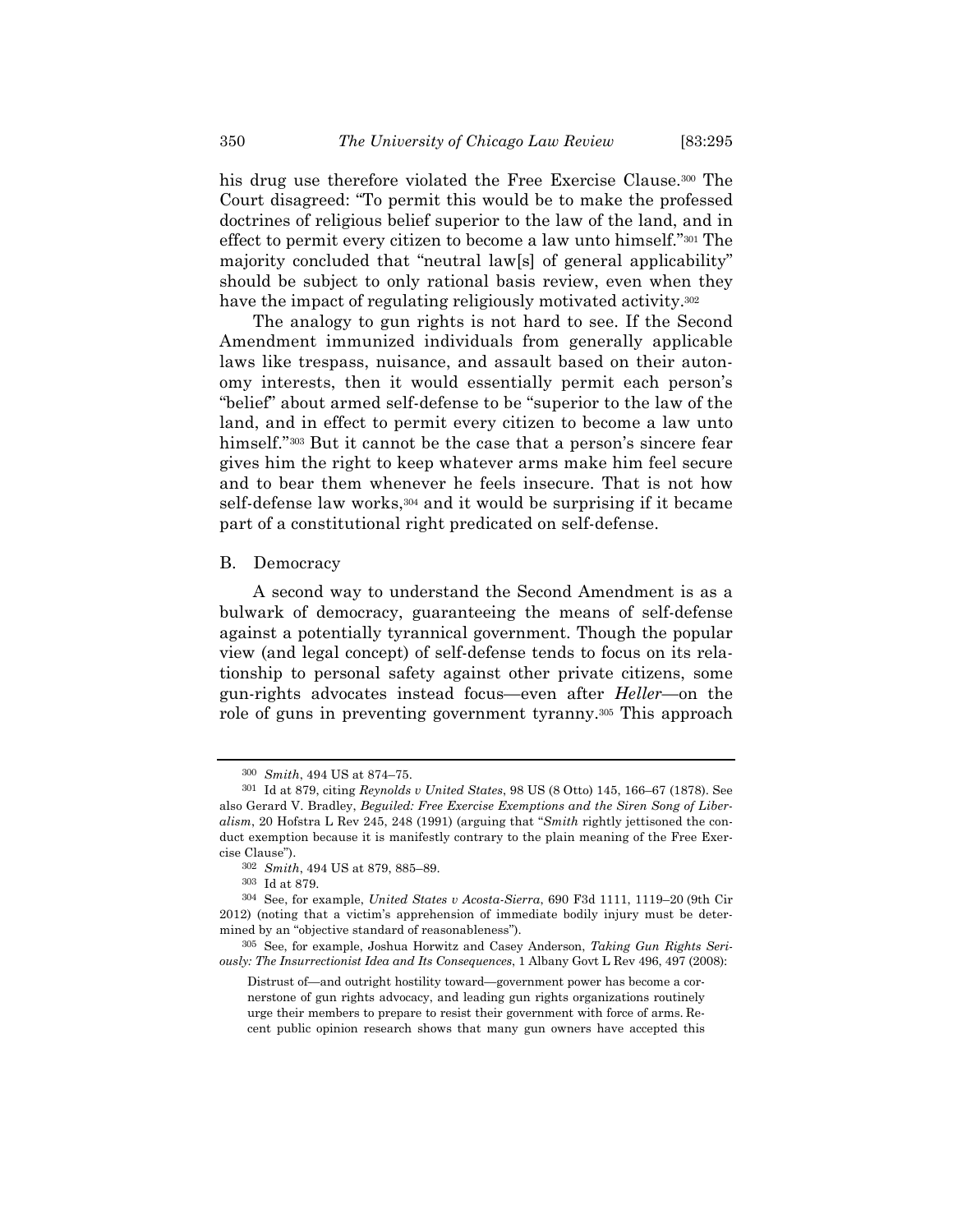his drug use therefore violated the Free Exercise Clause.[300] The Court disagreed: "To permit this would be to make the professed doctrines of religious belief superior to the law of the land, and in effect to permit every citizen to become a law unto himself."[301] The majority concluded that "neutral law[s] of general applicability" should be subject to only rational basis review, even when they have the impact of regulating religiously motivated activity.[302]

The analogy to gun rights is not hard to see. If the Second Amendment immunized individuals from generally applicable laws like trespass, nuisance, and assault based on their autonomy interests, then it would essentially permit each person's "belief" about armed self-defense to be "superior to the law of the land, and in effect to permit every citizen to become a law unto himself."[303] But it cannot be the case that a person's sincere fear gives him the right to keep whatever arms make him feel secure and to bear them whenever he feels insecure. That is not how self-defense law works,[304] and it would be surprising if it became part of a constitutional right predicated on self-defense.

### B. Democracy

A second way to understand the Second Amendment is as a bulwark of democracy, guaranteeing the means of self-defense against a potentially tyrannical government. Though the popular view (and legal concept) of self-defense tends to focus on its relationship to personal safety against other private citizens, some gun-rights advocates instead focus—even after *Heller*—on the role of guns in preventing government tyranny.[305] This approach

---

[300] *Smith*, 494 US at 874–75.

[301] Id at 879, citing *Reynolds v United States*, 98 US (8 Otto) 145, 166–67 (1878). See also Gerard V. Bradley, *Beguiled: Free Exercise Exemptions and the Siren Song of Liberalism*, 20 Hofstra L Rev 245, 248 (1991) (arguing that "*Smith* rightly jettisoned the conduct exemption because it is manifestly contrary to the plain meaning of the Free Exercise Clause").

[302] *Smith*, 494 US at 879, 885–89.

[303] Id at 879.

[304] See, for example, *United States v Acosta-Sierra*, 690 F3d 1111, 1119–20 (9th Cir 2012) (noting that a victim's apprehension of immediate bodily injury must be determined by an "objective standard of reasonableness").

[305] See, for example, Joshua Horwitz and Casey Anderson, *Taking Gun Rights Seriously: The Insurrectionist Idea and Its Consequences*, 1 Albany Govt L Rev 496, 497 (2008):

> Distrust of—and outright hostility toward—government power has become a cornerstone of gun rights advocacy, and leading gun rights organizations routinely urge their members to prepare to resist their government with force of arms. Recent public opinion research shows that many gun owners have accepted this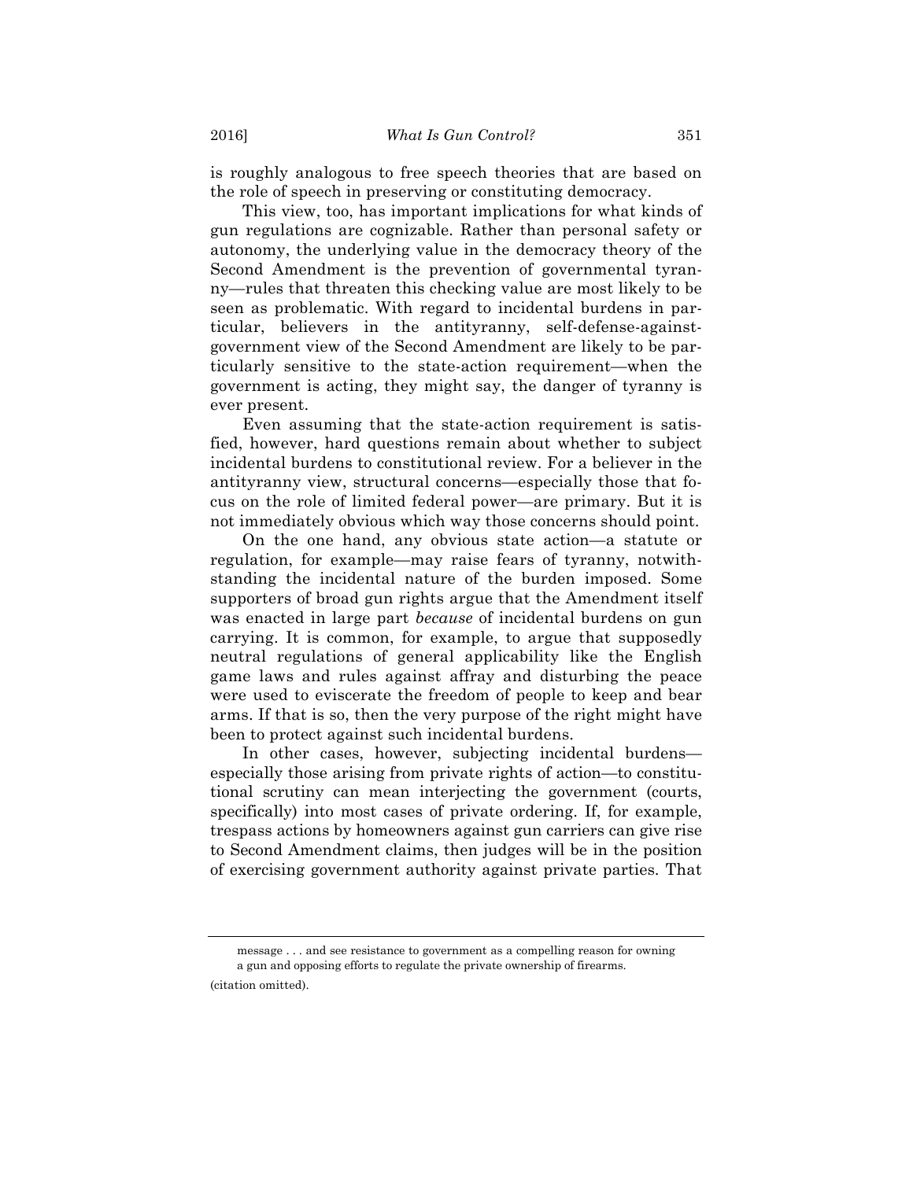is roughly analogous to free speech theories that are based on the role of speech in preserving or constituting democracy.

This view, too, has important implications for what kinds of gun regulations are cognizable. Rather than personal safety or autonomy, the underlying value in the democracy theory of the Second Amendment is the prevention of governmental tyranny—rules that threaten this checking value are most likely to be seen as problematic. With regard to incidental burdens in particular, believers in the antityranny, self-defense-against-government view of the Second Amendment are likely to be particularly sensitive to the state-action requirement—when the government is acting, they might say, the danger of tyranny is ever present.

Even assuming that the state-action requirement is satisfied, however, hard questions remain about whether to subject incidental burdens to constitutional review. For a believer in the antityranny view, structural concerns—especially those that focus on the role of limited federal power—are primary. But it is not immediately obvious which way those concerns should point.

On the one hand, any obvious state action—a statute or regulation, for example—may raise fears of tyranny, notwithstanding the incidental nature of the burden imposed. Some supporters of broad gun rights argue that the Amendment itself was enacted in large part *because* of incidental burdens on gun carrying. It is common, for example, to argue that supposedly neutral regulations of general applicability like the English game laws and rules against affray and disturbing the peace were used to eviscerate the freedom of people to keep and bear arms. If that is so, then the very purpose of the right might have been to protect against such incidental burdens.

In other cases, however, subjecting incidental burdens—especially those arising from private rights of action—to constitutional scrutiny can mean interjecting the government (courts, specifically) into most cases of private ordering. If, for example, trespass actions by homeowners against gun carriers can give rise to Second Amendment claims, then judges will be in the position of exercising government authority against private parties. That

---

message . . . and see resistance to government as a compelling reason for owning a gun and opposing efforts to regulate the private ownership of firearms.

(citation omitted).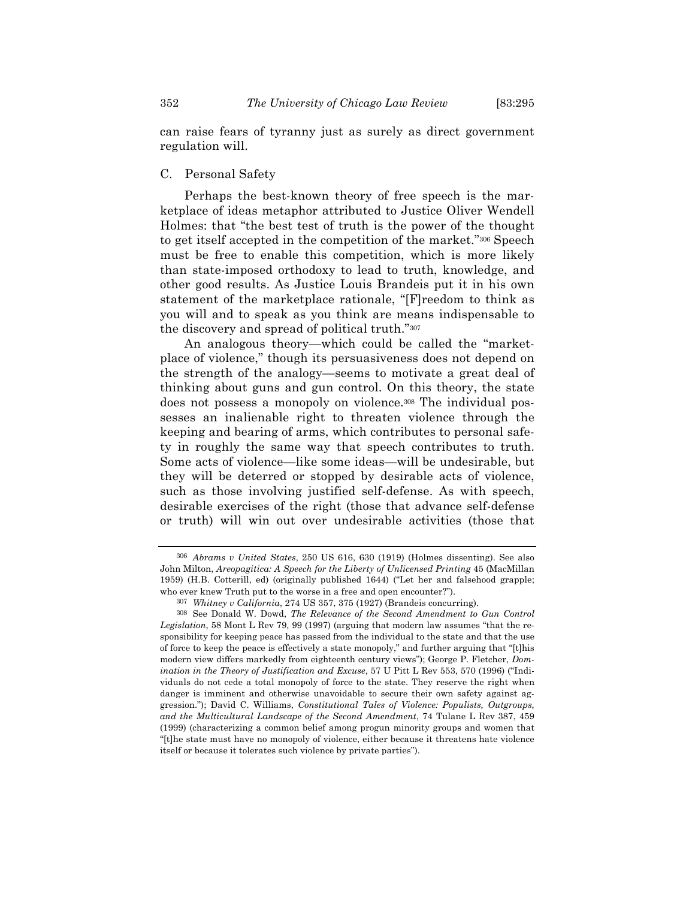can raise fears of tyranny just as surely as direct government regulation will.

### C. Personal Safety

Perhaps the best-known theory of free speech is the marketplace of ideas metaphor attributed to Justice Oliver Wendell Holmes: that "the best test of truth is the power of the thought to get itself accepted in the competition of the market."[306] Speech must be free to enable this competition, which is more likely than state-imposed orthodoxy to lead to truth, knowledge, and other good results. As Justice Louis Brandeis put it in his own statement of the marketplace rationale, "[F]reedom to think as you will and to speak as you think are means indispensable to the discovery and spread of political truth."[307]

An analogous theory—which could be called the "marketplace of violence," though its persuasiveness does not depend on the strength of the analogy—seems to motivate a great deal of thinking about guns and gun control. On this theory, the state does not possess a monopoly on violence.[308] The individual possesses an inalienable right to threaten violence through the keeping and bearing of arms, which contributes to personal safety in roughly the same way that speech contributes to truth. Some acts of violence—like some ideas—will be undesirable, but they will be deterred or stopped by desirable acts of violence, such as those involving justified self-defense. As with speech, desirable exercises of the right (those that advance self-defense or truth) will win out over undesirable activities (those that

---

[306] *Abrams v United States*, 250 US 616, 630 (1919) (Holmes dissenting). See also John Milton, *Areopagitica: A Speech for the Liberty of Unlicensed Printing* 45 (MacMillan 1959) (H.B. Cotterill, ed) (originally published 1644) ("Let her and falsehood grapple; who ever knew Truth put to the worse in a free and open encounter?").

[307] *Whitney v California*, 274 US 357, 375 (1927) (Brandeis concurring).

[308] See Donald W. Dowd, *The Relevance of the Second Amendment to Gun Control Legislation*, 58 Mont L Rev 79, 99 (1997) (arguing that modern law assumes "that the responsibility for keeping peace has passed from the individual to the state and that the use of force to keep the peace is effectively a state monopoly," and further arguing that "[t]his modern view differs markedly from eighteenth century views"); George P. Fletcher, *Domination in the Theory of Justification and Excuse*, 57 U Pitt L Rev 553, 570 (1996) ("Individuals do not cede a total monopoly of force to the state. They reserve the right when danger is imminent and otherwise unavoidable to secure their own safety against aggression."); David C. Williams, *Constitutional Tales of Violence: Populists, Outgroups, and the Multicultural Landscape of the Second Amendment*, 74 Tulane L Rev 387, 459 (1999) (characterizing a common belief among progun minority groups and women that "[t]he state must have no monopoly of violence, either because it threatens hate violence itself or because it tolerates such violence by private parties").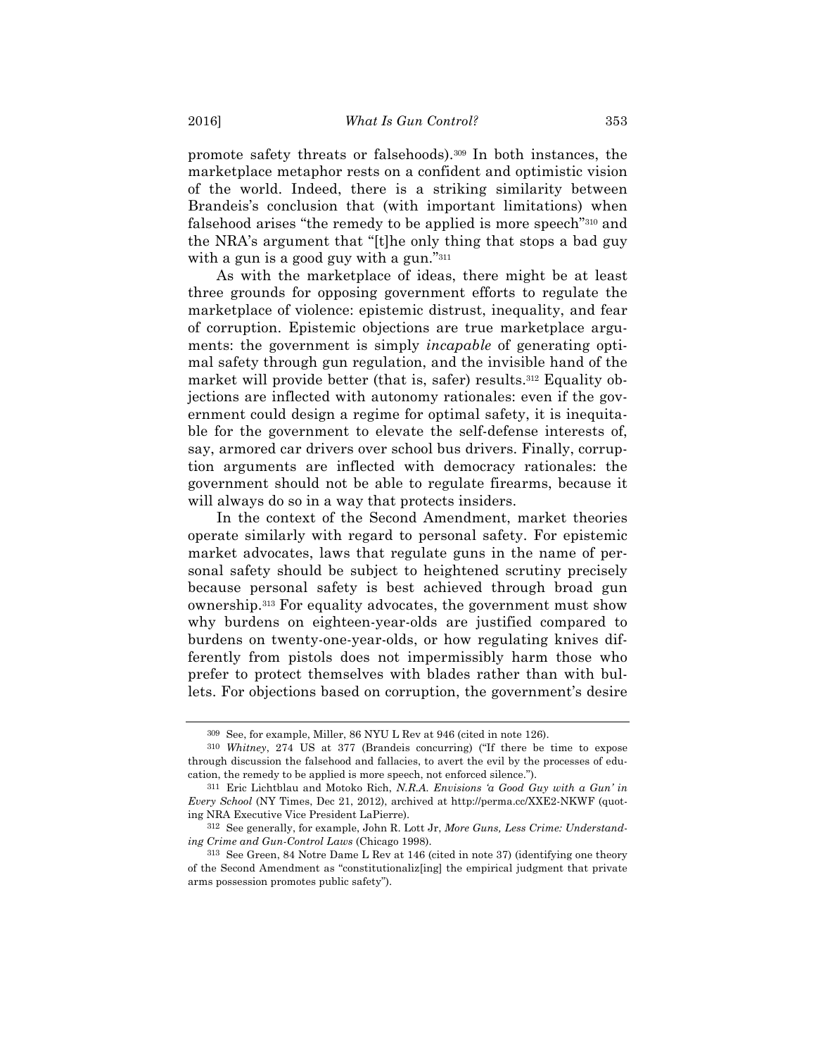promote safety threats or falsehoods).[309] In both instances, the marketplace metaphor rests on a confident and optimistic vision of the world. Indeed, there is a striking similarity between Brandeis's conclusion that (with important limitations) when falsehood arises "the remedy to be applied is more speech"[310] and the NRA's argument that "[t]he only thing that stops a bad guy with a gun is a good guy with a gun."[311]

As with the marketplace of ideas, there might be at least three grounds for opposing government efforts to regulate the marketplace of violence: epistemic distrust, inequality, and fear of corruption. Epistemic objections are true marketplace arguments: the government is simply *incapable* of generating optimal safety through gun regulation, and the invisible hand of the market will provide better (that is, safer) results.[312] Equality objections are inflected with autonomy rationales: even if the government could design a regime for optimal safety, it is inequitable for the government to elevate the self-defense interests of, say, armored car drivers over school bus drivers. Finally, corruption arguments are inflected with democracy rationales: the government should not be able to regulate firearms, because it will always do so in a way that protects insiders.

In the context of the Second Amendment, market theories operate similarly with regard to personal safety. For epistemic market advocates, laws that regulate guns in the name of personal safety should be subject to heightened scrutiny precisely because personal safety is best achieved through broad gun ownership.[313] For equality advocates, the government must show why burdens on eighteen-year-olds are justified compared to burdens on twenty-one-year-olds, or how regulating knives differently from pistols does not impermissibly harm those who prefer to protect themselves with blades rather than with bullets. For objections based on corruption, the government's desire

---

[309] See, for example, Miller, 86 NYU L Rev at 946 (cited in note 126).

[310] *Whitney*, 274 US at 377 (Brandeis concurring) ("If there be time to expose through discussion the falsehood and fallacies, to avert the evil by the processes of education, the remedy to be applied is more speech, not enforced silence.").

[311] Eric Lichtblau and Motoko Rich, *N.R.A. Envisions 'a Good Guy with a Gun' in Every School* (NY Times, Dec 21, 2012), archived at http://perma.cc/XXE2-NKWF (quoting NRA Executive Vice President LaPierre).

[312] See generally, for example, John R. Lott Jr, *More Guns, Less Crime: Understanding Crime and Gun-Control Laws* (Chicago 1998).

[313] See Green, 84 Notre Dame L Rev at 146 (cited in note 37) (identifying one theory of the Second Amendment as "constitutionaliz[ing] the empirical judgment that private arms possession promotes public safety").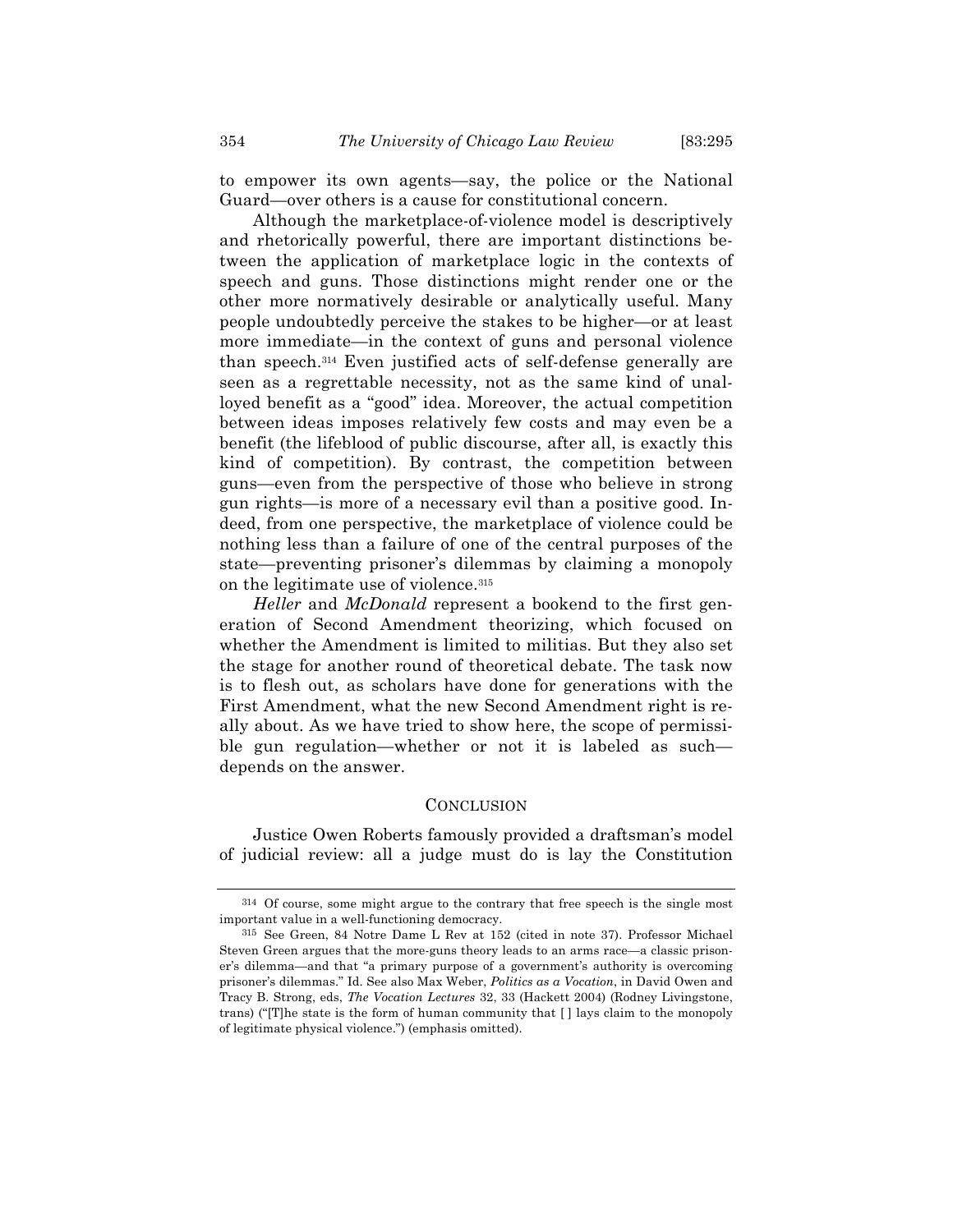to empower its own agents—say, the police or the National Guard—over others is a cause for constitutional concern.

Although the marketplace-of-violence model is descriptively and rhetorically powerful, there are important distinctions between the application of marketplace logic in the contexts of speech and guns. Those distinctions might render one or the other more normatively desirable or analytically useful. Many people undoubtedly perceive the stakes to be higher—or at least more immediate—in the context of guns and personal violence than speech.[314] Even justified acts of self-defense generally are seen as a regrettable necessity, not as the same kind of unalloyed benefit as a "good" idea. Moreover, the actual competition between ideas imposes relatively few costs and may even be a benefit (the lifeblood of public discourse, after all, is exactly this kind of competition). By contrast, the competition between guns—even from the perspective of those who believe in strong gun rights—is more of a necessary evil than a positive good. Indeed, from one perspective, the marketplace of violence could be nothing less than a failure of one of the central purposes of the state—preventing prisoner's dilemmas by claiming a monopoly on the legitimate use of violence.[315]

*Heller* and *McDonald* represent a bookend to the first generation of Second Amendment theorizing, which focused on whether the Amendment is limited to militias. But they also set the stage for another round of theoretical debate. The task now is to flesh out, as scholars have done for generations with the First Amendment, what the new Second Amendment right is really about. As we have tried to show here, the scope of permissible gun regulation—whether or not it is labeled as such—depends on the answer.

## CONCLUSION

Justice Owen Roberts famously provided a draftsman's model of judicial review: all a judge must do is lay the Constitution

---

[314] Of course, some might argue to the contrary that free speech is the single most important value in a well-functioning democracy.

[315] See Green, 84 Notre Dame L Rev at 152 (cited in note 37). Professor Michael Steven Green argues that the more-guns theory leads to an arms race—a classic prisoner's dilemma—and that "a primary purpose of a government's authority is overcoming prisoner's dilemmas." Id. See also Max Weber, *Politics as a Vocation*, in David Owen and Tracy B. Strong, eds, *The Vocation Lectures* 32, 33 (Hackett 2004) (Rodney Livingstone, trans) ("[T]he state is the form of human community that [ ] lays claim to the monopoly of legitimate physical violence.") (emphasis omitted).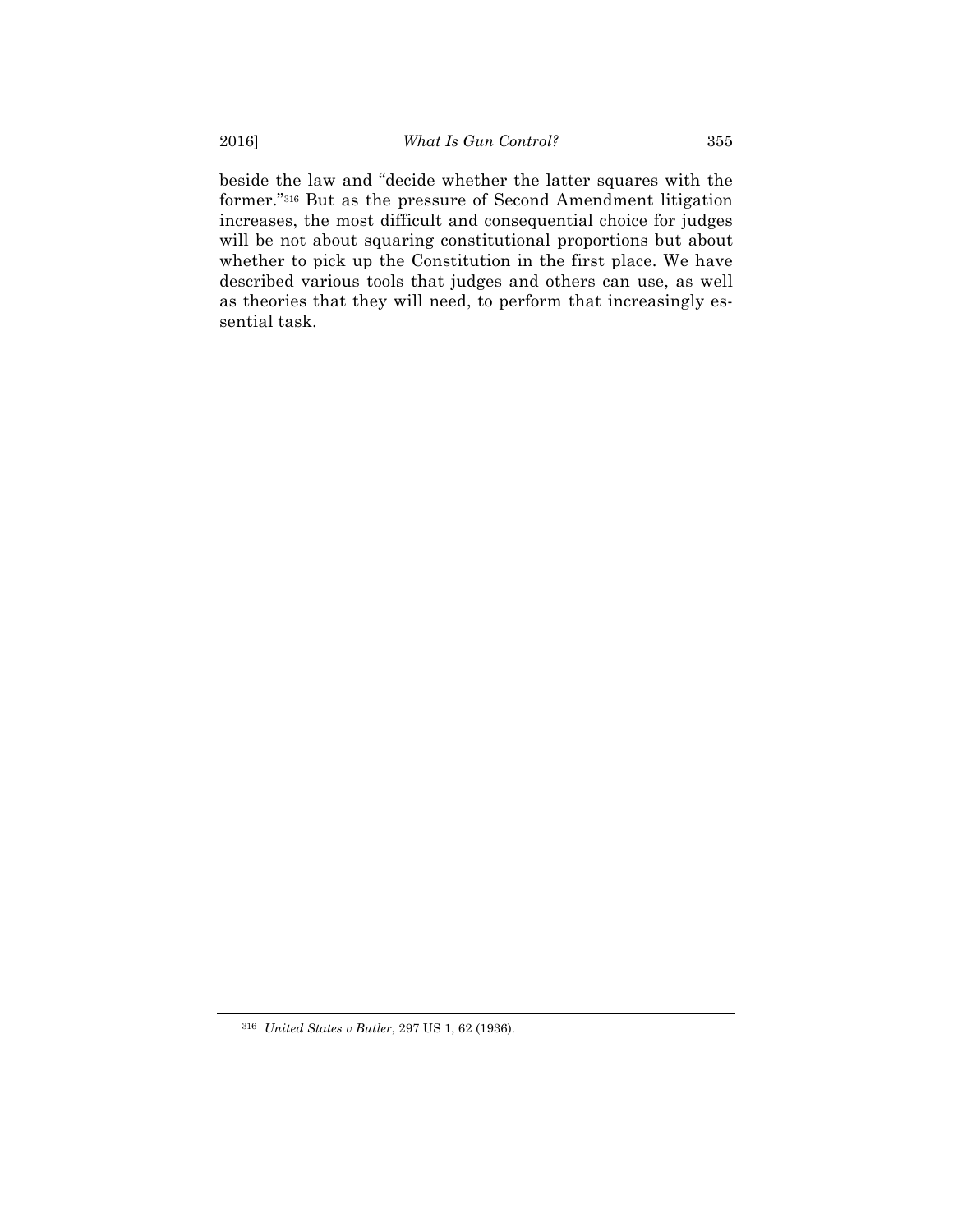beside the law and "decide whether the latter squares with the former."[316] But as the pressure of Second Amendment litigation increases, the most difficult and consequential choice for judges will be not about squaring constitutional proportions but about whether to pick up the Constitution in the first place. We have described various tools that judges and others can use, as well as theories that they will need, to perform that increasingly essential task.

---

[316] *United States v Butler*, 297 US 1, 62 (1936).